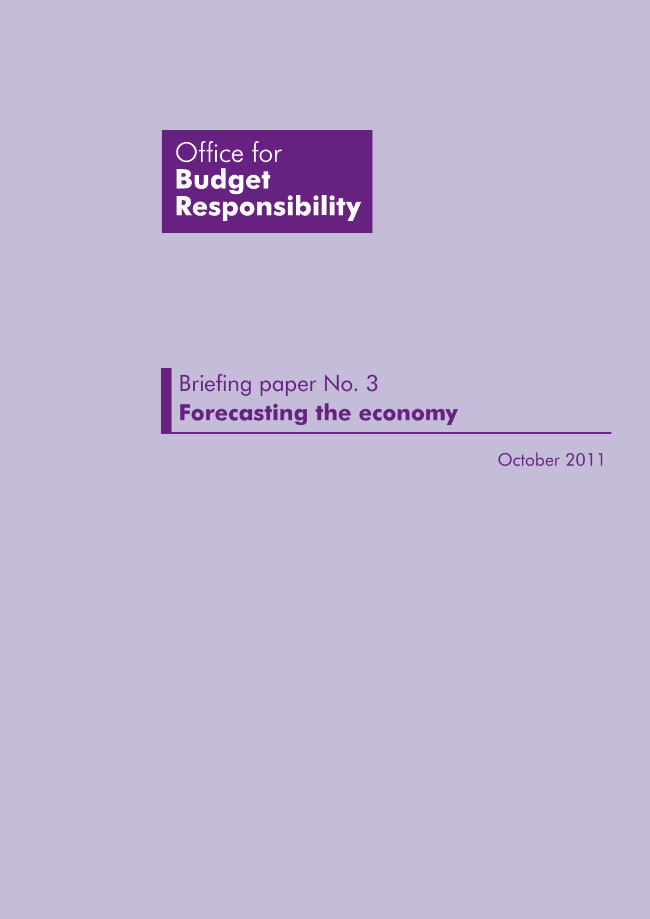Office for
**Budget Responsibility**

Briefing paper No. 3

# Forecasting the economy

October 2011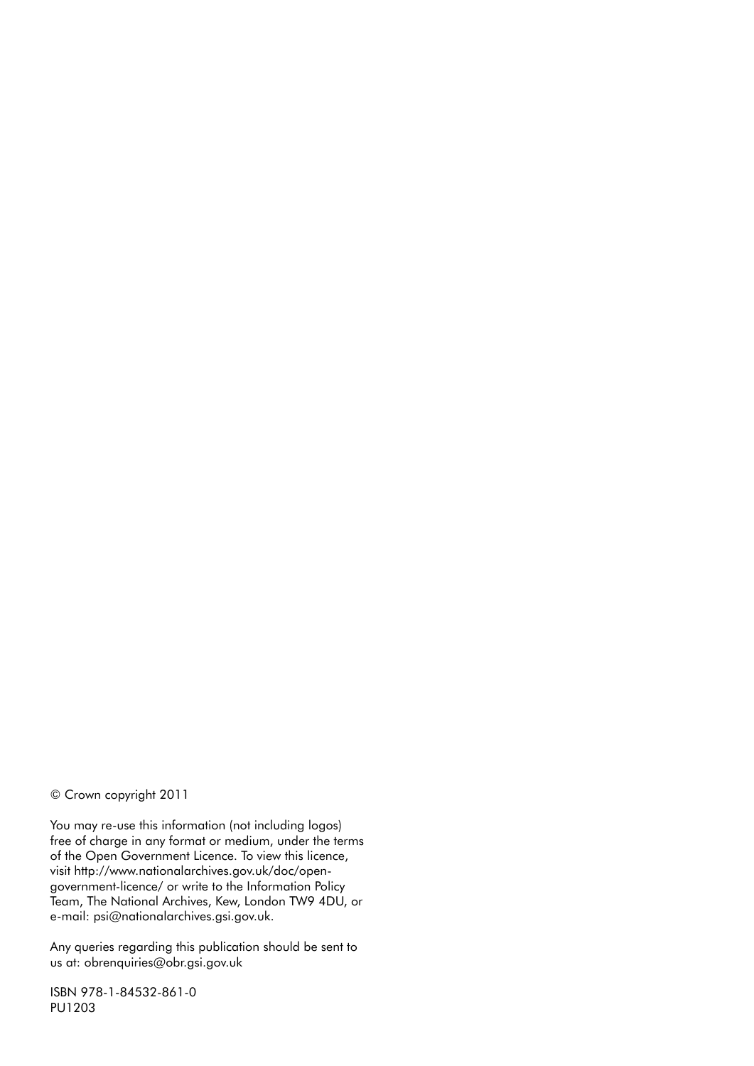© Crown copyright 2011

You may re-use this information (not including logos) free of charge in any format or medium, under the terms of the Open Government Licence. To view this licence, visit http://www.nationalarchives.gov.uk/doc/open-government-licence/ or write to the Information Policy Team, The National Archives, Kew, London TW9 4DU, or e-mail: psi@nationalarchives.gsi.gov.uk.

Any queries regarding this publication should be sent to us at: obrenquiries@obr.gsi.gov.uk

ISBN 978-1-84532-861-0
PU1203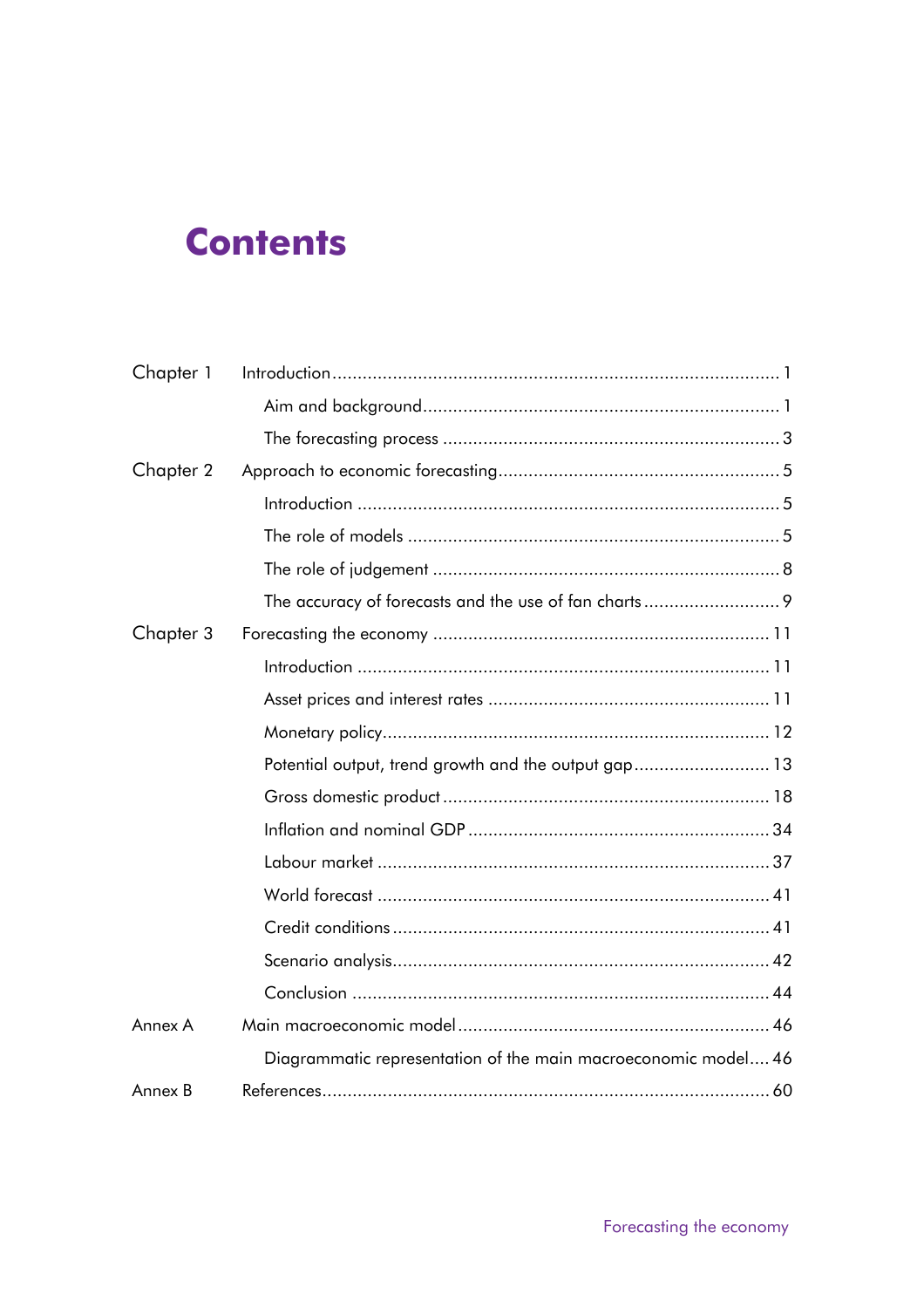# Contents

| | | |
|---|---|---|
| Chapter 1 | Introduction | 1 |
| | Aim and background | 1 |
| | The forecasting process | 3 |
| Chapter 2 | Approach to economic forecasting | 5 |
| | Introduction | 5 |
| | The role of models | 5 |
| | The role of judgement | 8 |
| | The accuracy of forecasts and the use of fan charts | 9 |
| Chapter 3 | Forecasting the economy | 11 |
| | Introduction | 11 |
| | Asset prices and interest rates | 11 |
| | Monetary policy | 12 |
| | Potential output, trend growth and the output gap | 13 |
| | Gross domestic product | 18 |
| | Inflation and nominal GDP | 34 |
| | Labour market | 37 |
| | World forecast | 41 |
| | Credit conditions | 41 |
| | Scenario analysis | 42 |
| | Conclusion | 44 |
| Annex A | Main macroeconomic model | 46 |
| | Diagrammatic representation of the main macroeconomic model | 46 |
| Annex B | References | 60 |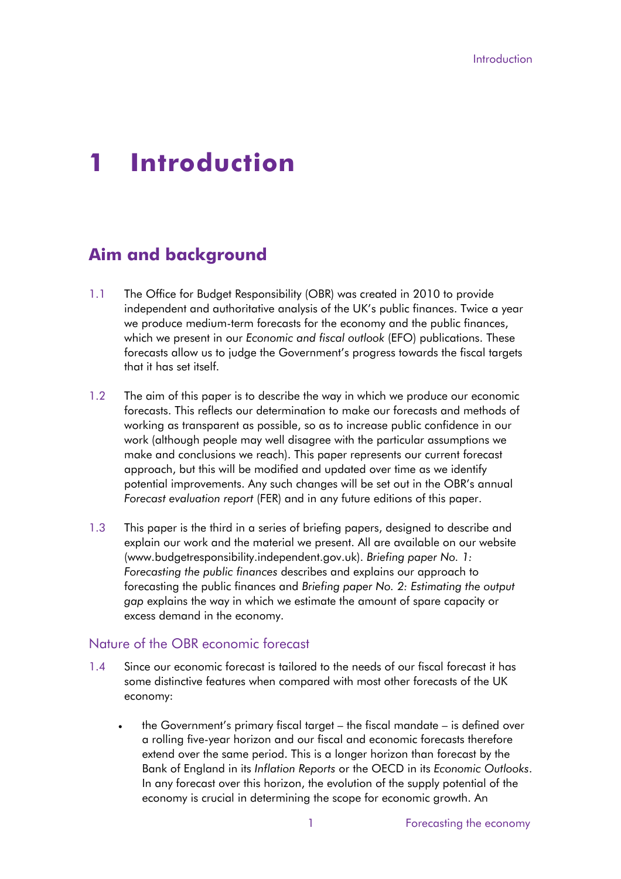# 1 Introduction

## Aim and background

1.1 The Office for Budget Responsibility (OBR) was created in 2010 to provide independent and authoritative analysis of the UK's public finances. Twice a year we produce medium-term forecasts for the economy and the public finances, which we present in our *Economic and fiscal outlook* (EFO) publications. These forecasts allow us to judge the Government's progress towards the fiscal targets that it has set itself.

1.2 The aim of this paper is to describe the way in which we produce our economic forecasts. This reflects our determination to make our forecasts and methods of working as transparent as possible, so as to increase public confidence in our work (although people may well disagree with the particular assumptions we make and conclusions we reach). This paper represents our current forecast approach, but this will be modified and updated over time as we identify potential improvements. Any such changes will be set out in the OBR's annual *Forecast evaluation report* (FER) and in any future editions of this paper.

1.3 This paper is the third in a series of briefing papers, designed to describe and explain our work and the material we present. All are available on our website (www.budgetresponsibility.independent.gov.uk). *Briefing paper No. 1: Forecasting the public finances* describes and explains our approach to forecasting the public finances and *Briefing paper No. 2: Estimating the output gap* explains the way in which we estimate the amount of spare capacity or excess demand in the economy.

### Nature of the OBR economic forecast

1.4 Since our economic forecast is tailored to the needs of our fiscal forecast it has some distinctive features when compared with most other forecasts of the UK economy:

- the Government's primary fiscal target – the fiscal mandate – is defined over a rolling five-year horizon and our fiscal and economic forecasts therefore extend over the same period. This is a longer horizon than forecast by the Bank of England in its *Inflation Reports* or the OECD in its *Economic Outlooks*. In any forecast over this horizon, the evolution of the supply potential of the economy is crucial in determining the scope for economic growth. An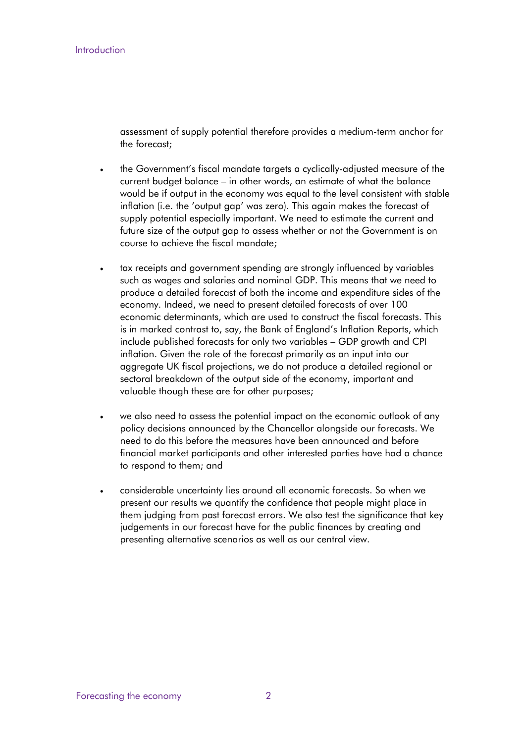assessment of supply potential therefore provides a medium-term anchor for the forecast;

- the Government's fiscal mandate targets a cyclically-adjusted measure of the current budget balance – in other words, an estimate of what the balance would be if output in the economy was equal to the level consistent with stable inflation (i.e. the 'output gap' was zero). This again makes the forecast of supply potential especially important. We need to estimate the current and future size of the output gap to assess whether or not the Government is on course to achieve the fiscal mandate;

- tax receipts and government spending are strongly influenced by variables such as wages and salaries and nominal GDP. This means that we need to produce a detailed forecast of both the income and expenditure sides of the economy. Indeed, we need to present detailed forecasts of over 100 economic determinants, which are used to construct the fiscal forecasts. This is in marked contrast to, say, the Bank of England's Inflation Reports, which include published forecasts for only two variables – GDP growth and CPI inflation. Given the role of the forecast primarily as an input into our aggregate UK fiscal projections, we do not produce a detailed regional or sectoral breakdown of the output side of the economy, important and valuable though these are for other purposes;

- we also need to assess the potential impact on the economic outlook of any policy decisions announced by the Chancellor alongside our forecasts. We need to do this before the measures have been announced and before financial market participants and other interested parties have had a chance to respond to them; and

- considerable uncertainty lies around all economic forecasts. So when we present our results we quantify the confidence that people might place in them judging from past forecast errors. We also test the significance that key judgements in our forecast have for the public finances by creating and presenting alternative scenarios as well as our central view.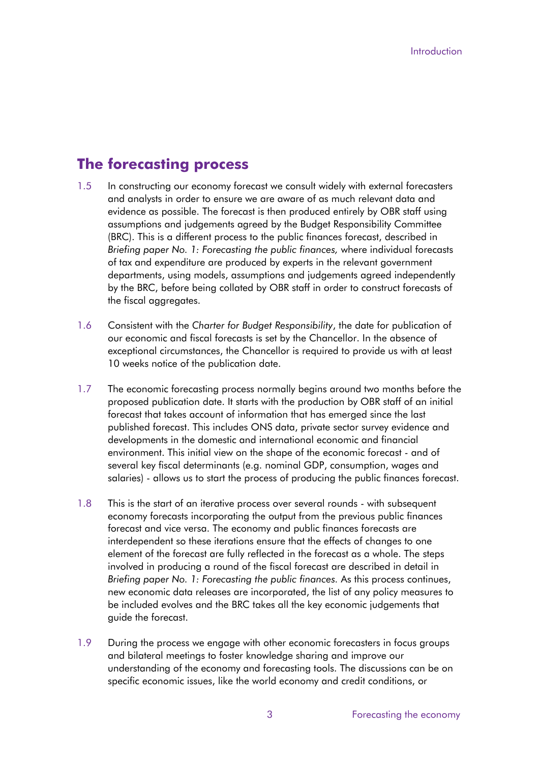## The forecasting process

1.5 In constructing our economy forecast we consult widely with external forecasters and analysts in order to ensure we are aware of as much relevant data and evidence as possible. The forecast is then produced entirely by OBR staff using assumptions and judgements agreed by the Budget Responsibility Committee (BRC). This is a different process to the public finances forecast, described in *Briefing paper No. 1: Forecasting the public finances,* where individual forecasts of tax and expenditure are produced by experts in the relevant government departments, using models, assumptions and judgements agreed independently by the BRC, before being collated by OBR staff in order to construct forecasts of the fiscal aggregates.

1.6 Consistent with the *Charter for Budget Responsibility*, the date for publication of our economic and fiscal forecasts is set by the Chancellor. In the absence of exceptional circumstances, the Chancellor is required to provide us with at least 10 weeks notice of the publication date.

1.7 The economic forecasting process normally begins around two months before the proposed publication date. It starts with the production by OBR staff of an initial forecast that takes account of information that has emerged since the last published forecast. This includes ONS data, private sector survey evidence and developments in the domestic and international economic and financial environment. This initial view on the shape of the economic forecast - and of several key fiscal determinants (e.g. nominal GDP, consumption, wages and salaries) - allows us to start the process of producing the public finances forecast.

1.8 This is the start of an iterative process over several rounds - with subsequent economy forecasts incorporating the output from the previous public finances forecast and vice versa. The economy and public finances forecasts are interdependent so these iterations ensure that the effects of changes to one element of the forecast are fully reflected in the forecast as a whole. The steps involved in producing a round of the fiscal forecast are described in detail in *Briefing paper No. 1: Forecasting the public finances.* As this process continues, new economic data releases are incorporated, the list of any policy measures to be included evolves and the BRC takes all the key economic judgements that guide the forecast.

1.9 During the process we engage with other economic forecasters in focus groups and bilateral meetings to foster knowledge sharing and improve our understanding of the economy and forecasting tools. The discussions can be on specific economic issues, like the world economy and credit conditions, or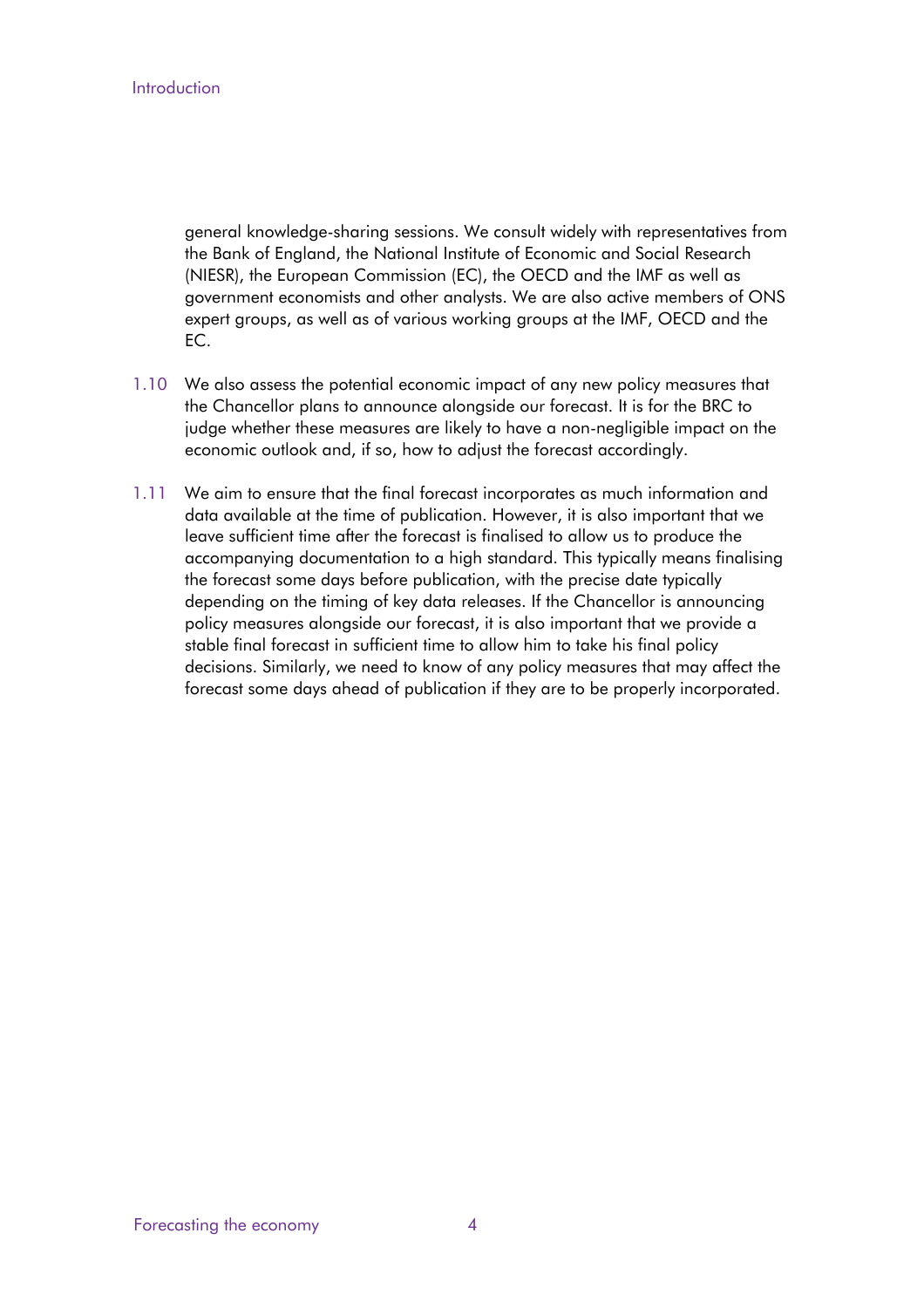general knowledge-sharing sessions. We consult widely with representatives from the Bank of England, the National Institute of Economic and Social Research (NIESR), the European Commission (EC), the OECD and the IMF as well as government economists and other analysts. We are also active members of ONS expert groups, as well as of various working groups at the IMF, OECD and the EC.

1.10 We also assess the potential economic impact of any new policy measures that the Chancellor plans to announce alongside our forecast. It is for the BRC to judge whether these measures are likely to have a non-negligible impact on the economic outlook and, if so, how to adjust the forecast accordingly.

1.11 We aim to ensure that the final forecast incorporates as much information and data available at the time of publication. However, it is also important that we leave sufficient time after the forecast is finalised to allow us to produce the accompanying documentation to a high standard. This typically means finalising the forecast some days before publication, with the precise date typically depending on the timing of key data releases. If the Chancellor is announcing policy measures alongside our forecast, it is also important that we provide a stable final forecast in sufficient time to allow him to take his final policy decisions. Similarly, we need to know of any policy measures that may affect the forecast some days ahead of publication if they are to be properly incorporated.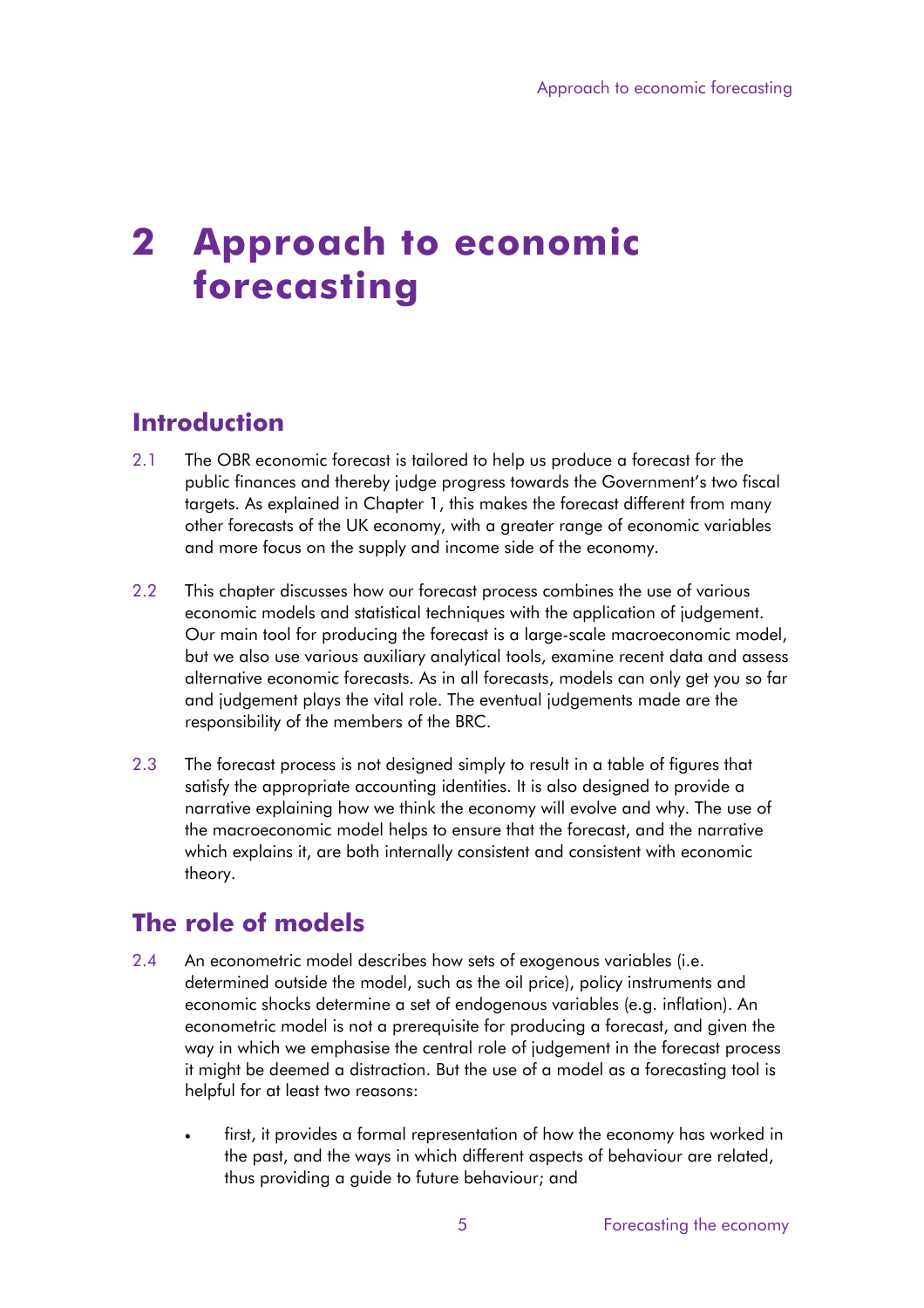# 2 Approach to economic forecasting

## Introduction

2.1 The OBR economic forecast is tailored to help us produce a forecast for the public finances and thereby judge progress towards the Government's two fiscal targets. As explained in Chapter 1, this makes the forecast different from many other forecasts of the UK economy, with a greater range of economic variables and more focus on the supply and income side of the economy.

2.2 This chapter discusses how our forecast process combines the use of various economic models and statistical techniques with the application of judgement. Our main tool for producing the forecast is a large-scale macroeconomic model, but we also use various auxiliary analytical tools, examine recent data and assess alternative economic forecasts. As in all forecasts, models can only get you so far and judgement plays the vital role. The eventual judgements made are the responsibility of the members of the BRC.

2.3 The forecast process is not designed simply to result in a table of figures that satisfy the appropriate accounting identities. It is also designed to provide a narrative explaining how we think the economy will evolve and why. The use of the macroeconomic model helps to ensure that the forecast, and the narrative which explains it, are both internally consistent and consistent with economic theory.

## The role of models

2.4 An econometric model describes how sets of exogenous variables (i.e. determined outside the model, such as the oil price), policy instruments and economic shocks determine a set of endogenous variables (e.g. inflation). An econometric model is not a prerequisite for producing a forecast, and given the way in which we emphasise the central role of judgement in the forecast process it might be deemed a distraction. But the use of a model as a forecasting tool is helpful for at least two reasons:

- first, it provides a formal representation of how the economy has worked in the past, and the ways in which different aspects of behaviour are related, thus providing a guide to future behaviour; and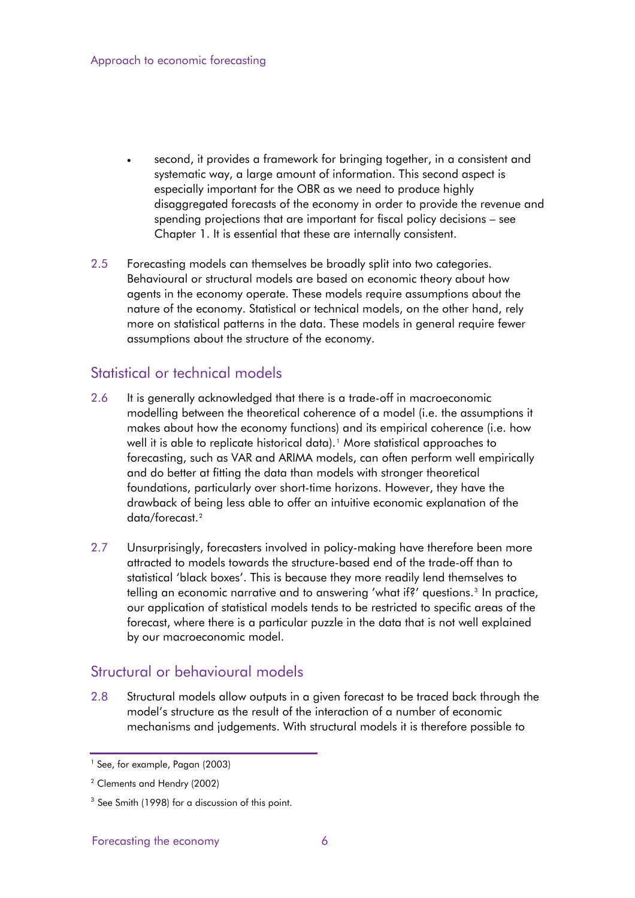- second, it provides a framework for bringing together, in a consistent and systematic way, a large amount of information. This second aspect is especially important for the OBR as we need to produce highly disaggregated forecasts of the economy in order to provide the revenue and spending projections that are important for fiscal policy decisions – see Chapter 1. It is essential that these are internally consistent.

2.5 Forecasting models can themselves be broadly split into two categories. Behavioural or structural models are based on economic theory about how agents in the economy operate. These models require assumptions about the nature of the economy. Statistical or technical models, on the other hand, rely more on statistical patterns in the data. These models in general require fewer assumptions about the structure of the economy.

## Statistical or technical models

2.6 It is generally acknowledged that there is a trade-off in macroeconomic modelling between the theoretical coherence of a model (i.e. the assumptions it makes about how the economy functions) and its empirical coherence (i.e. how well it is able to replicate historical data).[1] More statistical approaches to forecasting, such as VAR and ARIMA models, can often perform well empirically and do better at fitting the data than models with stronger theoretical foundations, particularly over short-time horizons. However, they have the drawback of being less able to offer an intuitive economic explanation of the data/forecast.[2]

2.7 Unsurprisingly, forecasters involved in policy-making have therefore been more attracted to models towards the structure-based end of the trade-off than to statistical 'black boxes'. This is because they more readily lend themselves to telling an economic narrative and to answering 'what if?' questions.[3] In practice, our application of statistical models tends to be restricted to specific areas of the forecast, where there is a particular puzzle in the data that is not well explained by our macroeconomic model.

## Structural or behavioural models

2.8 Structural models allow outputs in a given forecast to be traced back through the model's structure as the result of the interaction of a number of economic mechanisms and judgements. With structural models it is therefore possible to

---

[1] See, for example, Pagan (2003)

[2] Clements and Hendry (2002)

[3] See Smith (1998) for a discussion of this point.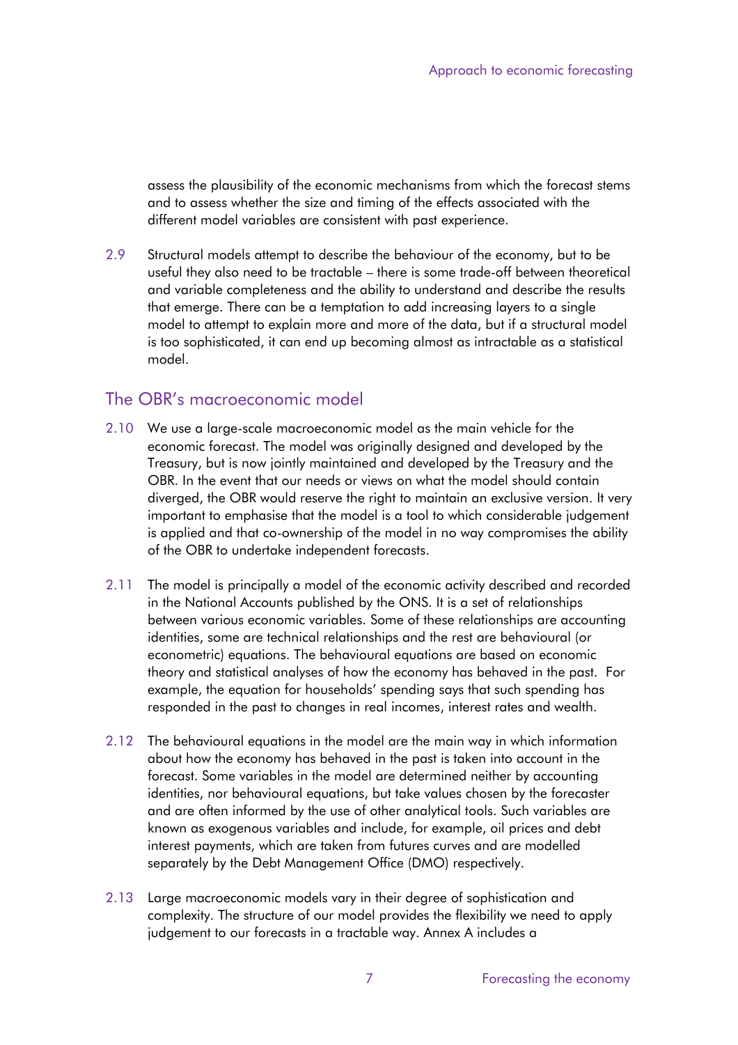assess the plausibility of the economic mechanisms from which the forecast stems and to assess whether the size and timing of the effects associated with the different model variables are consistent with past experience.

2.9 Structural models attempt to describe the behaviour of the economy, but to be useful they also need to be tractable – there is some trade-off between theoretical and variable completeness and the ability to understand and describe the results that emerge. There can be a temptation to add increasing layers to a single model to attempt to explain more and more of the data, but if a structural model is too sophisticated, it can end up becoming almost as intractable as a statistical model.

## The OBR's macroeconomic model

2.10 We use a large-scale macroeconomic model as the main vehicle for the economic forecast. The model was originally designed and developed by the Treasury, but is now jointly maintained and developed by the Treasury and the OBR. In the event that our needs or views on what the model should contain diverged, the OBR would reserve the right to maintain an exclusive version. It very important to emphasise that the model is a tool to which considerable judgement is applied and that co-ownership of the model in no way compromises the ability of the OBR to undertake independent forecasts.

2.11 The model is principally a model of the economic activity described and recorded in the National Accounts published by the ONS. It is a set of relationships between various economic variables. Some of these relationships are accounting identities, some are technical relationships and the rest are behavioural (or econometric) equations. The behavioural equations are based on economic theory and statistical analyses of how the economy has behaved in the past. For example, the equation for households' spending says that such spending has responded in the past to changes in real incomes, interest rates and wealth.

2.12 The behavioural equations in the model are the main way in which information about how the economy has behaved in the past is taken into account in the forecast. Some variables in the model are determined neither by accounting identities, nor behavioural equations, but take values chosen by the forecaster and are often informed by the use of other analytical tools. Such variables are known as exogenous variables and include, for example, oil prices and debt interest payments, which are taken from futures curves and are modelled separately by the Debt Management Office (DMO) respectively.

2.13 Large macroeconomic models vary in their degree of sophistication and complexity. The structure of our model provides the flexibility we need to apply judgement to our forecasts in a tractable way. Annex A includes a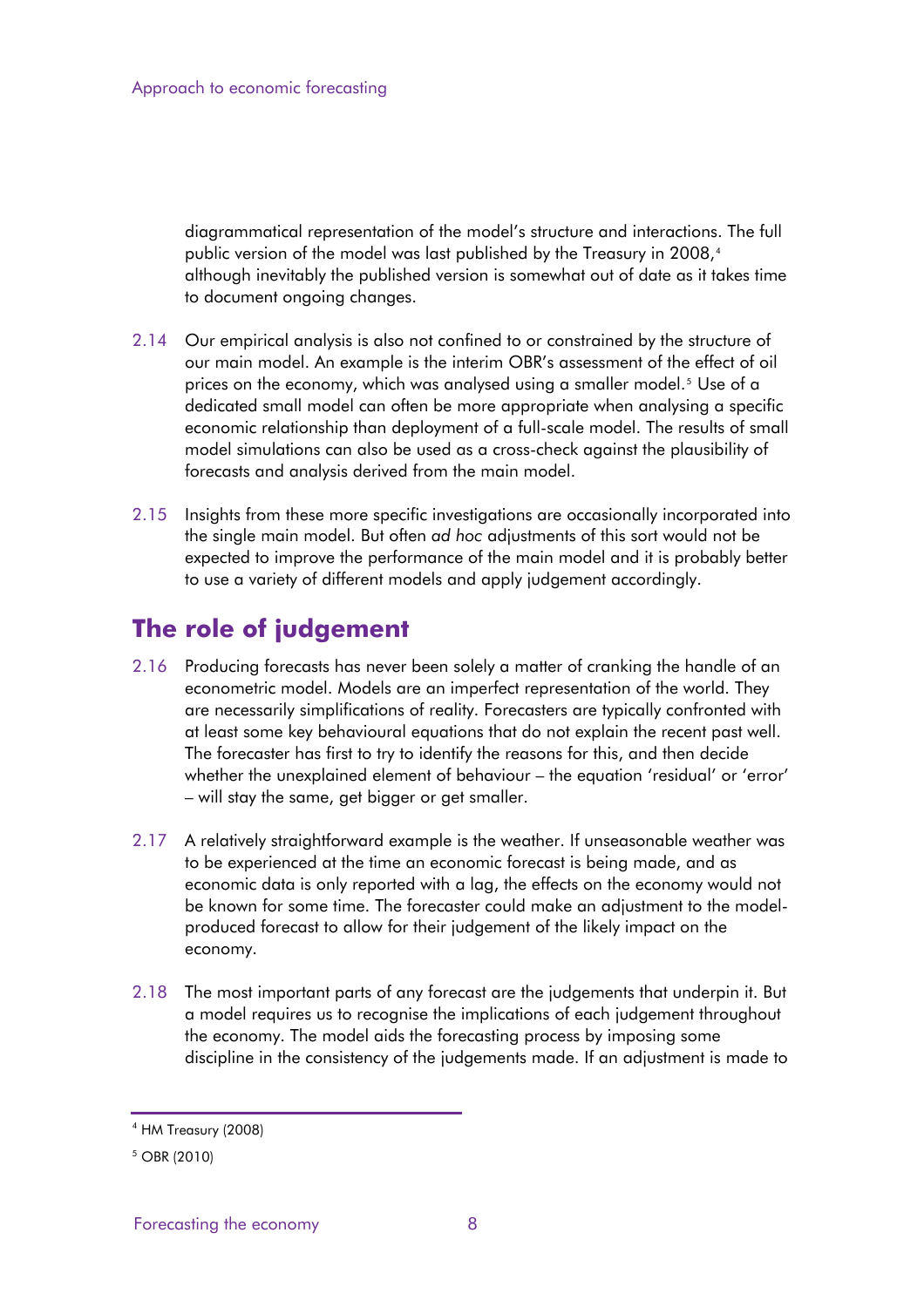diagrammatical representation of the model's structure and interactions. The full public version of the model was last published by the Treasury in 2008,[4] although inevitably the published version is somewhat out of date as it takes time to document ongoing changes.

2.14 Our empirical analysis is also not confined to or constrained by the structure of our main model. An example is the interim OBR's assessment of the effect of oil prices on the economy, which was analysed using a smaller model.[5] Use of a dedicated small model can often be more appropriate when analysing a specific economic relationship than deployment of a full-scale model. The results of small model simulations can also be used as a cross-check against the plausibility of forecasts and analysis derived from the main model.

2.15 Insights from these more specific investigations are occasionally incorporated into the single main model. But often *ad hoc* adjustments of this sort would not be expected to improve the performance of the main model and it is probably better to use a variety of different models and apply judgement accordingly.

## The role of judgement

2.16 Producing forecasts has never been solely a matter of cranking the handle of an econometric model. Models are an imperfect representation of the world. They are necessarily simplifications of reality. Forecasters are typically confronted with at least some key behavioural equations that do not explain the recent past well. The forecaster has first to try to identify the reasons for this, and then decide whether the unexplained element of behaviour – the equation 'residual' or 'error' – will stay the same, get bigger or get smaller.

2.17 A relatively straightforward example is the weather. If unseasonable weather was to be experienced at the time an economic forecast is being made, and as economic data is only reported with a lag, the effects on the economy would not be known for some time. The forecaster could make an adjustment to the model-produced forecast to allow for their judgement of the likely impact on the economy.

2.18 The most important parts of any forecast are the judgements that underpin it. But a model requires us to recognise the implications of each judgement throughout the economy. The model aids the forecasting process by imposing some discipline in the consistency of the judgements made. If an adjustment is made to

[4] HM Treasury (2008)

[5] OBR (2010)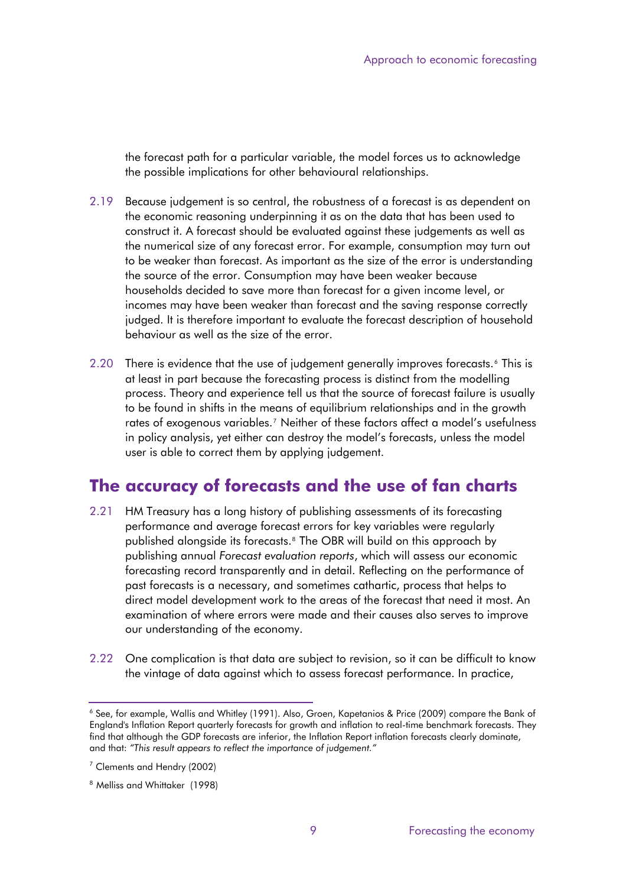the forecast path for a particular variable, the model forces us to acknowledge the possible implications for other behavioural relationships.

2.19 Because judgement is so central, the robustness of a forecast is as dependent on the economic reasoning underpinning it as on the data that has been used to construct it. A forecast should be evaluated against these judgements as well as the numerical size of any forecast error. For example, consumption may turn out to be weaker than forecast. As important as the size of the error is understanding the source of the error. Consumption may have been weaker because households decided to save more than forecast for a given income level, or incomes may have been weaker than forecast and the saving response correctly judged. It is therefore important to evaluate the forecast description of household behaviour as well as the size of the error.

2.20 There is evidence that the use of judgement generally improves forecasts.[6] This is at least in part because the forecasting process is distinct from the modelling process. Theory and experience tell us that the source of forecast failure is usually to be found in shifts in the means of equilibrium relationships and in the growth rates of exogenous variables.[7] Neither of these factors affect a model's usefulness in policy analysis, yet either can destroy the model's forecasts, unless the model user is able to correct them by applying judgement.

## The accuracy of forecasts and the use of fan charts

2.21 HM Treasury has a long history of publishing assessments of its forecasting performance and average forecast errors for key variables were regularly published alongside its forecasts.[8] The OBR will build on this approach by publishing annual *Forecast evaluation reports*, which will assess our economic forecasting record transparently and in detail. Reflecting on the performance of past forecasts is a necessary, and sometimes cathartic, process that helps to direct model development work to the areas of the forecast that need it most. An examination of where errors were made and their causes also serves to improve our understanding of the economy.

2.22 One complication is that data are subject to revision, so it can be difficult to know the vintage of data against which to assess forecast performance. In practice,

---

[6] See, for example, Wallis and Whitley (1991). Also, Groen, Kapetanios & Price (2009) compare the Bank of England's Inflation Report quarterly forecasts for growth and inflation to real-time benchmark forecasts. They find that although the GDP forecasts are inferior, the Inflation Report inflation forecasts clearly dominate, and that: *"This result appears to reflect the importance of judgement."*

[7] Clements and Hendry (2002)

[8] Melliss and Whittaker (1998)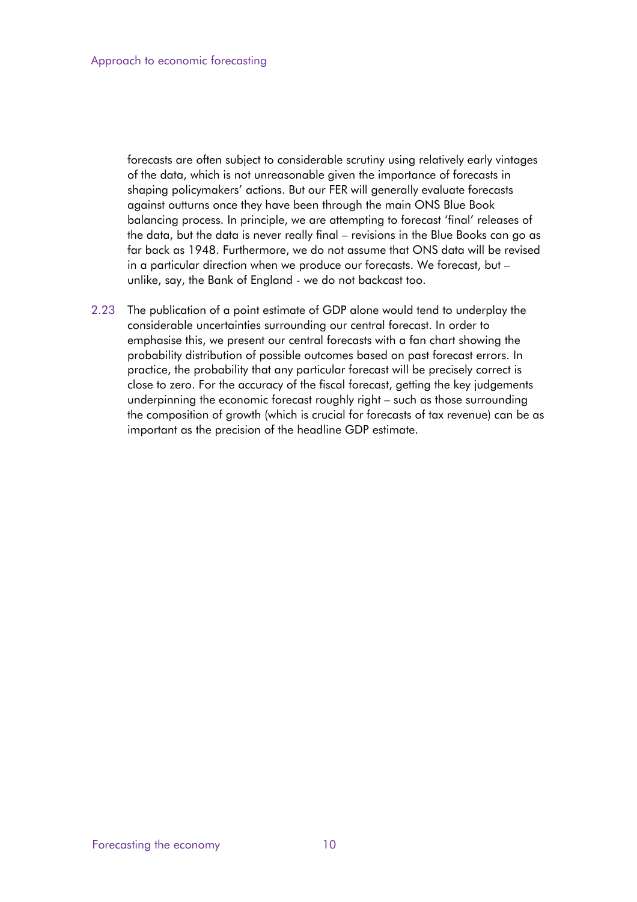forecasts are often subject to considerable scrutiny using relatively early vintages of the data, which is not unreasonable given the importance of forecasts in shaping policymakers' actions. But our FER will generally evaluate forecasts against outturns once they have been through the main ONS Blue Book balancing process. In principle, we are attempting to forecast 'final' releases of the data, but the data is never really final – revisions in the Blue Books can go as far back as 1948. Furthermore, we do not assume that ONS data will be revised in a particular direction when we produce our forecasts. We forecast, but – unlike, say, the Bank of England - we do not backcast too.

2.23 The publication of a point estimate of GDP alone would tend to underplay the considerable uncertainties surrounding our central forecast. In order to emphasise this, we present our central forecasts with a fan chart showing the probability distribution of possible outcomes based on past forecast errors. In practice, the probability that any particular forecast will be precisely correct is close to zero. For the accuracy of the fiscal forecast, getting the key judgements underpinning the economic forecast roughly right – such as those surrounding the composition of growth (which is crucial for forecasts of tax revenue) can be as important as the precision of the headline GDP estimate.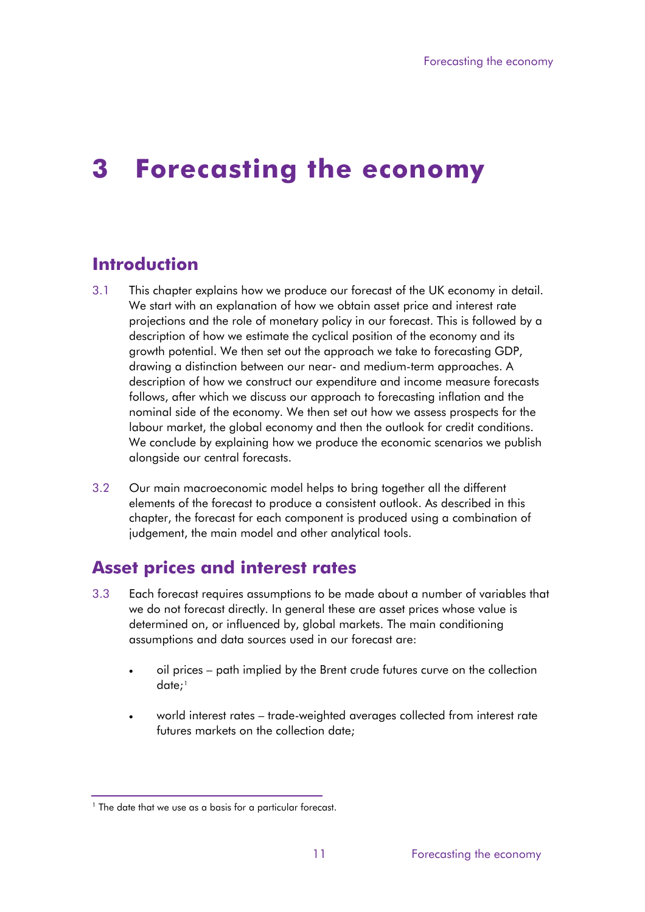# 3 Forecasting the economy

## Introduction

3.1 This chapter explains how we produce our forecast of the UK economy in detail. We start with an explanation of how we obtain asset price and interest rate projections and the role of monetary policy in our forecast. This is followed by a description of how we estimate the cyclical position of the economy and its growth potential. We then set out the approach we take to forecasting GDP, drawing a distinction between our near- and medium-term approaches. A description of how we construct our expenditure and income measure forecasts follows, after which we discuss our approach to forecasting inflation and the nominal side of the economy. We then set out how we assess prospects for the labour market, the global economy and then the outlook for credit conditions. We conclude by explaining how we produce the economic scenarios we publish alongside our central forecasts.

3.2 Our main macroeconomic model helps to bring together all the different elements of the forecast to produce a consistent outlook. As described in this chapter, the forecast for each component is produced using a combination of judgement, the main model and other analytical tools.

## Asset prices and interest rates

3.3 Each forecast requires assumptions to be made about a number of variables that we do not forecast directly. In general these are asset prices whose value is determined on, or influenced by, global markets. The main conditioning assumptions and data sources used in our forecast are:

- oil prices – path implied by the Brent crude futures curve on the collection date;[1]
- world interest rates – trade-weighted averages collected from interest rate futures markets on the collection date;

[1] The date that we use as a basis for a particular forecast.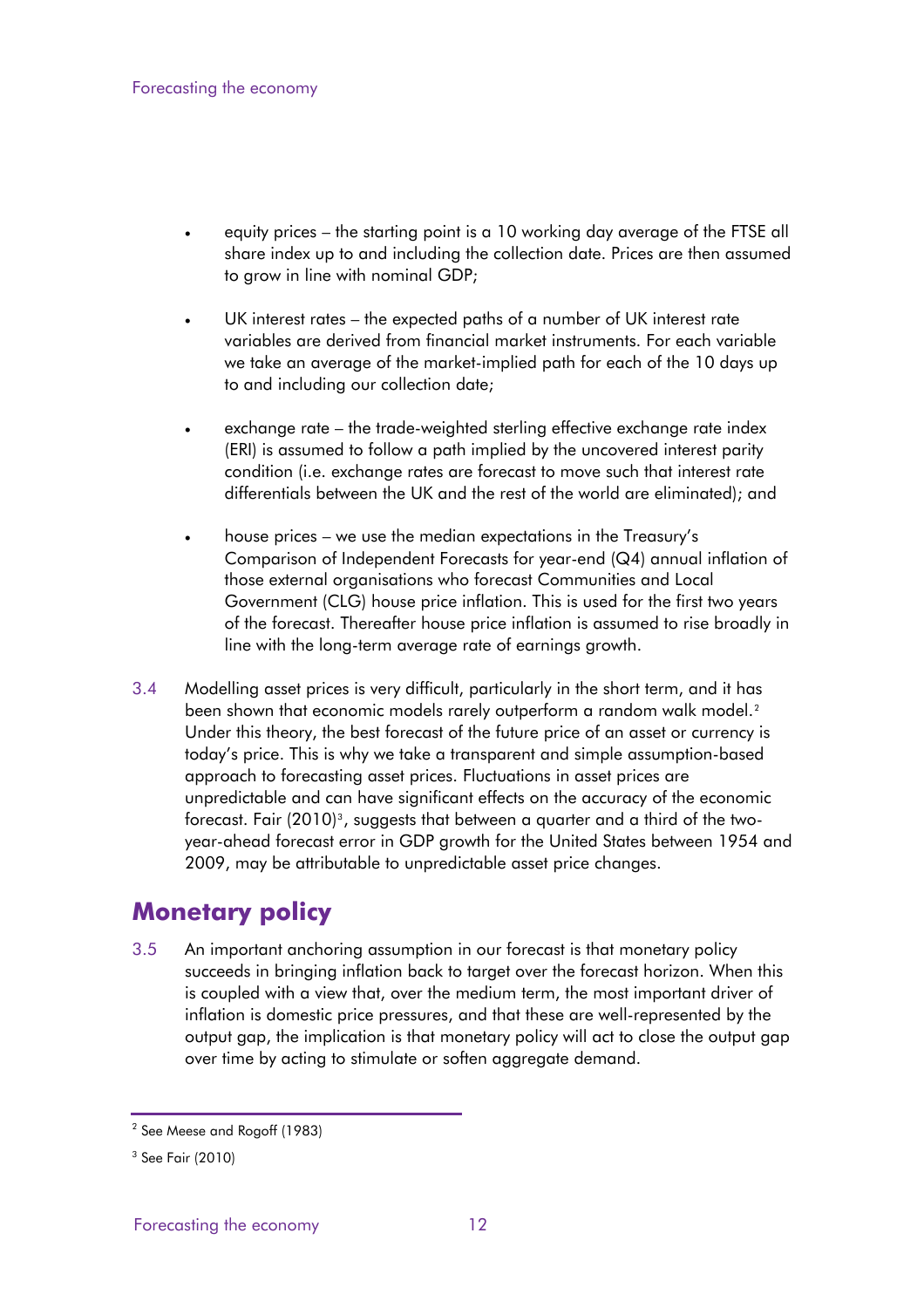- equity prices – the starting point is a 10 working day average of the FTSE all share index up to and including the collection date. Prices are then assumed to grow in line with nominal GDP;

- UK interest rates – the expected paths of a number of UK interest rate variables are derived from financial market instruments. For each variable we take an average of the market-implied path for each of the 10 days up to and including our collection date;

- exchange rate – the trade-weighted sterling effective exchange rate index (ERI) is assumed to follow a path implied by the uncovered interest parity condition (i.e. exchange rates are forecast to move such that interest rate differentials between the UK and the rest of the world are eliminated); and

- house prices – we use the median expectations in the Treasury's Comparison of Independent Forecasts for year-end (Q4) annual inflation of those external organisations who forecast Communities and Local Government (CLG) house price inflation. This is used for the first two years of the forecast. Thereafter house price inflation is assumed to rise broadly in line with the long-term average rate of earnings growth.

3.4 Modelling asset prices is very difficult, particularly in the short term, and it has been shown that economic models rarely outperform a random walk model.[2] Under this theory, the best forecast of the future price of an asset or currency is today's price. This is why we take a transparent and simple assumption-based approach to forecasting asset prices. Fluctuations in asset prices are unpredictable and can have significant effects on the accuracy of the economic forecast. Fair (2010)[3], suggests that between a quarter and a third of the two-year-ahead forecast error in GDP growth for the United States between 1954 and 2009, may be attributable to unpredictable asset price changes.

## Monetary policy

3.5 An important anchoring assumption in our forecast is that monetary policy succeeds in bringing inflation back to target over the forecast horizon. When this is coupled with a view that, over the medium term, the most important driver of inflation is domestic price pressures, and that these are well-represented by the output gap, the implication is that monetary policy will act to close the output gap over time by acting to stimulate or soften aggregate demand.

[2] See Meese and Rogoff (1983)

[3] See Fair (2010)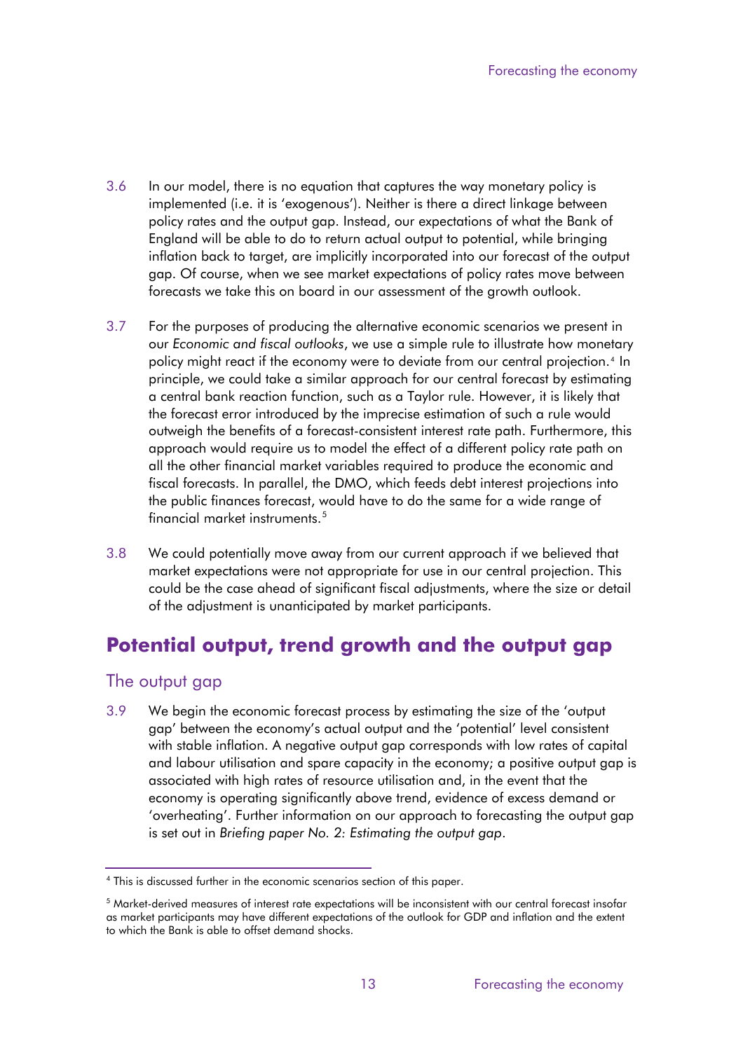3.6 In our model, there is no equation that captures the way monetary policy is implemented (i.e. it is 'exogenous'). Neither is there a direct linkage between policy rates and the output gap. Instead, our expectations of what the Bank of England will be able to do to return actual output to potential, while bringing inflation back to target, are implicitly incorporated into our forecast of the output gap. Of course, when we see market expectations of policy rates move between forecasts we take this on board in our assessment of the growth outlook.

3.7 For the purposes of producing the alternative economic scenarios we present in our *Economic and fiscal outlooks*, we use a simple rule to illustrate how monetary policy might react if the economy were to deviate from our central projection.[4] In principle, we could take a similar approach for our central forecast by estimating a central bank reaction function, such as a Taylor rule. However, it is likely that the forecast error introduced by the imprecise estimation of such a rule would outweigh the benefits of a forecast-consistent interest rate path. Furthermore, this approach would require us to model the effect of a different policy rate path on all the other financial market variables required to produce the economic and fiscal forecasts. In parallel, the DMO, which feeds debt interest projections into the public finances forecast, would have to do the same for a wide range of financial market instruments.[5]

3.8 We could potentially move away from our current approach if we believed that market expectations were not appropriate for use in our central projection. This could be the case ahead of significant fiscal adjustments, where the size or detail of the adjustment is unanticipated by market participants.

## Potential output, trend growth and the output gap

### The output gap

3.9 We begin the economic forecast process by estimating the size of the 'output gap' between the economy's actual output and the 'potential' level consistent with stable inflation. A negative output gap corresponds with low rates of capital and labour utilisation and spare capacity in the economy; a positive output gap is associated with high rates of resource utilisation and, in the event that the economy is operating significantly above trend, evidence of excess demand or 'overheating'. Further information on our approach to forecasting the output gap is set out in *Briefing paper No. 2: Estimating the output gap*.

---

[4] This is discussed further in the economic scenarios section of this paper.

[5] Market-derived measures of interest rate expectations will be inconsistent with our central forecast insofar as market participants may have different expectations of the outlook for GDP and inflation and the extent to which the Bank is able to offset demand shocks.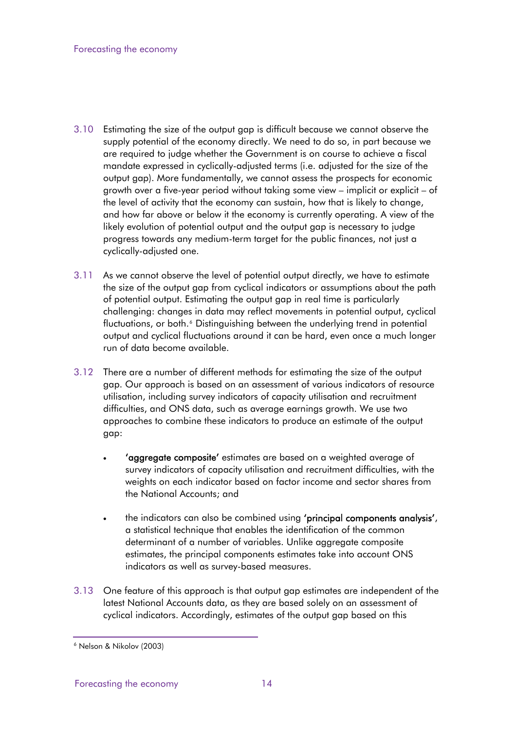3.10 Estimating the size of the output gap is difficult because we cannot observe the supply potential of the economy directly. We need to do so, in part because we are required to judge whether the Government is on course to achieve a fiscal mandate expressed in cyclically-adjusted terms (i.e. adjusted for the size of the output gap). More fundamentally, we cannot assess the prospects for economic growth over a five-year period without taking some view – implicit or explicit – of the level of activity that the economy can sustain, how that is likely to change, and how far above or below it the economy is currently operating. A view of the likely evolution of potential output and the output gap is necessary to judge progress towards any medium-term target for the public finances, not just a cyclically-adjusted one.

3.11 As we cannot observe the level of potential output directly, we have to estimate the size of the output gap from cyclical indicators or assumptions about the path of potential output. Estimating the output gap in real time is particularly challenging: changes in data may reflect movements in potential output, cyclical fluctuations, or both.[6] Distinguishing between the underlying trend in potential output and cyclical fluctuations around it can be hard, even once a much longer run of data become available.

3.12 There are a number of different methods for estimating the size of the output gap. Our approach is based on an assessment of various indicators of resource utilisation, including survey indicators of capacity utilisation and recruitment difficulties, and ONS data, such as average earnings growth. We use two approaches to combine these indicators to produce an estimate of the output gap:

- **'aggregate composite'** estimates are based on a weighted average of survey indicators of capacity utilisation and recruitment difficulties, with the weights on each indicator based on factor income and sector shares from the National Accounts; and
- the indicators can also be combined using **'principal components analysis'**, a statistical technique that enables the identification of the common determinant of a number of variables. Unlike aggregate composite estimates, the principal components estimates take into account ONS indicators as well as survey-based measures.

3.13 One feature of this approach is that output gap estimates are independent of the latest National Accounts data, as they are based solely on an assessment of cyclical indicators. Accordingly, estimates of the output gap based on this

[6] Nelson & Nikolov (2003)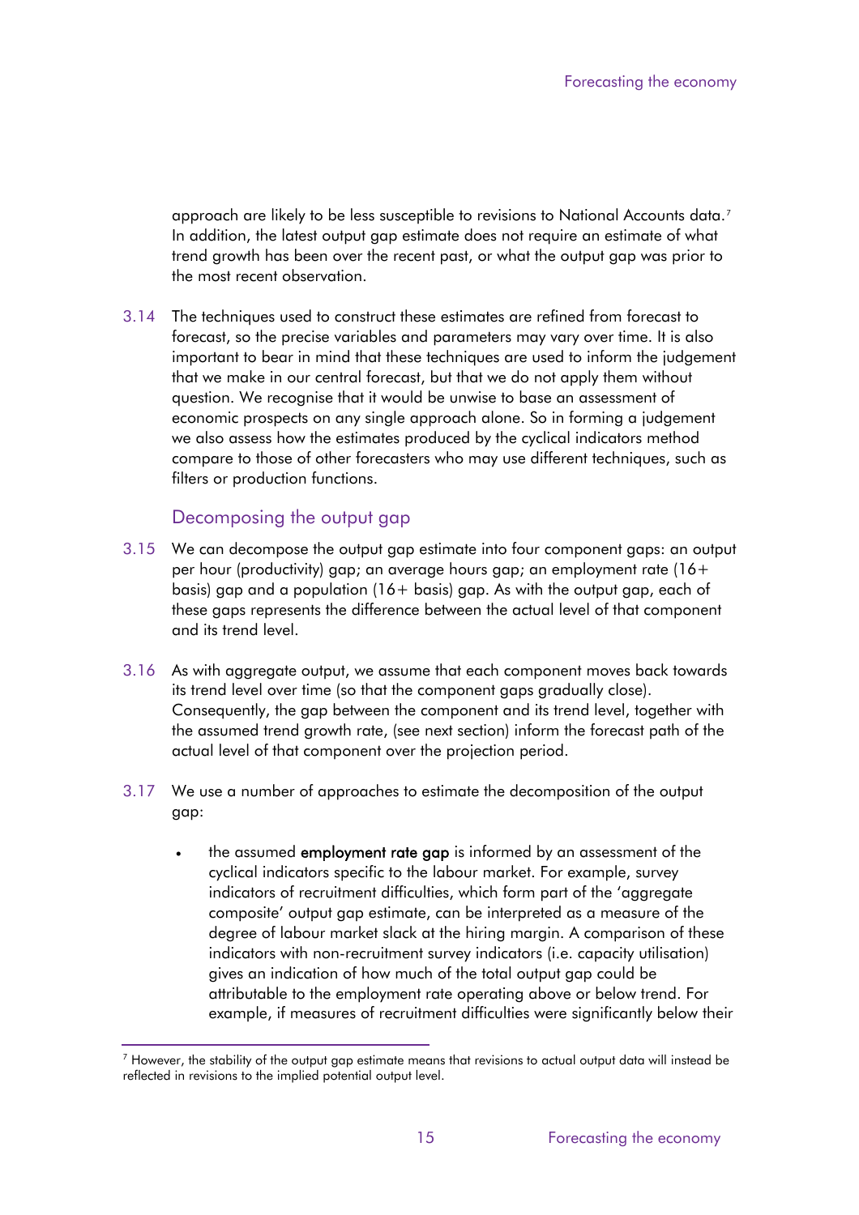approach are likely to be less susceptible to revisions to National Accounts data.[7] In addition, the latest output gap estimate does not require an estimate of what trend growth has been over the recent past, or what the output gap was prior to the most recent observation.

3.14 The techniques used to construct these estimates are refined from forecast to forecast, so the precise variables and parameters may vary over time. It is also important to bear in mind that these techniques are used to inform the judgement that we make in our central forecast, but that we do not apply them without question. We recognise that it would be unwise to base an assessment of economic prospects on any single approach alone. So in forming a judgement we also assess how the estimates produced by the cyclical indicators method compare to those of other forecasters who may use different techniques, such as filters or production functions.

## Decomposing the output gap

3.15 We can decompose the output gap estimate into four component gaps: an output per hour (productivity) gap; an average hours gap; an employment rate (16+ basis) gap and a population (16+ basis) gap. As with the output gap, each of these gaps represents the difference between the actual level of that component and its trend level.

3.16 As with aggregate output, we assume that each component moves back towards its trend level over time (so that the component gaps gradually close). Consequently, the gap between the component and its trend level, together with the assumed trend growth rate, (see next section) inform the forecast path of the actual level of that component over the projection period.

3.17 We use a number of approaches to estimate the decomposition of the output gap:

- the assumed **employment rate gap** is informed by an assessment of the cyclical indicators specific to the labour market. For example, survey indicators of recruitment difficulties, which form part of the 'aggregate composite' output gap estimate, can be interpreted as a measure of the degree of labour market slack at the hiring margin. A comparison of these indicators with non-recruitment survey indicators (i.e. capacity utilisation) gives an indication of how much of the total output gap could be attributable to the employment rate operating above or below trend. For example, if measures of recruitment difficulties were significantly below their

---

[7] However, the stability of the output gap estimate means that revisions to actual output data will instead be reflected in revisions to the implied potential output level.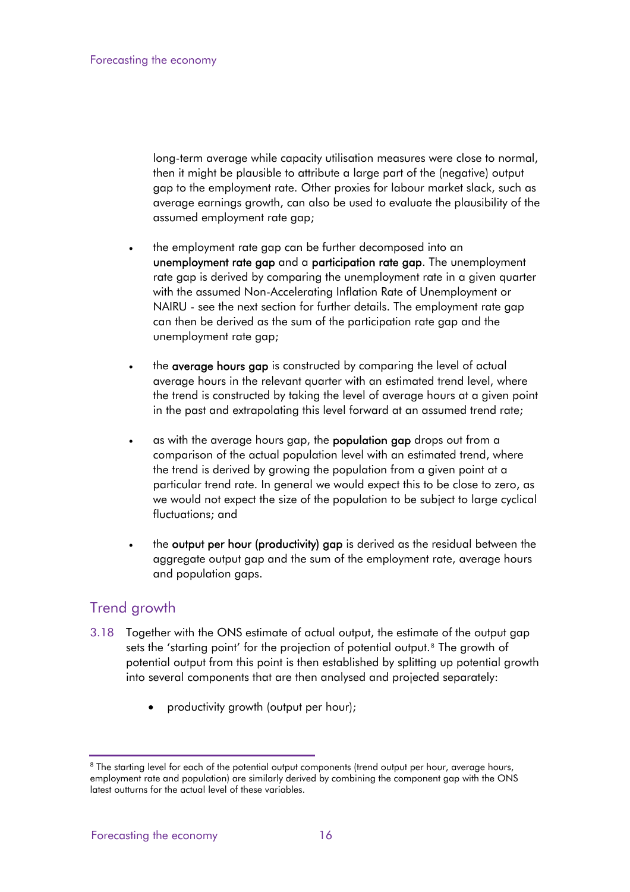long-term average while capacity utilisation measures were close to normal, then it might be plausible to attribute a large part of the (negative) output gap to the employment rate. Other proxies for labour market slack, such as average earnings growth, can also be used to evaluate the plausibility of the assumed employment rate gap;

- the employment rate gap can be further decomposed into an **unemployment rate gap** and a **participation rate gap**. The unemployment rate gap is derived by comparing the unemployment rate in a given quarter with the assumed Non-Accelerating Inflation Rate of Unemployment or NAIRU - see the next section for further details. The employment rate gap can then be derived as the sum of the participation rate gap and the unemployment rate gap;

- the **average hours gap** is constructed by comparing the level of actual average hours in the relevant quarter with an estimated trend level, where the trend is constructed by taking the level of average hours at a given point in the past and extrapolating this level forward at an assumed trend rate;

- as with the average hours gap, the **population gap** drops out from a comparison of the actual population level with an estimated trend, where the trend is derived by growing the population from a given point at a particular trend rate. In general we would expect this to be close to zero, as we would not expect the size of the population to be subject to large cyclical fluctuations; and

- the **output per hour (productivity) gap** is derived as the residual between the aggregate output gap and the sum of the employment rate, average hours and population gaps.

## Trend growth

3.18 Together with the ONS estimate of actual output, the estimate of the output gap sets the 'starting point' for the projection of potential output.[8] The growth of potential output from this point is then established by splitting up potential growth into several components that are then analysed and projected separately:

- productivity growth (output per hour);

[8] The starting level for each of the potential output components (trend output per hour, average hours, employment rate and population) are similarly derived by combining the component gap with the ONS latest outturns for the actual level of these variables.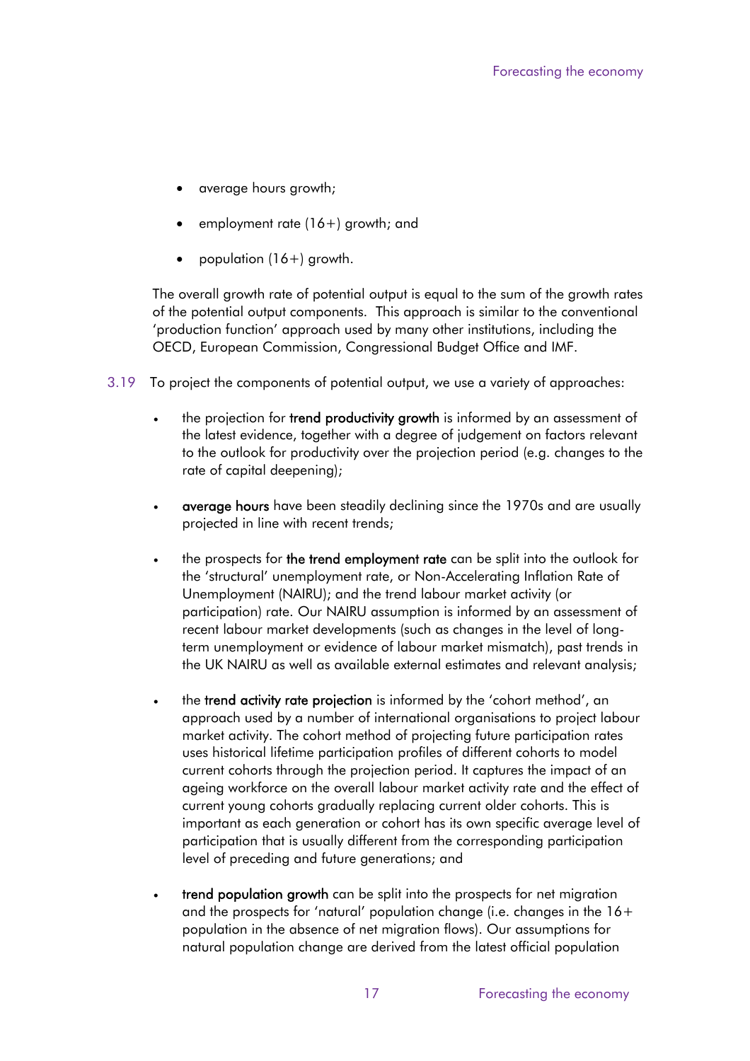- average hours growth;
- employment rate (16+) growth; and
- population (16+) growth.

The overall growth rate of potential output is equal to the sum of the growth rates of the potential output components. This approach is similar to the conventional 'production function' approach used by many other institutions, including the OECD, European Commission, Congressional Budget Office and IMF.

3.19 To project the components of potential output, we use a variety of approaches:

- the projection for **trend productivity growth** is informed by an assessment of the latest evidence, together with a degree of judgement on factors relevant to the outlook for productivity over the projection period (e.g. changes to the rate of capital deepening);
- **average hours** have been steadily declining since the 1970s and are usually projected in line with recent trends;
- the prospects for **the trend employment rate** can be split into the outlook for the 'structural' unemployment rate, or Non-Accelerating Inflation Rate of Unemployment (NAIRU); and the trend labour market activity (or participation) rate. Our NAIRU assumption is informed by an assessment of recent labour market developments (such as changes in the level of long-term unemployment or evidence of labour market mismatch), past trends in the UK NAIRU as well as available external estimates and relevant analysis;
- the **trend activity rate projection** is informed by the 'cohort method', an approach used by a number of international organisations to project labour market activity. The cohort method of projecting future participation rates uses historical lifetime participation profiles of different cohorts to model current cohorts through the projection period. It captures the impact of an ageing workforce on the overall labour market activity rate and the effect of current young cohorts gradually replacing current older cohorts. This is important as each generation or cohort has its own specific average level of participation that is usually different from the corresponding participation level of preceding and future generations; and
- **trend population growth** can be split into the prospects for net migration and the prospects for 'natural' population change (i.e. changes in the 16+ population in the absence of net migration flows). Our assumptions for natural population change are derived from the latest official population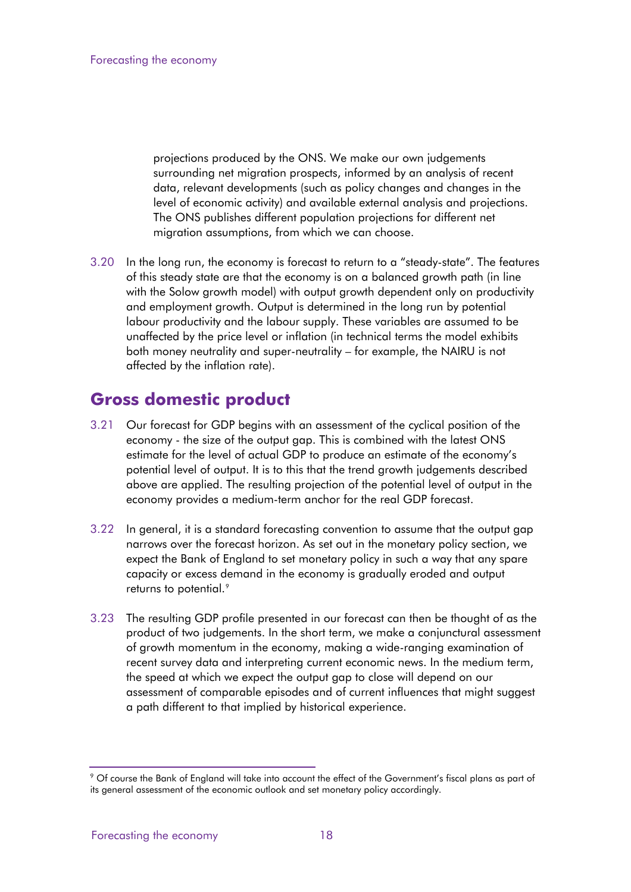projections produced by the ONS. We make our own judgements surrounding net migration prospects, informed by an analysis of recent data, relevant developments (such as policy changes and changes in the level of economic activity) and available external analysis and projections. The ONS publishes different population projections for different net migration assumptions, from which we can choose.

3.20 In the long run, the economy is forecast to return to a "steady-state". The features of this steady state are that the economy is on a balanced growth path (in line with the Solow growth model) with output growth dependent only on productivity and employment growth. Output is determined in the long run by potential labour productivity and the labour supply. These variables are assumed to be unaffected by the price level or inflation (in technical terms the model exhibits both money neutrality and super-neutrality – for example, the NAIRU is not affected by the inflation rate).

## Gross domestic product

3.21 Our forecast for GDP begins with an assessment of the cyclical position of the economy - the size of the output gap. This is combined with the latest ONS estimate for the level of actual GDP to produce an estimate of the economy's potential level of output. It is to this that the trend growth judgements described above are applied. The resulting projection of the potential level of output in the economy provides a medium-term anchor for the real GDP forecast.

3.22 In general, it is a standard forecasting convention to assume that the output gap narrows over the forecast horizon. As set out in the monetary policy section, we expect the Bank of England to set monetary policy in such a way that any spare capacity or excess demand in the economy is gradually eroded and output returns to potential.[9]

3.23 The resulting GDP profile presented in our forecast can then be thought of as the product of two judgements. In the short term, we make a conjunctural assessment of growth momentum in the economy, making a wide-ranging examination of recent survey data and interpreting current economic news. In the medium term, the speed at which we expect the output gap to close will depend on our assessment of comparable episodes and of current influences that might suggest a path different to that implied by historical experience.

[9] Of course the Bank of England will take into account the effect of the Government's fiscal plans as part of its general assessment of the economic outlook and set monetary policy accordingly.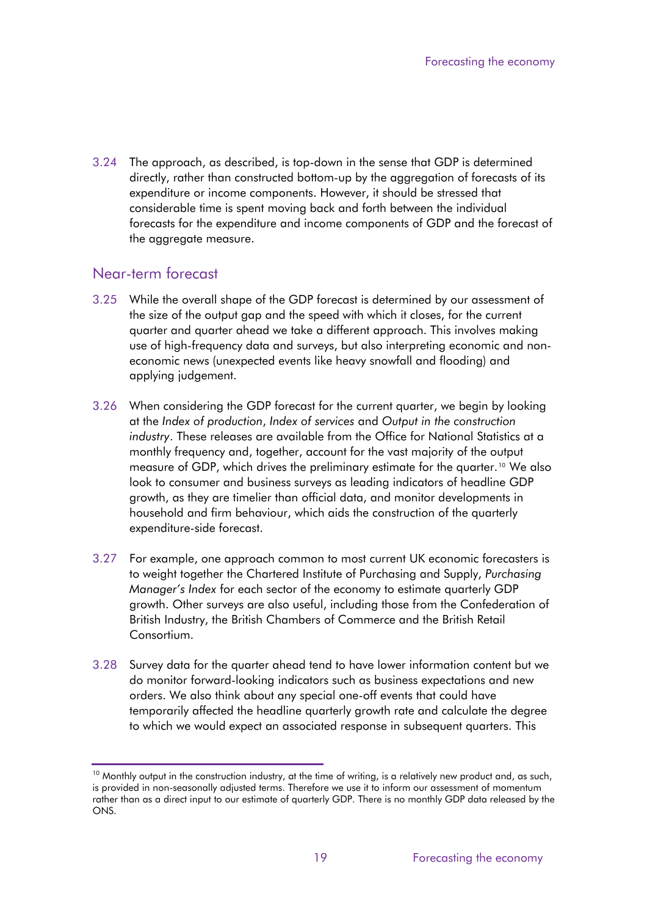3.24 The approach, as described, is top-down in the sense that GDP is determined directly, rather than constructed bottom-up by the aggregation of forecasts of its expenditure or income components. However, it should be stressed that considerable time is spent moving back and forth between the individual forecasts for the expenditure and income components of GDP and the forecast of the aggregate measure.

## Near-term forecast

3.25 While the overall shape of the GDP forecast is determined by our assessment of the size of the output gap and the speed with which it closes, for the current quarter and quarter ahead we take a different approach. This involves making use of high-frequency data and surveys, but also interpreting economic and non-economic news (unexpected events like heavy snowfall and flooding) and applying judgement.

3.26 When considering the GDP forecast for the current quarter, we begin by looking at the *Index of production*, *Index of services* and *Output in the construction industry*. These releases are available from the Office for National Statistics at a monthly frequency and, together, account for the vast majority of the output measure of GDP, which drives the preliminary estimate for the quarter.[10] We also look to consumer and business surveys as leading indicators of headline GDP growth, as they are timelier than official data, and monitor developments in household and firm behaviour, which aids the construction of the quarterly expenditure-side forecast.

3.27 For example, one approach common to most current UK economic forecasters is to weight together the Chartered Institute of Purchasing and Supply, *Purchasing Manager's Index* for each sector of the economy to estimate quarterly GDP growth. Other surveys are also useful, including those from the Confederation of British Industry, the British Chambers of Commerce and the British Retail Consortium.

3.28 Survey data for the quarter ahead tend to have lower information content but we do monitor forward-looking indicators such as business expectations and new orders. We also think about any special one-off events that could have temporarily affected the headline quarterly growth rate and calculate the degree to which we would expect an associated response in subsequent quarters. This

[10] Monthly output in the construction industry, at the time of writing, is a relatively new product and, as such, is provided in non-seasonally adjusted terms. Therefore we use it to inform our assessment of momentum rather than as a direct input to our estimate of quarterly GDP. There is no monthly GDP data released by the ONS.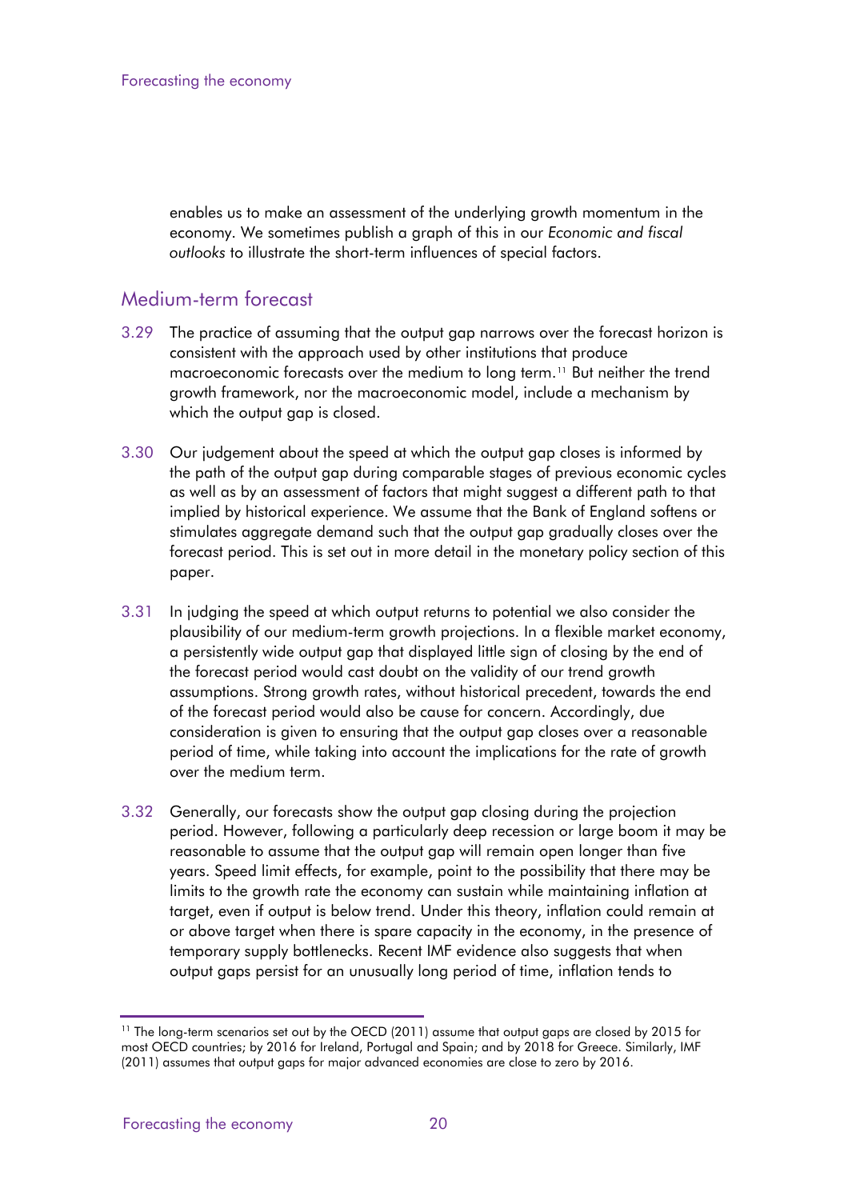enables us to make an assessment of the underlying growth momentum in the economy. We sometimes publish a graph of this in our *Economic and fiscal outlooks* to illustrate the short-term influences of special factors.

## Medium-term forecast

3.29 The practice of assuming that the output gap narrows over the forecast horizon is consistent with the approach used by other institutions that produce macroeconomic forecasts over the medium to long term.[11] But neither the trend growth framework, nor the macroeconomic model, include a mechanism by which the output gap is closed.

3.30 Our judgement about the speed at which the output gap closes is informed by the path of the output gap during comparable stages of previous economic cycles as well as by an assessment of factors that might suggest a different path to that implied by historical experience. We assume that the Bank of England softens or stimulates aggregate demand such that the output gap gradually closes over the forecast period. This is set out in more detail in the monetary policy section of this paper.

3.31 In judging the speed at which output returns to potential we also consider the plausibility of our medium-term growth projections. In a flexible market economy, a persistently wide output gap that displayed little sign of closing by the end of the forecast period would cast doubt on the validity of our trend growth assumptions. Strong growth rates, without historical precedent, towards the end of the forecast period would also be cause for concern. Accordingly, due consideration is given to ensuring that the output gap closes over a reasonable period of time, while taking into account the implications for the rate of growth over the medium term.

3.32 Generally, our forecasts show the output gap closing during the projection period. However, following a particularly deep recession or large boom it may be reasonable to assume that the output gap will remain open longer than five years. Speed limit effects, for example, point to the possibility that there may be limits to the growth rate the economy can sustain while maintaining inflation at target, even if output is below trend. Under this theory, inflation could remain at or above target when there is spare capacity in the economy, in the presence of temporary supply bottlenecks. Recent IMF evidence also suggests that when output gaps persist for an unusually long period of time, inflation tends to

[11] The long-term scenarios set out by the OECD (2011) assume that output gaps are closed by 2015 for most OECD countries; by 2016 for Ireland, Portugal and Spain; and by 2018 for Greece. Similarly, IMF (2011) assumes that output gaps for major advanced economies are close to zero by 2016.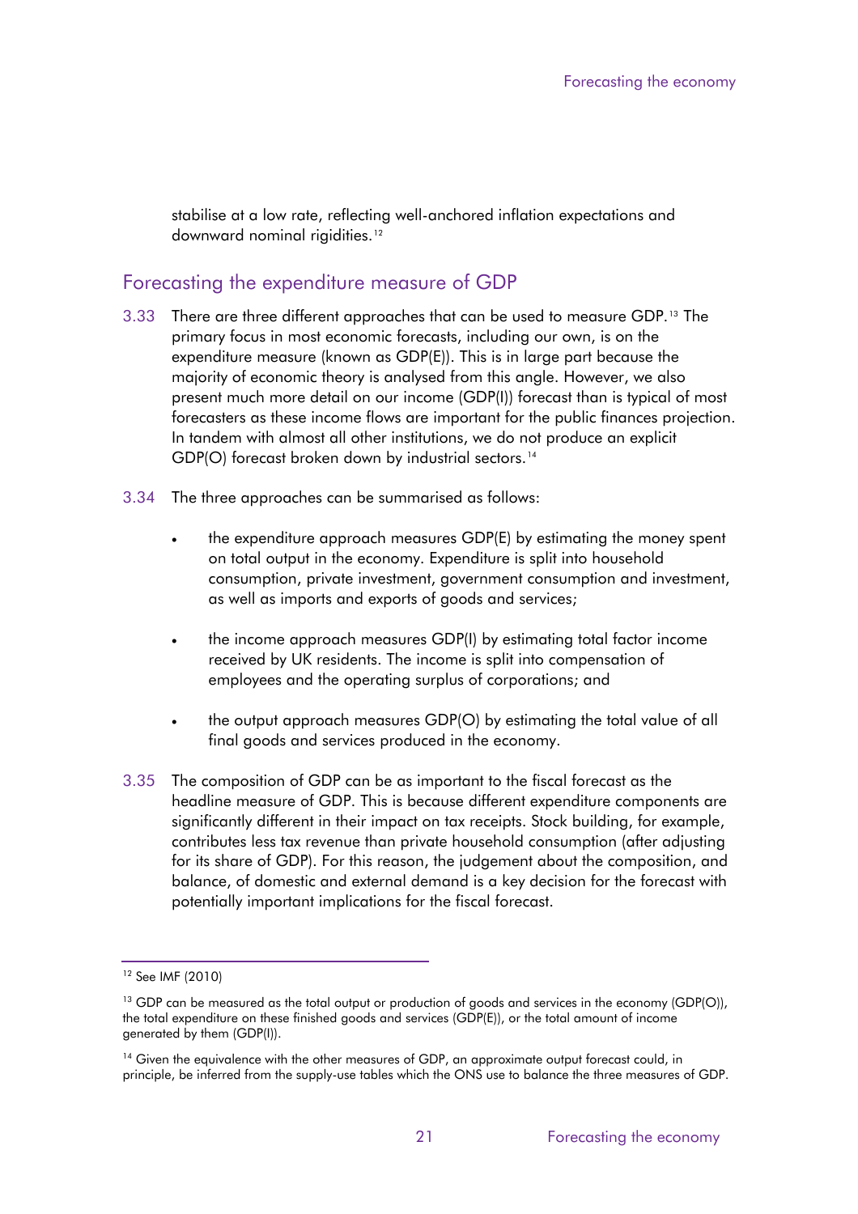stabilise at a low rate, reflecting well-anchored inflation expectations and downward nominal rigidities.[12]

## Forecasting the expenditure measure of GDP

3.33 There are three different approaches that can be used to measure GDP.[13] The primary focus in most economic forecasts, including our own, is on the expenditure measure (known as GDP(E)). This is in large part because the majority of economic theory is analysed from this angle. However, we also present much more detail on our income (GDP(I)) forecast than is typical of most forecasters as these income flows are important for the public finances projection. In tandem with almost all other institutions, we do not produce an explicit GDP(O) forecast broken down by industrial sectors.[14]

3.34 The three approaches can be summarised as follows:

- the expenditure approach measures GDP(E) by estimating the money spent on total output in the economy. Expenditure is split into household consumption, private investment, government consumption and investment, as well as imports and exports of goods and services;
- the income approach measures GDP(I) by estimating total factor income received by UK residents. The income is split into compensation of employees and the operating surplus of corporations; and
- the output approach measures GDP(O) by estimating the total value of all final goods and services produced in the economy.

3.35 The composition of GDP can be as important to the fiscal forecast as the headline measure of GDP. This is because different expenditure components are significantly different in their impact on tax receipts. Stock building, for example, contributes less tax revenue than private household consumption (after adjusting for its share of GDP). For this reason, the judgement about the composition, and balance, of domestic and external demand is a key decision for the forecast with potentially important implications for the fiscal forecast.

---

[12] See IMF (2010)

[13] GDP can be measured as the total output or production of goods and services in the economy (GDP(O)), the total expenditure on these finished goods and services (GDP(E)), or the total amount of income generated by them (GDP(I)).

[14] Given the equivalence with the other measures of GDP, an approximate output forecast could, in principle, be inferred from the supply-use tables which the ONS use to balance the three measures of GDP.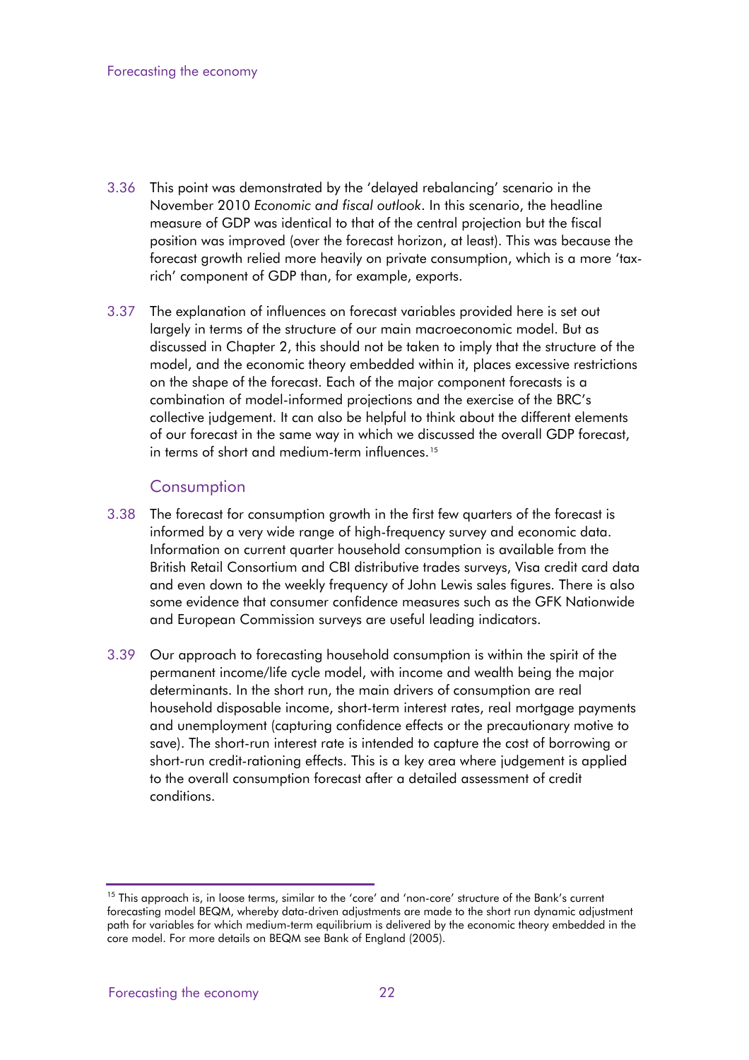3.36 This point was demonstrated by the 'delayed rebalancing' scenario in the November 2010 *Economic and fiscal outlook*. In this scenario, the headline measure of GDP was identical to that of the central projection but the fiscal position was improved (over the forecast horizon, at least). This was because the forecast growth relied more heavily on private consumption, which is a more 'tax-rich' component of GDP than, for example, exports.

3.37 The explanation of influences on forecast variables provided here is set out largely in terms of the structure of our main macroeconomic model. But as discussed in Chapter 2, this should not be taken to imply that the structure of the model, and the economic theory embedded within it, places excessive restrictions on the shape of the forecast. Each of the major component forecasts is a combination of model-informed projections and the exercise of the BRC's collective judgement. It can also be helpful to think about the different elements of our forecast in the same way in which we discussed the overall GDP forecast, in terms of short and medium-term influences.[15]

## Consumption

3.38 The forecast for consumption growth in the first few quarters of the forecast is informed by a very wide range of high-frequency survey and economic data. Information on current quarter household consumption is available from the British Retail Consortium and CBI distributive trades surveys, Visa credit card data and even down to the weekly frequency of John Lewis sales figures. There is also some evidence that consumer confidence measures such as the GFK Nationwide and European Commission surveys are useful leading indicators.

3.39 Our approach to forecasting household consumption is within the spirit of the permanent income/life cycle model, with income and wealth being the major determinants. In the short run, the main drivers of consumption are real household disposable income, short-term interest rates, real mortgage payments and unemployment (capturing confidence effects or the precautionary motive to save). The short-run interest rate is intended to capture the cost of borrowing or short-run credit-rationing effects. This is a key area where judgement is applied to the overall consumption forecast after a detailed assessment of credit conditions.

---

[15] This approach is, in loose terms, similar to the 'core' and 'non-core' structure of the Bank's current forecasting model BEQM, whereby data-driven adjustments are made to the short run dynamic adjustment path for variables for which medium-term equilibrium is delivered by the economic theory embedded in the core model. For more details on BEQM see Bank of England (2005).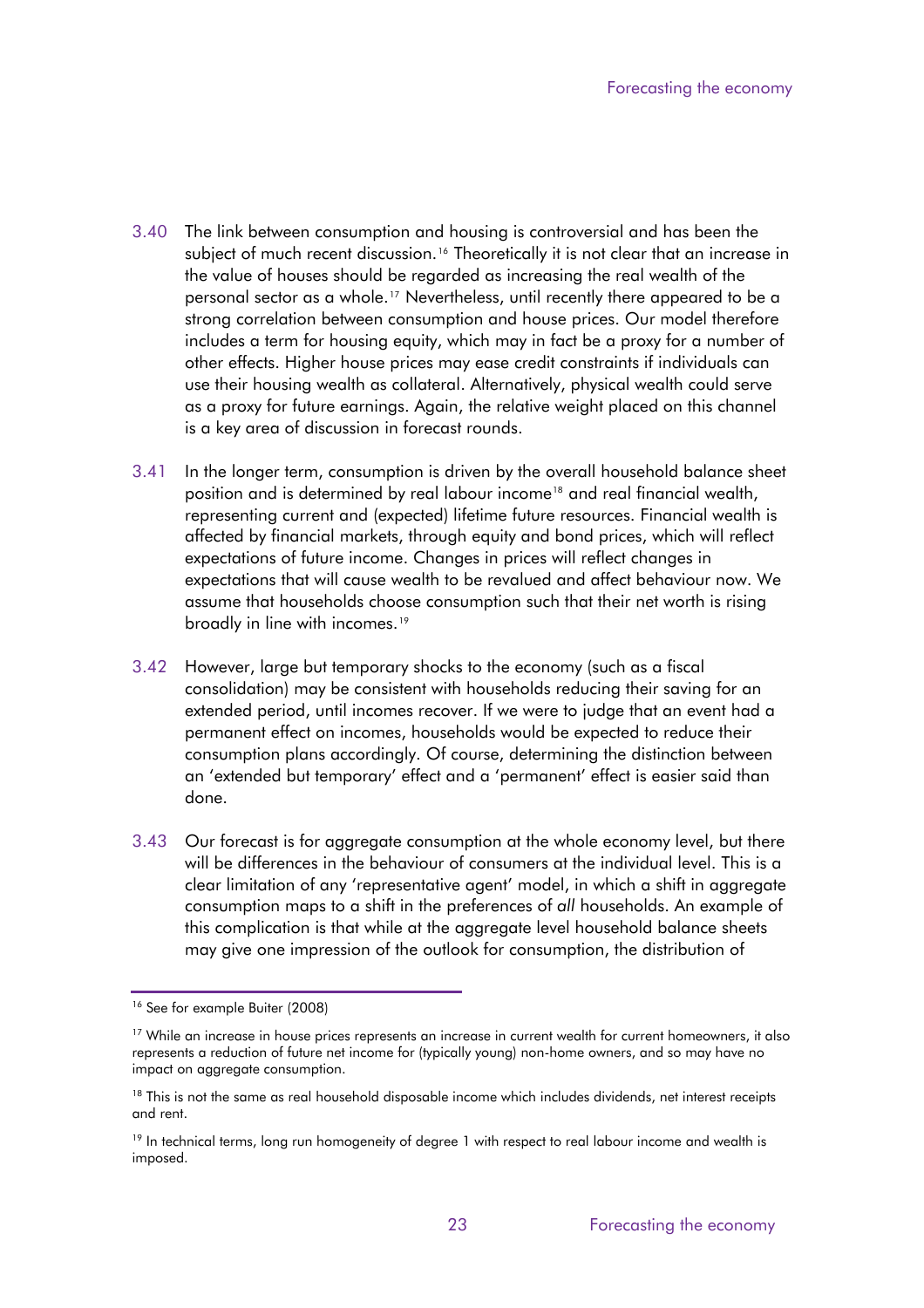3.40 The link between consumption and housing is controversial and has been the subject of much recent discussion.[16] Theoretically it is not clear that an increase in the value of houses should be regarded as increasing the real wealth of the personal sector as a whole.[17] Nevertheless, until recently there appeared to be a strong correlation between consumption and house prices. Our model therefore includes a term for housing equity, which may in fact be a proxy for a number of other effects. Higher house prices may ease credit constraints if individuals can use their housing wealth as collateral. Alternatively, physical wealth could serve as a proxy for future earnings. Again, the relative weight placed on this channel is a key area of discussion in forecast rounds.

3.41 In the longer term, consumption is driven by the overall household balance sheet position and is determined by real labour income[18] and real financial wealth, representing current and (expected) lifetime future resources. Financial wealth is affected by financial markets, through equity and bond prices, which will reflect expectations of future income. Changes in prices will reflect changes in expectations that will cause wealth to be revalued and affect behaviour now. We assume that households choose consumption such that their net worth is rising broadly in line with incomes.[19]

3.42 However, large but temporary shocks to the economy (such as a fiscal consolidation) may be consistent with households reducing their saving for an extended period, until incomes recover. If we were to judge that an event had a permanent effect on incomes, households would be expected to reduce their consumption plans accordingly. Of course, determining the distinction between an 'extended but temporary' effect and a 'permanent' effect is easier said than done.

3.43 Our forecast is for aggregate consumption at the whole economy level, but there will be differences in the behaviour of consumers at the individual level. This is a clear limitation of any 'representative agent' model, in which a shift in aggregate consumption maps to a shift in the preferences of *all* households. An example of this complication is that while at the aggregate level household balance sheets may give one impression of the outlook for consumption, the distribution of

---

[16] See for example Buiter (2008)

[17] While an increase in house prices represents an increase in current wealth for current homeowners, it also represents a reduction of future net income for (typically young) non-home owners, and so may have no impact on aggregate consumption.

[18] This is not the same as real household disposable income which includes dividends, net interest receipts and rent.

[19] In technical terms, long run homogeneity of degree 1 with respect to real labour income and wealth is imposed.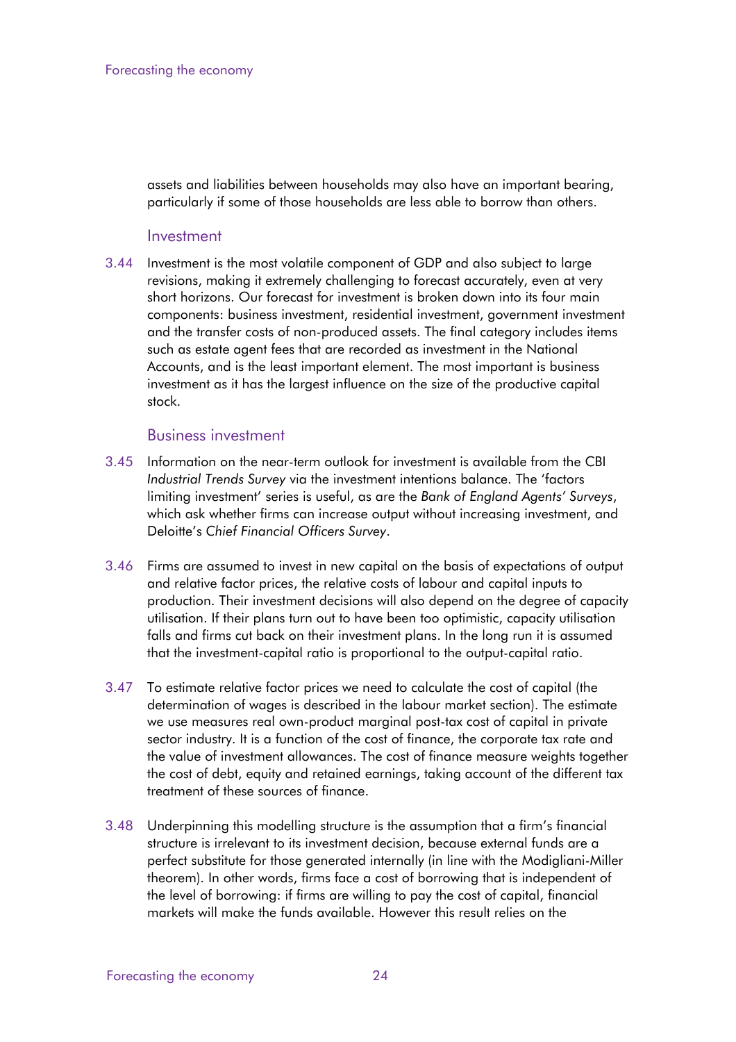assets and liabilities between households may also have an important bearing, particularly if some of those households are less able to borrow than others.

### Investment

3.44 Investment is the most volatile component of GDP and also subject to large revisions, making it extremely challenging to forecast accurately, even at very short horizons. Our forecast for investment is broken down into its four main components: business investment, residential investment, government investment and the transfer costs of non-produced assets. The final category includes items such as estate agent fees that are recorded as investment in the National Accounts, and is the least important element. The most important is business investment as it has the largest influence on the size of the productive capital stock.

### Business investment

3.45 Information on the near-term outlook for investment is available from the CBI *Industrial Trends Survey* via the investment intentions balance. The 'factors limiting investment' series is useful, as are the *Bank of England Agents' Surveys*, which ask whether firms can increase output without increasing investment, and Deloitte's *Chief Financial Officers Survey*.

3.46 Firms are assumed to invest in new capital on the basis of expectations of output and relative factor prices, the relative costs of labour and capital inputs to production. Their investment decisions will also depend on the degree of capacity utilisation. If their plans turn out to have been too optimistic, capacity utilisation falls and firms cut back on their investment plans. In the long run it is assumed that the investment-capital ratio is proportional to the output-capital ratio.

3.47 To estimate relative factor prices we need to calculate the cost of capital (the determination of wages is described in the labour market section). The estimate we use measures real own-product marginal post-tax cost of capital in private sector industry. It is a function of the cost of finance, the corporate tax rate and the value of investment allowances. The cost of finance measure weights together the cost of debt, equity and retained earnings, taking account of the different tax treatment of these sources of finance.

3.48 Underpinning this modelling structure is the assumption that a firm's financial structure is irrelevant to its investment decision, because external funds are a perfect substitute for those generated internally (in line with the Modigliani-Miller theorem). In other words, firms face a cost of borrowing that is independent of the level of borrowing: if firms are willing to pay the cost of capital, financial markets will make the funds available. However this result relies on the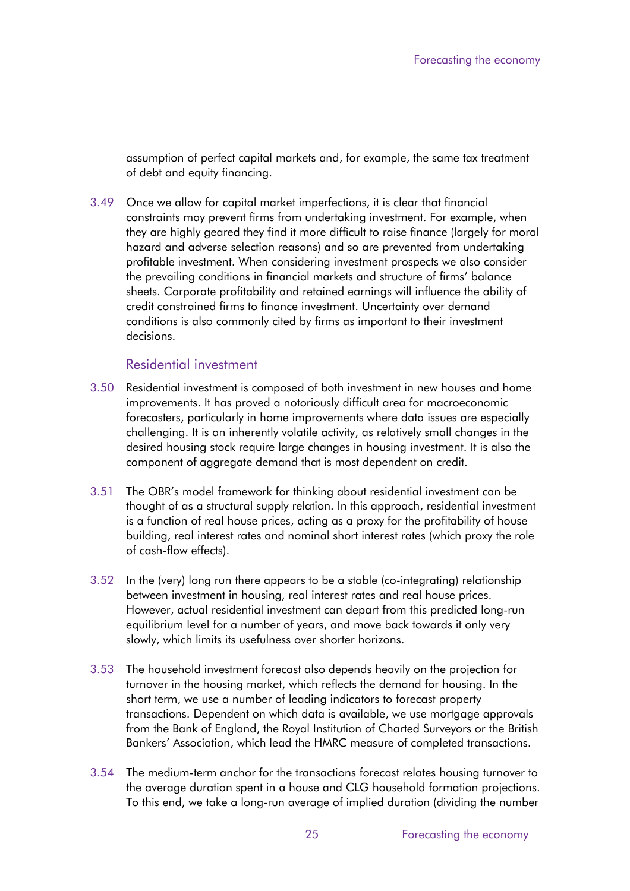assumption of perfect capital markets and, for example, the same tax treatment of debt and equity financing.

3.49 Once we allow for capital market imperfections, it is clear that financial constraints may prevent firms from undertaking investment. For example, when they are highly geared they find it more difficult to raise finance (largely for moral hazard and adverse selection reasons) and so are prevented from undertaking profitable investment. When considering investment prospects we also consider the prevailing conditions in financial markets and structure of firms' balance sheets. Corporate profitability and retained earnings will influence the ability of credit constrained firms to finance investment. Uncertainty over demand conditions is also commonly cited by firms as important to their investment decisions.

### Residential investment

3.50 Residential investment is composed of both investment in new houses and home improvements. It has proved a notoriously difficult area for macroeconomic forecasters, particularly in home improvements where data issues are especially challenging. It is an inherently volatile activity, as relatively small changes in the desired housing stock require large changes in housing investment. It is also the component of aggregate demand that is most dependent on credit.

3.51 The OBR's model framework for thinking about residential investment can be thought of as a structural supply relation. In this approach, residential investment is a function of real house prices, acting as a proxy for the profitability of house building, real interest rates and nominal short interest rates (which proxy the role of cash-flow effects).

3.52 In the (very) long run there appears to be a stable (co-integrating) relationship between investment in housing, real interest rates and real house prices. However, actual residential investment can depart from this predicted long-run equilibrium level for a number of years, and move back towards it only very slowly, which limits its usefulness over shorter horizons.

3.53 The household investment forecast also depends heavily on the projection for turnover in the housing market, which reflects the demand for housing. In the short term, we use a number of leading indicators to forecast property transactions. Dependent on which data is available, we use mortgage approvals from the Bank of England, the Royal Institution of Charted Surveyors or the British Bankers' Association, which lead the HMRC measure of completed transactions.

3.54 The medium-term anchor for the transactions forecast relates housing turnover to the average duration spent in a house and CLG household formation projections. To this end, we take a long-run average of implied duration (dividing the number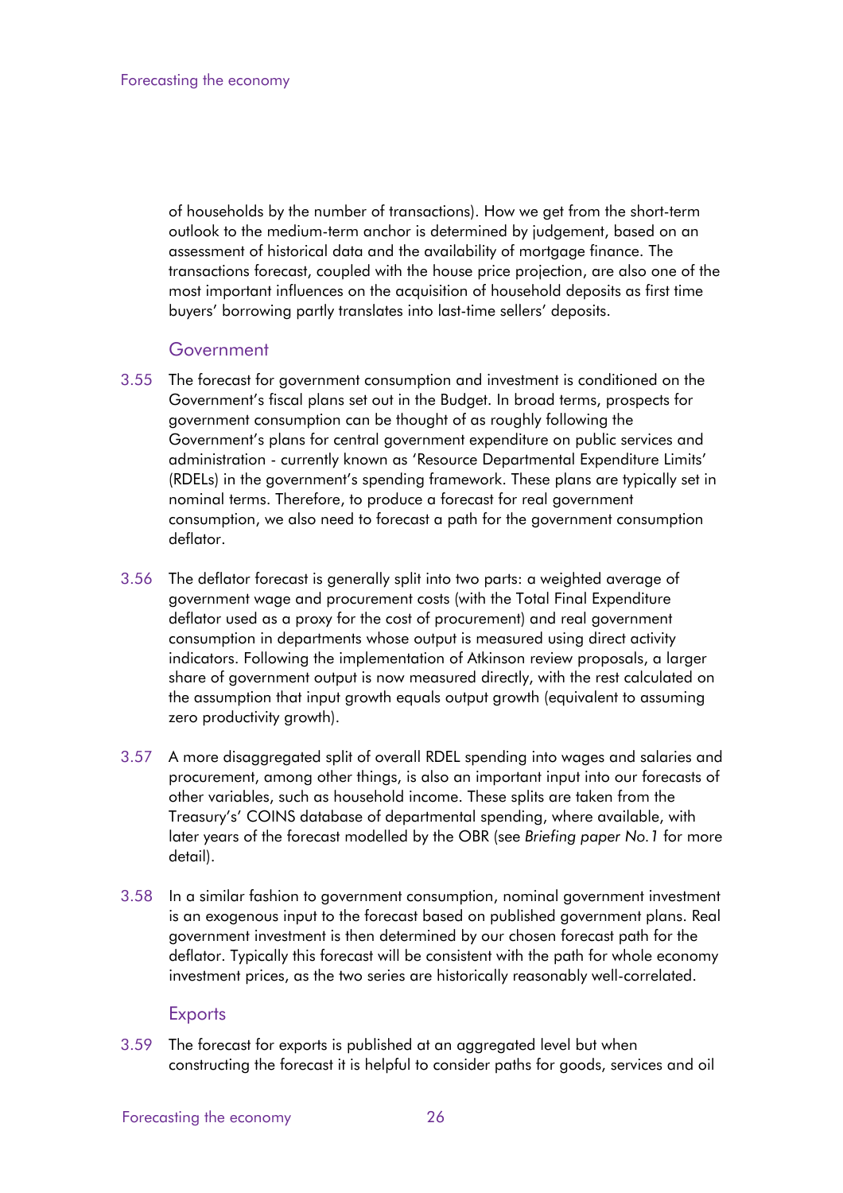of households by the number of transactions). How we get from the short-term outlook to the medium-term anchor is determined by judgement, based on an assessment of historical data and the availability of mortgage finance. The transactions forecast, coupled with the house price projection, are also one of the most important influences on the acquisition of household deposits as first time buyers' borrowing partly translates into last-time sellers' deposits.

### Government

3.55 The forecast for government consumption and investment is conditioned on the Government's fiscal plans set out in the Budget. In broad terms, prospects for government consumption can be thought of as roughly following the Government's plans for central government expenditure on public services and administration - currently known as 'Resource Departmental Expenditure Limits' (RDELs) in the government's spending framework. These plans are typically set in nominal terms. Therefore, to produce a forecast for real government consumption, we also need to forecast a path for the government consumption deflator.

3.56 The deflator forecast is generally split into two parts: a weighted average of government wage and procurement costs (with the Total Final Expenditure deflator used as a proxy for the cost of procurement) and real government consumption in departments whose output is measured using direct activity indicators. Following the implementation of Atkinson review proposals, a larger share of government output is now measured directly, with the rest calculated on the assumption that input growth equals output growth (equivalent to assuming zero productivity growth).

3.57 A more disaggregated split of overall RDEL spending into wages and salaries and procurement, among other things, is also an important input into our forecasts of other variables, such as household income. These splits are taken from the Treasury's' COINS database of departmental spending, where available, with later years of the forecast modelled by the OBR (see *Briefing paper No.1* for more detail).

3.58 In a similar fashion to government consumption, nominal government investment is an exogenous input to the forecast based on published government plans. Real government investment is then determined by our chosen forecast path for the deflator. Typically this forecast will be consistent with the path for whole economy investment prices, as the two series are historically reasonably well-correlated.

### Exports

3.59 The forecast for exports is published at an aggregated level but when constructing the forecast it is helpful to consider paths for goods, services and oil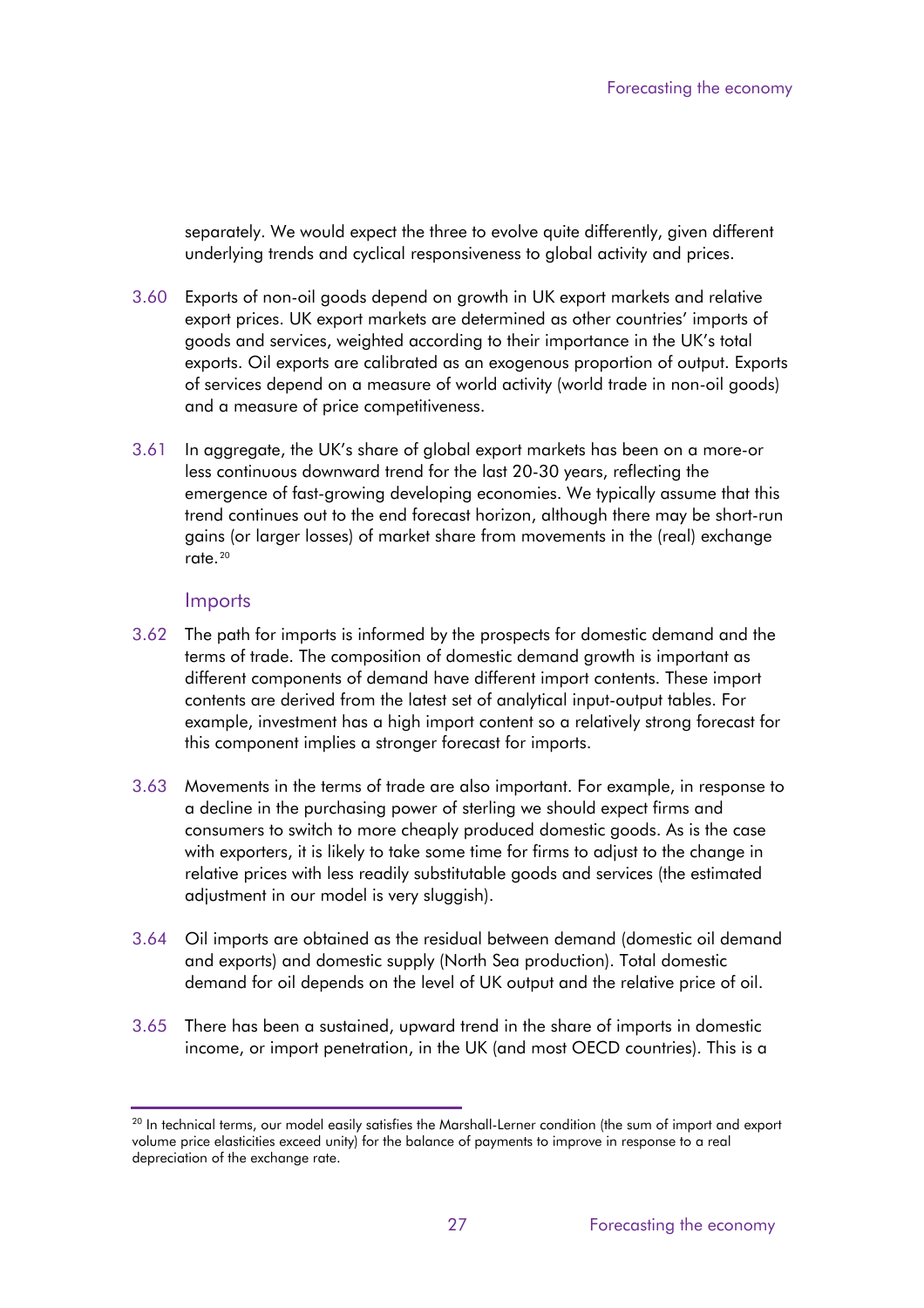separately. We would expect the three to evolve quite differently, given different underlying trends and cyclical responsiveness to global activity and prices.

3.60 Exports of non-oil goods depend on growth in UK export markets and relative export prices. UK export markets are determined as other countries' imports of goods and services, weighted according to their importance in the UK's total exports. Oil exports are calibrated as an exogenous proportion of output. Exports of services depend on a measure of world activity (world trade in non-oil goods) and a measure of price competitiveness.

3.61 In aggregate, the UK's share of global export markets has been on a more-or less continuous downward trend for the last 20-30 years, reflecting the emergence of fast-growing developing economies. We typically assume that this trend continues out to the end forecast horizon, although there may be short-run gains (or larger losses) of market share from movements in the (real) exchange rate.[20]

### Imports

3.62 The path for imports is informed by the prospects for domestic demand and the terms of trade. The composition of domestic demand growth is important as different components of demand have different import contents. These import contents are derived from the latest set of analytical input-output tables. For example, investment has a high import content so a relatively strong forecast for this component implies a stronger forecast for imports.

3.63 Movements in the terms of trade are also important. For example, in response to a decline in the purchasing power of sterling we should expect firms and consumers to switch to more cheaply produced domestic goods. As is the case with exporters, it is likely to take some time for firms to adjust to the change in relative prices with less readily substitutable goods and services (the estimated adjustment in our model is very sluggish).

3.64 Oil imports are obtained as the residual between demand (domestic oil demand and exports) and domestic supply (North Sea production). Total domestic demand for oil depends on the level of UK output and the relative price of oil.

3.65 There has been a sustained, upward trend in the share of imports in domestic income, or import penetration, in the UK (and most OECD countries). This is a

[20] In technical terms, our model easily satisfies the Marshall-Lerner condition (the sum of import and export volume price elasticities exceed unity) for the balance of payments to improve in response to a real depreciation of the exchange rate.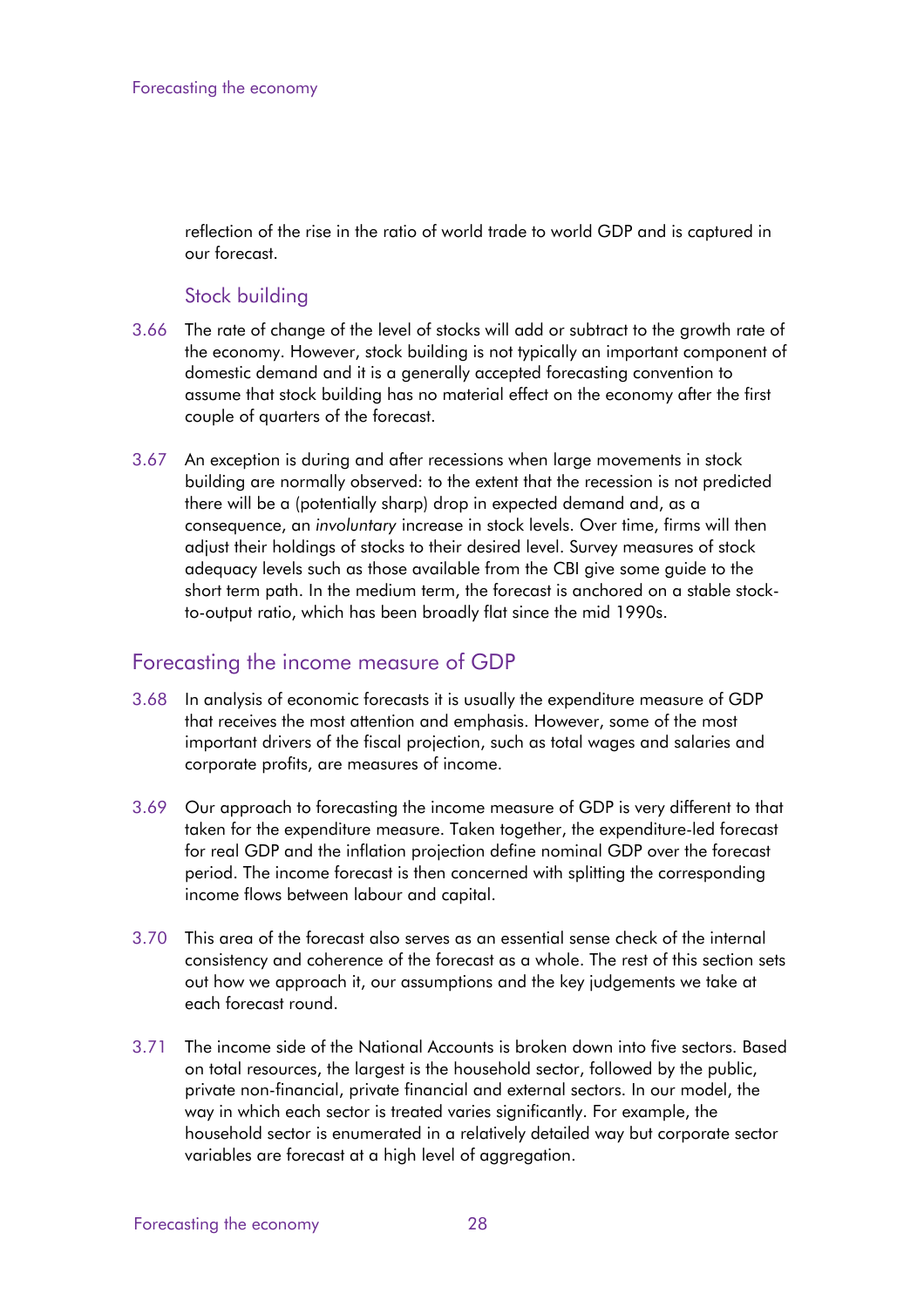reflection of the rise in the ratio of world trade to world GDP and is captured in our forecast.

### Stock building

3.66 The rate of change of the level of stocks will add or subtract to the growth rate of the economy. However, stock building is not typically an important component of domestic demand and it is a generally accepted forecasting convention to assume that stock building has no material effect on the economy after the first couple of quarters of the forecast.

3.67 An exception is during and after recessions when large movements in stock building are normally observed: to the extent that the recession is not predicted there will be a (potentially sharp) drop in expected demand and, as a consequence, an *involuntary* increase in stock levels. Over time, firms will then adjust their holdings of stocks to their desired level. Survey measures of stock adequacy levels such as those available from the CBI give some guide to the short term path. In the medium term, the forecast is anchored on a stable stock-to-output ratio, which has been broadly flat since the mid 1990s.

## Forecasting the income measure of GDP

3.68 In analysis of economic forecasts it is usually the expenditure measure of GDP that receives the most attention and emphasis. However, some of the most important drivers of the fiscal projection, such as total wages and salaries and corporate profits, are measures of income.

3.69 Our approach to forecasting the income measure of GDP is very different to that taken for the expenditure measure. Taken together, the expenditure-led forecast for real GDP and the inflation projection define nominal GDP over the forecast period. The income forecast is then concerned with splitting the corresponding income flows between labour and capital.

3.70 This area of the forecast also serves as an essential sense check of the internal consistency and coherence of the forecast as a whole. The rest of this section sets out how we approach it, our assumptions and the key judgements we take at each forecast round.

3.71 The income side of the National Accounts is broken down into five sectors. Based on total resources, the largest is the household sector, followed by the public, private non-financial, private financial and external sectors. In our model, the way in which each sector is treated varies significantly. For example, the household sector is enumerated in a relatively detailed way but corporate sector variables are forecast at a high level of aggregation.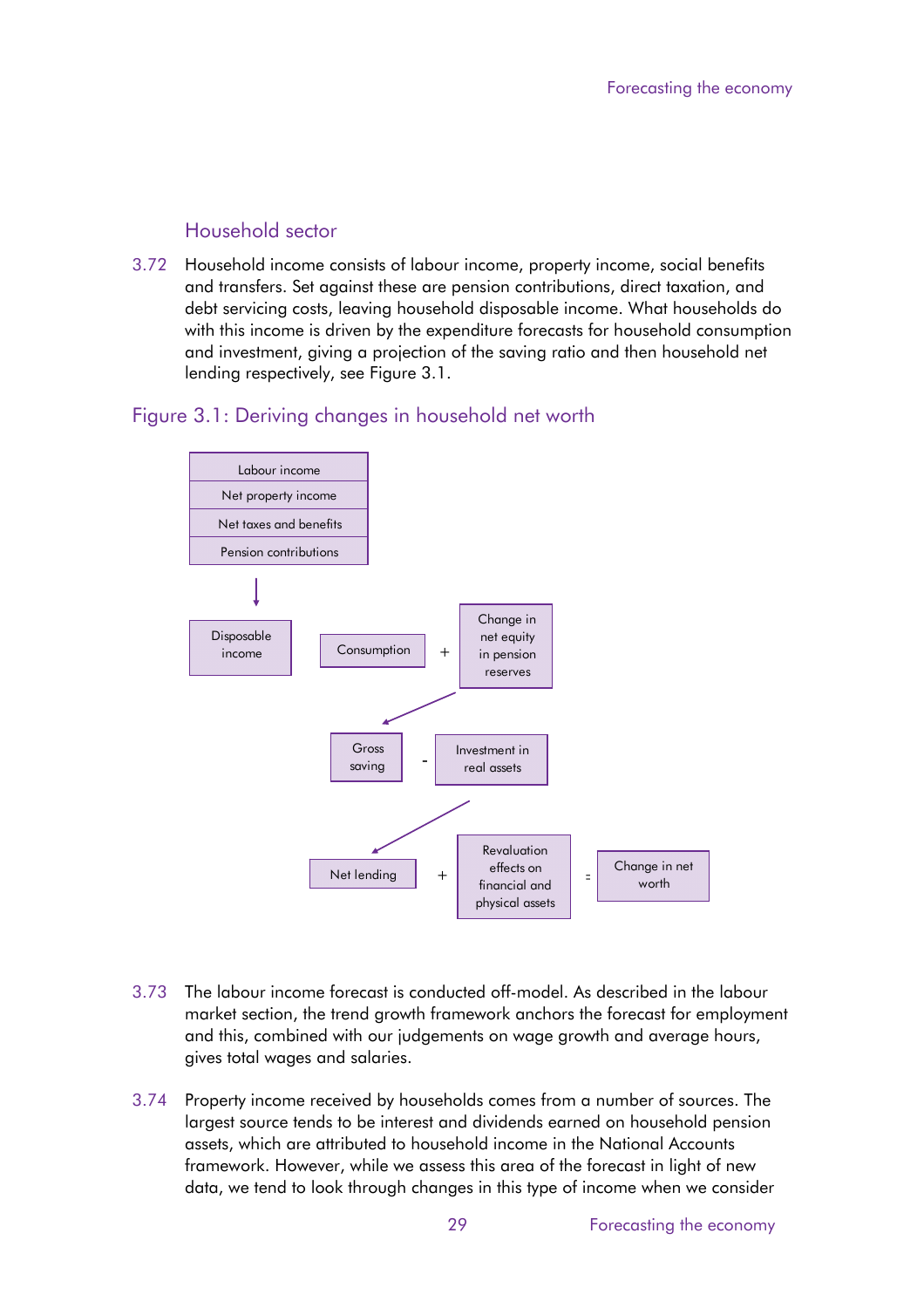## Household sector

3.72 Household income consists of labour income, property income, social benefits and transfers. Set against these are pension contributions, direct taxation, and debt servicing costs, leaving household disposable income. What households do with this income is driven by the expenditure forecasts for household consumption and investment, giving a projection of the saving ratio and then household net lending respectively, see Figure 3.1.

### Figure 3.1: Deriving changes in household net worth

Labour income
Net property income
Net taxes and benefits
Pension contributions

↓

Disposable income | Consumption + Change in net equity in pension reserves

Gross saving - Investment in real assets

Net lending + Revaluation effects on financial and physical assets = Change in net worth

3.73 The labour income forecast is conducted off-model. As described in the labour market section, the trend growth framework anchors the forecast for employment and this, combined with our judgements on wage growth and average hours, gives total wages and salaries.

3.74 Property income received by households comes from a number of sources. The largest source tends to be interest and dividends earned on household pension assets, which are attributed to household income in the National Accounts framework. However, while we assess this area of the forecast in light of new data, we tend to look through changes in this type of income when we consider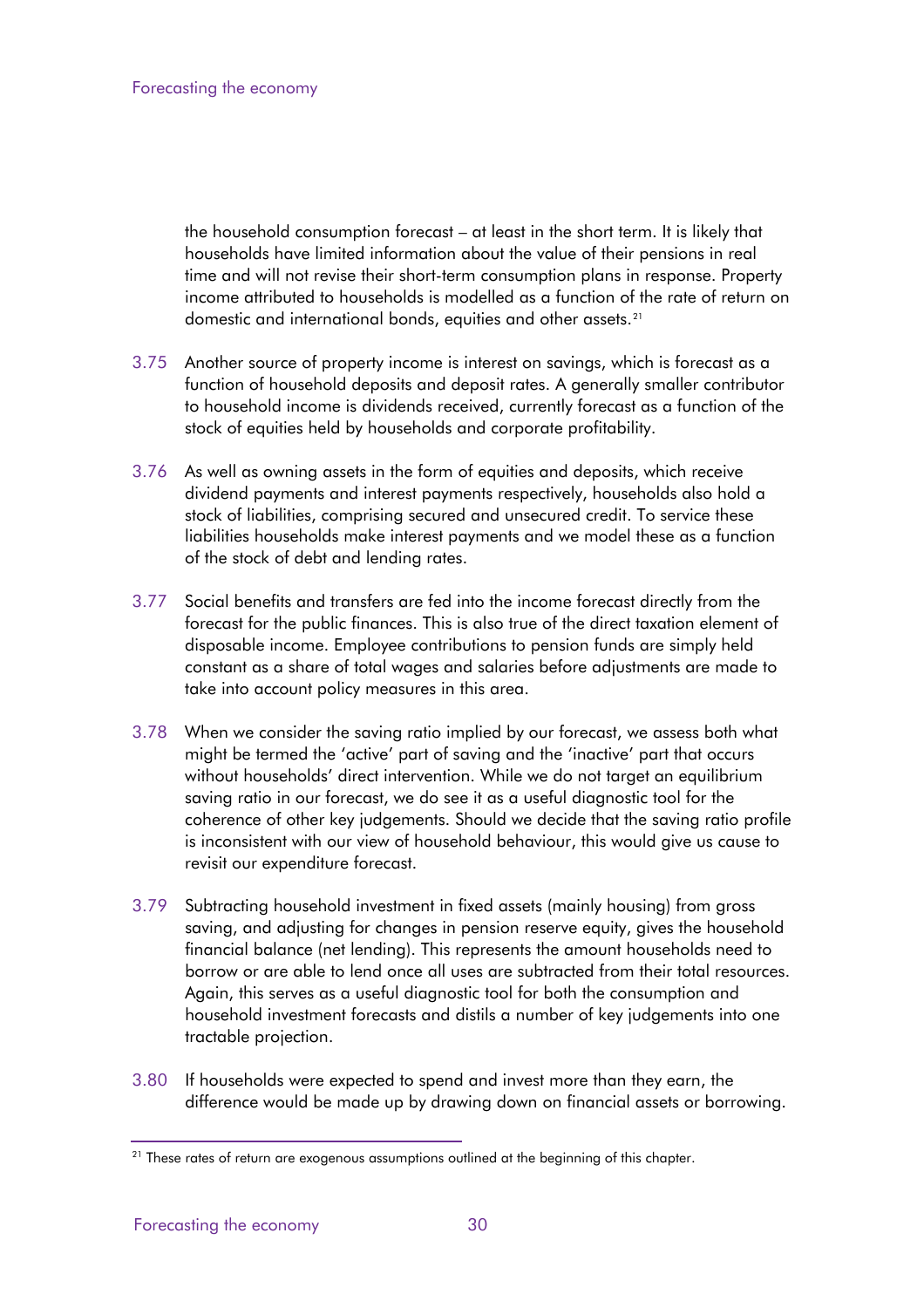the household consumption forecast – at least in the short term. It is likely that households have limited information about the value of their pensions in real time and will not revise their short-term consumption plans in response. Property income attributed to households is modelled as a function of the rate of return on domestic and international bonds, equities and other assets.[21]

3.75 Another source of property income is interest on savings, which is forecast as a function of household deposits and deposit rates. A generally smaller contributor to household income is dividends received, currently forecast as a function of the stock of equities held by households and corporate profitability.

3.76 As well as owning assets in the form of equities and deposits, which receive dividend payments and interest payments respectively, households also hold a stock of liabilities, comprising secured and unsecured credit. To service these liabilities households make interest payments and we model these as a function of the stock of debt and lending rates.

3.77 Social benefits and transfers are fed into the income forecast directly from the forecast for the public finances. This is also true of the direct taxation element of disposable income. Employee contributions to pension funds are simply held constant as a share of total wages and salaries before adjustments are made to take into account policy measures in this area.

3.78 When we consider the saving ratio implied by our forecast, we assess both what might be termed the 'active' part of saving and the 'inactive' part that occurs without households' direct intervention. While we do not target an equilibrium saving ratio in our forecast, we do see it as a useful diagnostic tool for the coherence of other key judgements. Should we decide that the saving ratio profile is inconsistent with our view of household behaviour, this would give us cause to revisit our expenditure forecast.

3.79 Subtracting household investment in fixed assets (mainly housing) from gross saving, and adjusting for changes in pension reserve equity, gives the household financial balance (net lending). This represents the amount households need to borrow or are able to lend once all uses are subtracted from their total resources. Again, this serves as a useful diagnostic tool for both the consumption and household investment forecasts and distils a number of key judgements into one tractable projection.

3.80 If households were expected to spend and invest more than they earn, the difference would be made up by drawing down on financial assets or borrowing.

[21] These rates of return are exogenous assumptions outlined at the beginning of this chapter.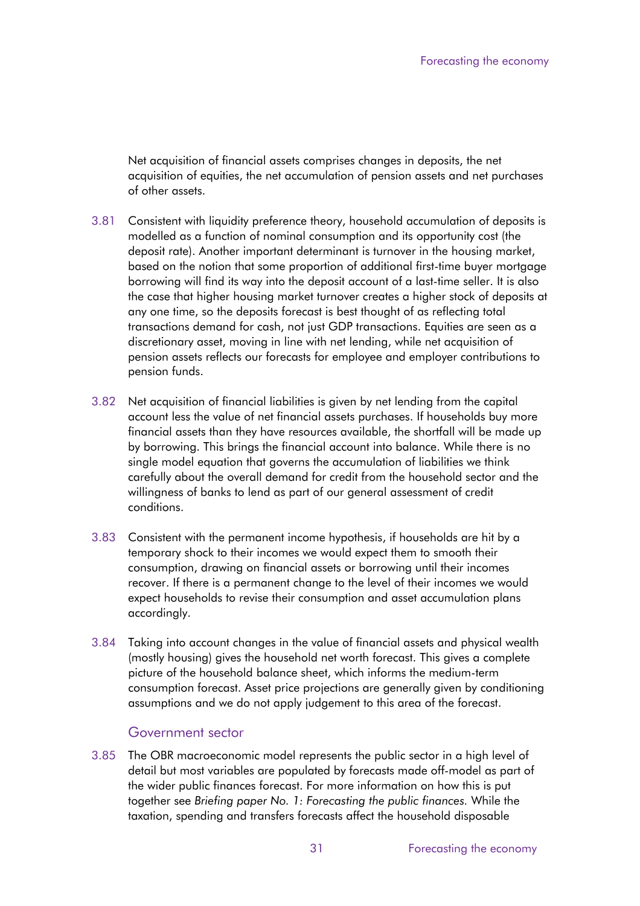Net acquisition of financial assets comprises changes in deposits, the net acquisition of equities, the net accumulation of pension assets and net purchases of other assets.

3.81 Consistent with liquidity preference theory, household accumulation of deposits is modelled as a function of nominal consumption and its opportunity cost (the deposit rate). Another important determinant is turnover in the housing market, based on the notion that some proportion of additional first-time buyer mortgage borrowing will find its way into the deposit account of a last-time seller. It is also the case that higher housing market turnover creates a higher stock of deposits at any one time, so the deposits forecast is best thought of as reflecting total transactions demand for cash, not just GDP transactions. Equities are seen as a discretionary asset, moving in line with net lending, while net acquisition of pension assets reflects our forecasts for employee and employer contributions to pension funds.

3.82 Net acquisition of financial liabilities is given by net lending from the capital account less the value of net financial assets purchases. If households buy more financial assets than they have resources available, the shortfall will be made up by borrowing. This brings the financial account into balance. While there is no single model equation that governs the accumulation of liabilities we think carefully about the overall demand for credit from the household sector and the willingness of banks to lend as part of our general assessment of credit conditions.

3.83 Consistent with the permanent income hypothesis, if households are hit by a temporary shock to their incomes we would expect them to smooth their consumption, drawing on financial assets or borrowing until their incomes recover. If there is a permanent change to the level of their incomes we would expect households to revise their consumption and asset accumulation plans accordingly.

3.84 Taking into account changes in the value of financial assets and physical wealth (mostly housing) gives the household net worth forecast. This gives a complete picture of the household balance sheet, which informs the medium-term consumption forecast. Asset price projections are generally given by conditioning assumptions and we do not apply judgement to this area of the forecast.

### Government sector

3.85 The OBR macroeconomic model represents the public sector in a high level of detail but most variables are populated by forecasts made off-model as part of the wider public finances forecast. For more information on how this is put together see *Briefing paper No. 1: Forecasting the public finances*. While the taxation, spending and transfers forecasts affect the household disposable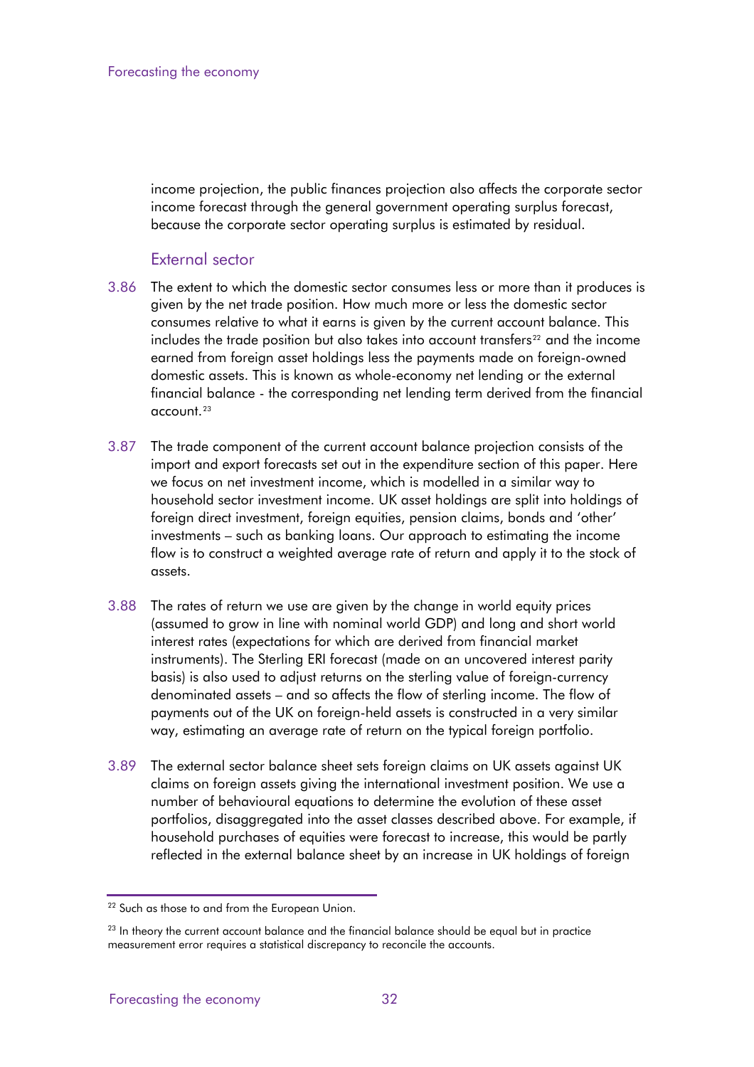income projection, the public finances projection also affects the corporate sector income forecast through the general government operating surplus forecast, because the corporate sector operating surplus is estimated by residual.

## External sector

3.86 The extent to which the domestic sector consumes less or more than it produces is given by the net trade position. How much more or less the domestic sector consumes relative to what it earns is given by the current account balance. This includes the trade position but also takes into account transfers[22] and the income earned from foreign asset holdings less the payments made on foreign-owned domestic assets. This is known as whole-economy net lending or the external financial balance - the corresponding net lending term derived from the financial account.[23]

3.87 The trade component of the current account balance projection consists of the import and export forecasts set out in the expenditure section of this paper. Here we focus on net investment income, which is modelled in a similar way to household sector investment income. UK asset holdings are split into holdings of foreign direct investment, foreign equities, pension claims, bonds and 'other' investments – such as banking loans. Our approach to estimating the income flow is to construct a weighted average rate of return and apply it to the stock of assets.

3.88 The rates of return we use are given by the change in world equity prices (assumed to grow in line with nominal world GDP) and long and short world interest rates (expectations for which are derived from financial market instruments). The Sterling ERI forecast (made on an uncovered interest parity basis) is also used to adjust returns on the sterling value of foreign-currency denominated assets – and so affects the flow of sterling income. The flow of payments out of the UK on foreign-held assets is constructed in a very similar way, estimating an average rate of return on the typical foreign portfolio.

3.89 The external sector balance sheet sets foreign claims on UK assets against UK claims on foreign assets giving the international investment position. We use a number of behavioural equations to determine the evolution of these asset portfolios, disaggregated into the asset classes described above. For example, if household purchases of equities were forecast to increase, this would be partly reflected in the external balance sheet by an increase in UK holdings of foreign

---

[22] Such as those to and from the European Union.

[23] In theory the current account balance and the financial balance should be equal but in practice measurement error requires a statistical discrepancy to reconcile the accounts.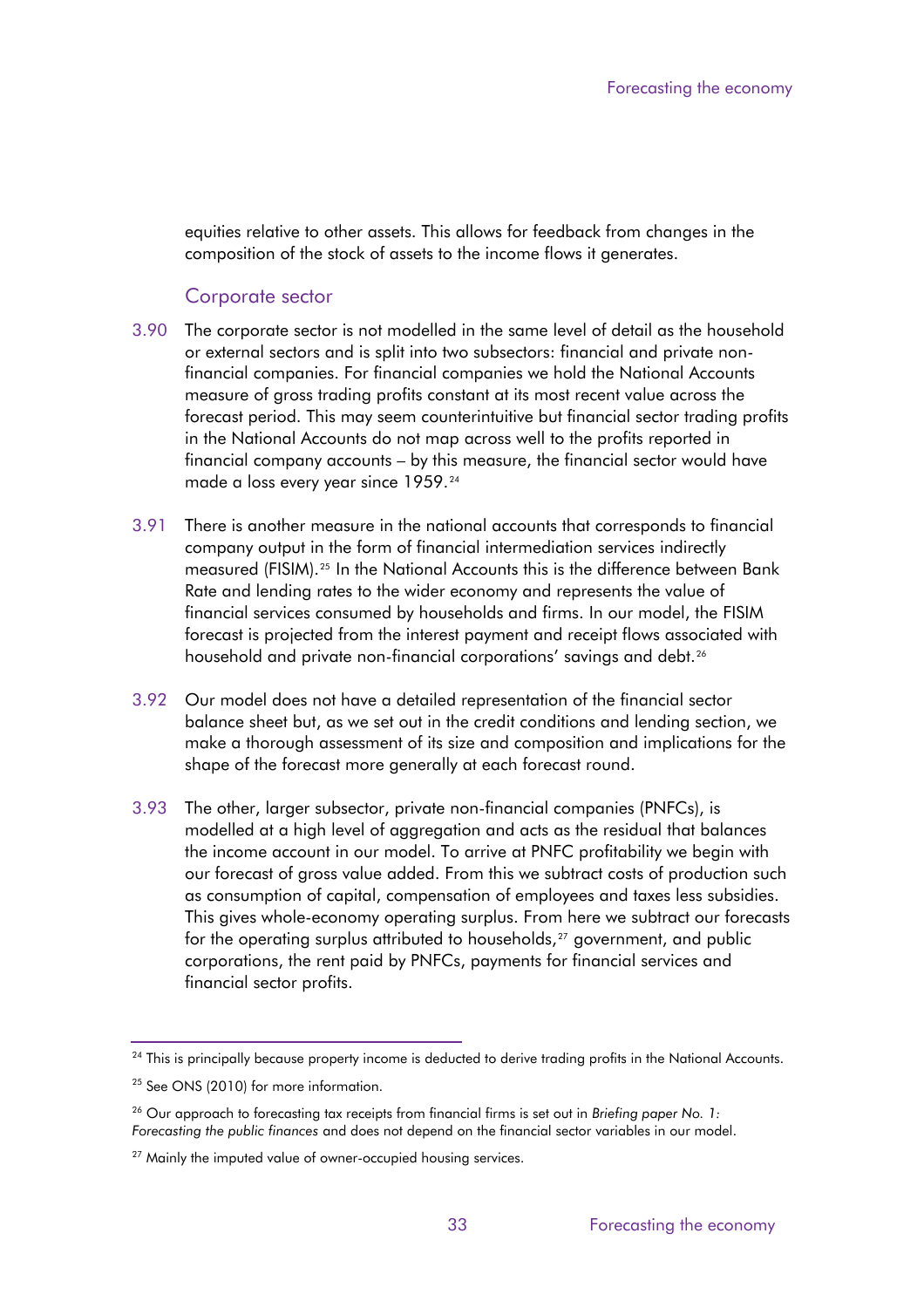equities relative to other assets. This allows for feedback from changes in the composition of the stock of assets to the income flows it generates.

### Corporate sector

3.90 The corporate sector is not modelled in the same level of detail as the household or external sectors and is split into two subsectors: financial and private non-financial companies. For financial companies we hold the National Accounts measure of gross trading profits constant at its most recent value across the forecast period. This may seem counterintuitive but financial sector trading profits in the National Accounts do not map across well to the profits reported in financial company accounts – by this measure, the financial sector would have made a loss every year since 1959.[24]

3.91 There is another measure in the national accounts that corresponds to financial company output in the form of financial intermediation services indirectly measured (FISIM).[25] In the National Accounts this is the difference between Bank Rate and lending rates to the wider economy and represents the value of financial services consumed by households and firms. In our model, the FISIM forecast is projected from the interest payment and receipt flows associated with household and private non-financial corporations' savings and debt.[26]

3.92 Our model does not have a detailed representation of the financial sector balance sheet but, as we set out in the credit conditions and lending section, we make a thorough assessment of its size and composition and implications for the shape of the forecast more generally at each forecast round.

3.93 The other, larger subsector, private non-financial companies (PNFCs), is modelled at a high level of aggregation and acts as the residual that balances the income account in our model. To arrive at PNFC profitability we begin with our forecast of gross value added. From this we subtract costs of production such as consumption of capital, compensation of employees and taxes less subsidies. This gives whole-economy operating surplus. From here we subtract our forecasts for the operating surplus attributed to households,[27] government, and public corporations, the rent paid by PNFCs, payments for financial services and financial sector profits.

---

[24] This is principally because property income is deducted to derive trading profits in the National Accounts.

[25] See ONS (2010) for more information.

[26] Our approach to forecasting tax receipts from financial firms is set out in *Briefing paper No. 1: Forecasting the public finances* and does not depend on the financial sector variables in our model.

[27] Mainly the imputed value of owner-occupied housing services.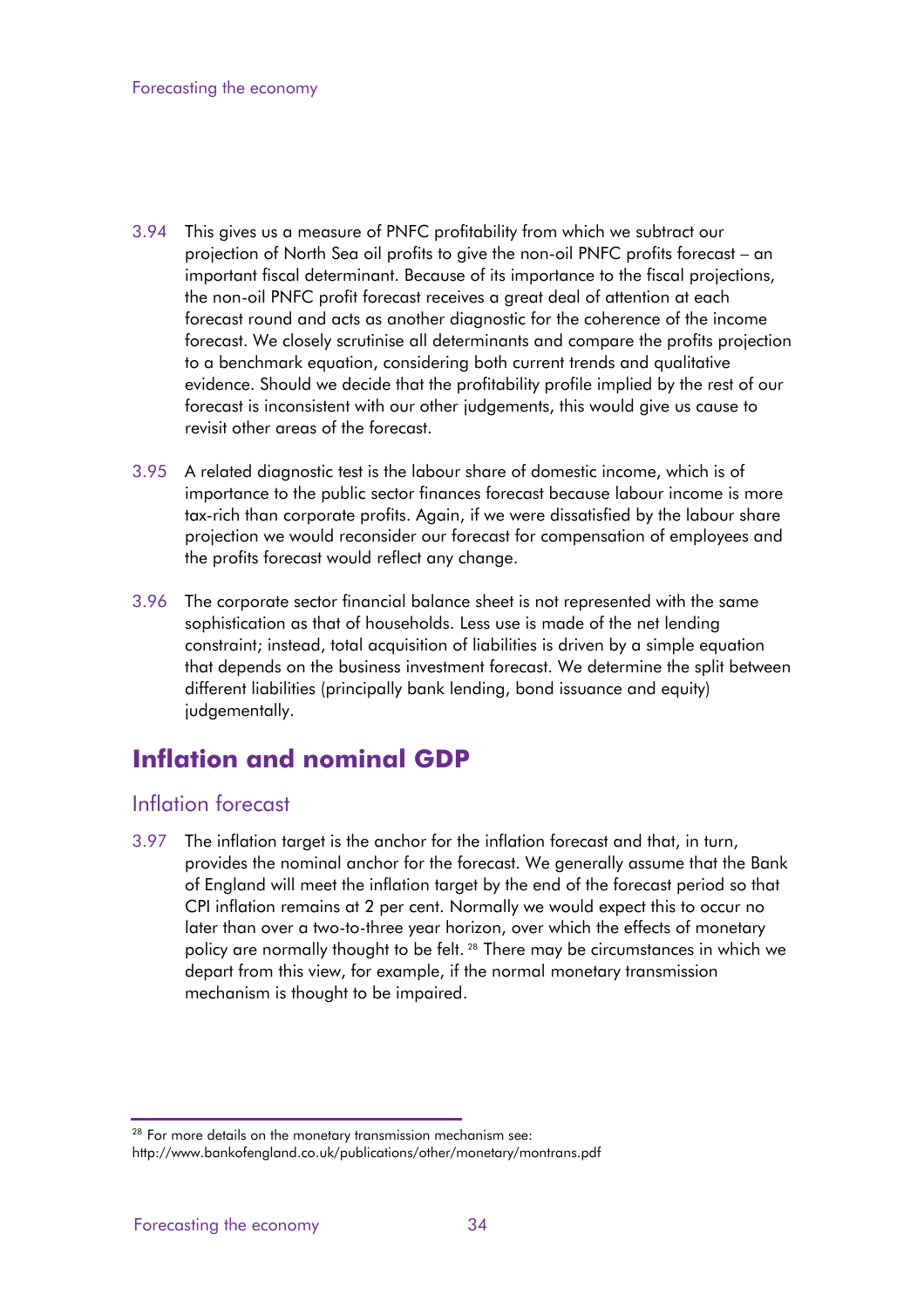3.94 This gives us a measure of PNFC profitability from which we subtract our projection of North Sea oil profits to give the non-oil PNFC profits forecast – an important fiscal determinant. Because of its importance to the fiscal projections, the non-oil PNFC profit forecast receives a great deal of attention at each forecast round and acts as another diagnostic for the coherence of the income forecast. We closely scrutinise all determinants and compare the profits projection to a benchmark equation, considering both current trends and qualitative evidence. Should we decide that the profitability profile implied by the rest of our forecast is inconsistent with our other judgements, this would give us cause to revisit other areas of the forecast.

3.95 A related diagnostic test is the labour share of domestic income, which is of importance to the public sector finances forecast because labour income is more tax-rich than corporate profits. Again, if we were dissatisfied by the labour share projection we would reconsider our forecast for compensation of employees and the profits forecast would reflect any change.

3.96 The corporate sector financial balance sheet is not represented with the same sophistication as that of households. Less use is made of the net lending constraint; instead, total acquisition of liabilities is driven by a simple equation that depends on the business investment forecast. We determine the split between different liabilities (principally bank lending, bond issuance and equity) judgementally.

## Inflation and nominal GDP

### Inflation forecast

3.97 The inflation target is the anchor for the inflation forecast and that, in turn, provides the nominal anchor for the forecast. We generally assume that the Bank of England will meet the inflation target by the end of the forecast period so that CPI inflation remains at 2 per cent. Normally we would expect this to occur no later than over a two-to-three year horizon, over which the effects of monetary policy are normally thought to be felt. [28] There may be circumstances in which we depart from this view, for example, if the normal monetary transmission mechanism is thought to be impaired.

[28] For more details on the monetary transmission mechanism see: http://www.bankofengland.co.uk/publications/other/monetary/montrans.pdf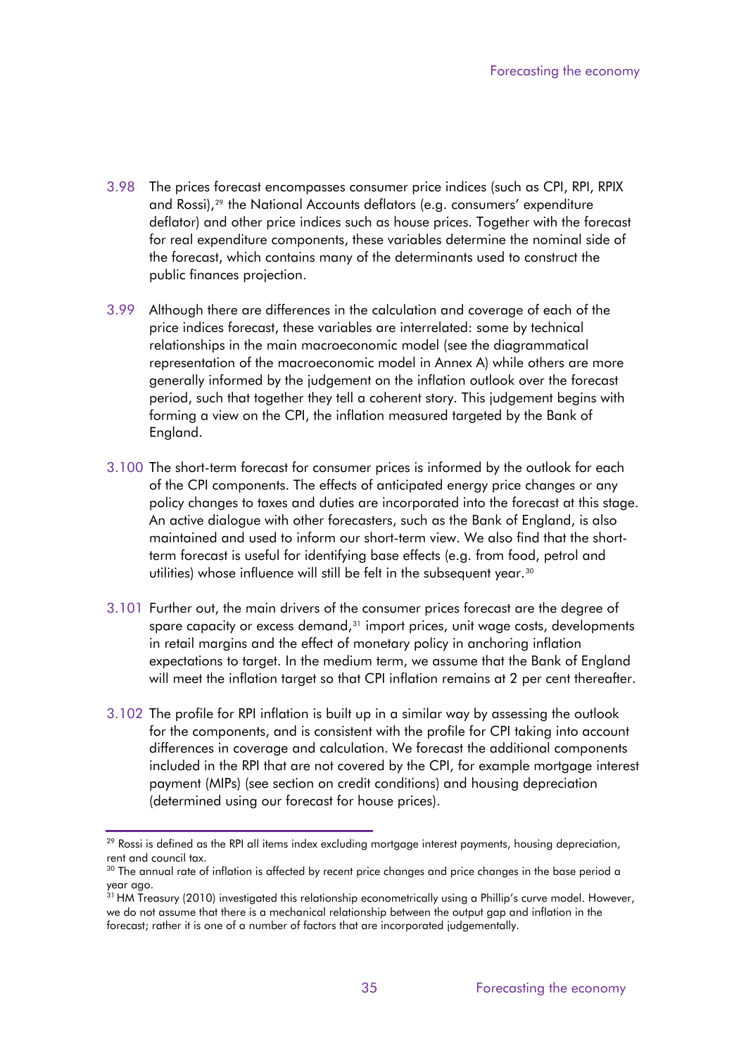3.98 The prices forecast encompasses consumer price indices (such as CPI, RPI, RPIX and Rossi),[29] the National Accounts deflators (e.g. consumers' expenditure deflator) and other price indices such as house prices. Together with the forecast for real expenditure components, these variables determine the nominal side of the forecast, which contains many of the determinants used to construct the public finances projection.

3.99 Although there are differences in the calculation and coverage of each of the price indices forecast, these variables are interrelated: some by technical relationships in the main macroeconomic model (see the diagrammatical representation of the macroeconomic model in Annex A) while others are more generally informed by the judgement on the inflation outlook over the forecast period, such that together they tell a coherent story. This judgement begins with forming a view on the CPI, the inflation measured targeted by the Bank of England.

3.100 The short-term forecast for consumer prices is informed by the outlook for each of the CPI components. The effects of anticipated energy price changes or any policy changes to taxes and duties are incorporated into the forecast at this stage. An active dialogue with other forecasters, such as the Bank of England, is also maintained and used to inform our short-term view. We also find that the short-term forecast is useful for identifying base effects (e.g. from food, petrol and utilities) whose influence will still be felt in the subsequent year.[30]

3.101 Further out, the main drivers of the consumer prices forecast are the degree of spare capacity or excess demand,[31] import prices, unit wage costs, developments in retail margins and the effect of monetary policy in anchoring inflation expectations to target. In the medium term, we assume that the Bank of England will meet the inflation target so that CPI inflation remains at 2 per cent thereafter.

3.102 The profile for RPI inflation is built up in a similar way by assessing the outlook for the components, and is consistent with the profile for CPI taking into account differences in coverage and calculation. We forecast the additional components included in the RPI that are not covered by the CPI, for example mortgage interest payment (MIPs) (see section on credit conditions) and housing depreciation (determined using our forecast for house prices).

---

[29] Rossi is defined as the RPI all items index excluding mortgage interest payments, housing depreciation, rent and council tax.

[30] The annual rate of inflation is affected by recent price changes and price changes in the base period a year ago.

[31] HM Treasury (2010) investigated this relationship econometrically using a Phillip's curve model. However, we do not assume that there is a mechanical relationship between the output gap and inflation in the forecast; rather it is one of a number of factors that are incorporated judgementally.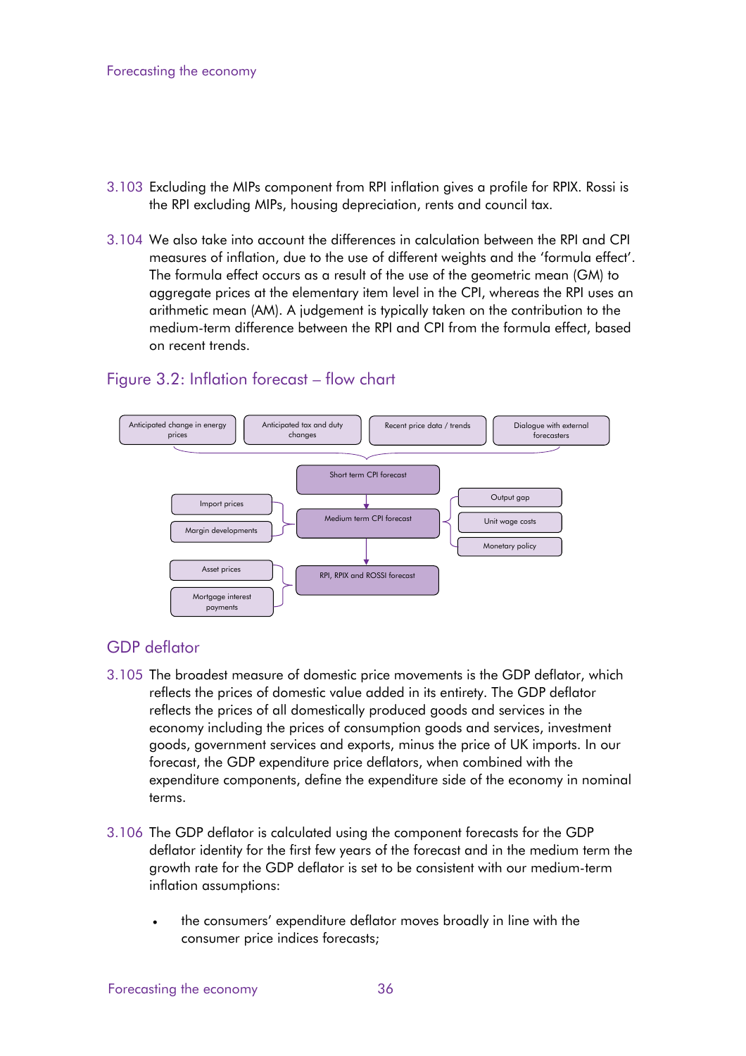3.103 Excluding the MIPs component from RPI inflation gives a profile for RPIX. Rossi is the RPI excluding MIPs, housing depreciation, rents and council tax.

3.104 We also take into account the differences in calculation between the RPI and CPI measures of inflation, due to the use of different weights and the 'formula effect'. The formula effect occurs as a result of the use of the geometric mean (GM) to aggregate prices at the elementary item level in the CPI, whereas the RPI uses an arithmetic mean (AM). A judgement is typically taken on the contribution to the medium-term difference between the RPI and CPI from the formula effect, based on recent trends.

## Figure 3.2: Inflation forecast – flow chart

Anticipated change in energy prices | Anticipated tax and duty changes | Recent price data / trends | Dialogue with external forecasters

Short term CPI forecast

Import prices | Margin developments → Medium term CPI forecast ← Output gap | Unit wage costs | Monetary policy

Asset prices | Mortgage interest payments → RPI, RPIX and ROSSI forecast

## GDP deflator

3.105 The broadest measure of domestic price movements is the GDP deflator, which reflects the prices of domestic value added in its entirety. The GDP deflator reflects the prices of all domestically produced goods and services in the economy including the prices of consumption goods and services, investment goods, government services and exports, minus the price of UK imports. In our forecast, the GDP expenditure price deflators, when combined with the expenditure components, define the expenditure side of the economy in nominal terms.

3.106 The GDP deflator is calculated using the component forecasts for the GDP deflator identity for the first few years of the forecast and in the medium term the growth rate for the GDP deflator is set to be consistent with our medium-term inflation assumptions:

- the consumers' expenditure deflator moves broadly in line with the consumer price indices forecasts;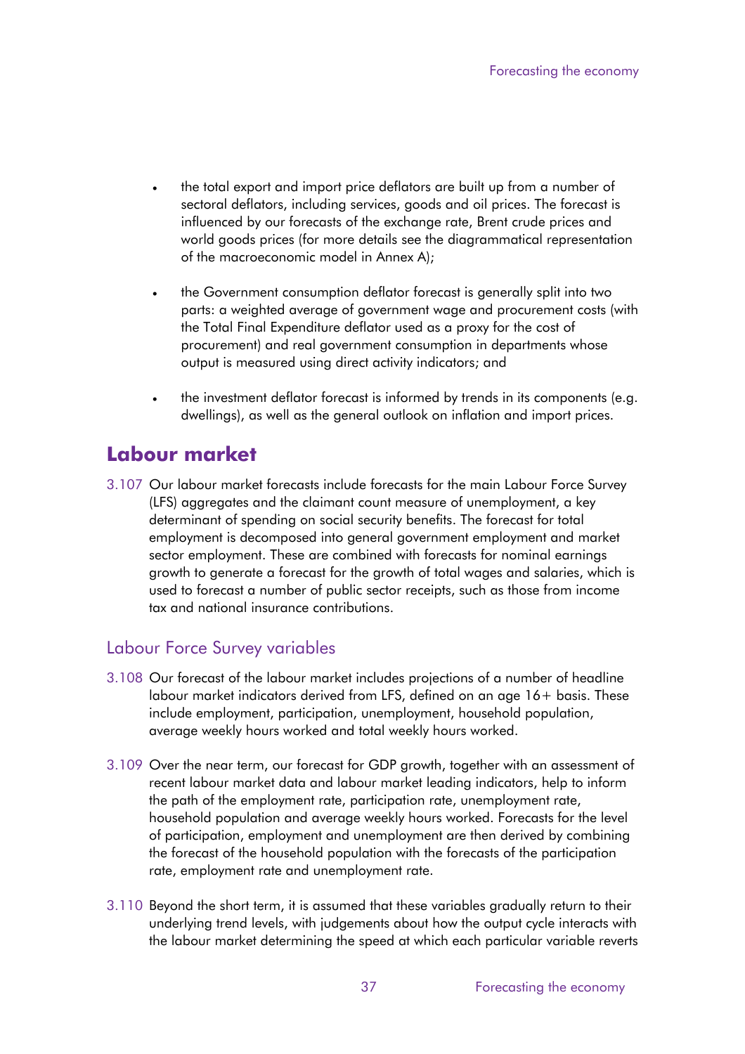- the total export and import price deflators are built up from a number of sectoral deflators, including services, goods and oil prices. The forecast is influenced by our forecasts of the exchange rate, Brent crude prices and world goods prices (for more details see the diagrammatical representation of the macroeconomic model in Annex A);
- the Government consumption deflator forecast is generally split into two parts: a weighted average of government wage and procurement costs (with the Total Final Expenditure deflator used as a proxy for the cost of procurement) and real government consumption in departments whose output is measured using direct activity indicators; and
- the investment deflator forecast is informed by trends in its components (e.g. dwellings), as well as the general outlook on inflation and import prices.

## Labour market

3.107 Our labour market forecasts include forecasts for the main Labour Force Survey (LFS) aggregates and the claimant count measure of unemployment, a key determinant of spending on social security benefits. The forecast for total employment is decomposed into general government employment and market sector employment. These are combined with forecasts for nominal earnings growth to generate a forecast for the growth of total wages and salaries, which is used to forecast a number of public sector receipts, such as those from income tax and national insurance contributions.

### Labour Force Survey variables

3.108 Our forecast of the labour market includes projections of a number of headline labour market indicators derived from LFS, defined on an age 16+ basis. These include employment, participation, unemployment, household population, average weekly hours worked and total weekly hours worked.

3.109 Over the near term, our forecast for GDP growth, together with an assessment of recent labour market data and labour market leading indicators, help to inform the path of the employment rate, participation rate, unemployment rate, household population and average weekly hours worked. Forecasts for the level of participation, employment and unemployment are then derived by combining the forecast of the household population with the forecasts of the participation rate, employment rate and unemployment rate.

3.110 Beyond the short term, it is assumed that these variables gradually return to their underlying trend levels, with judgements about how the output cycle interacts with the labour market determining the speed at which each particular variable reverts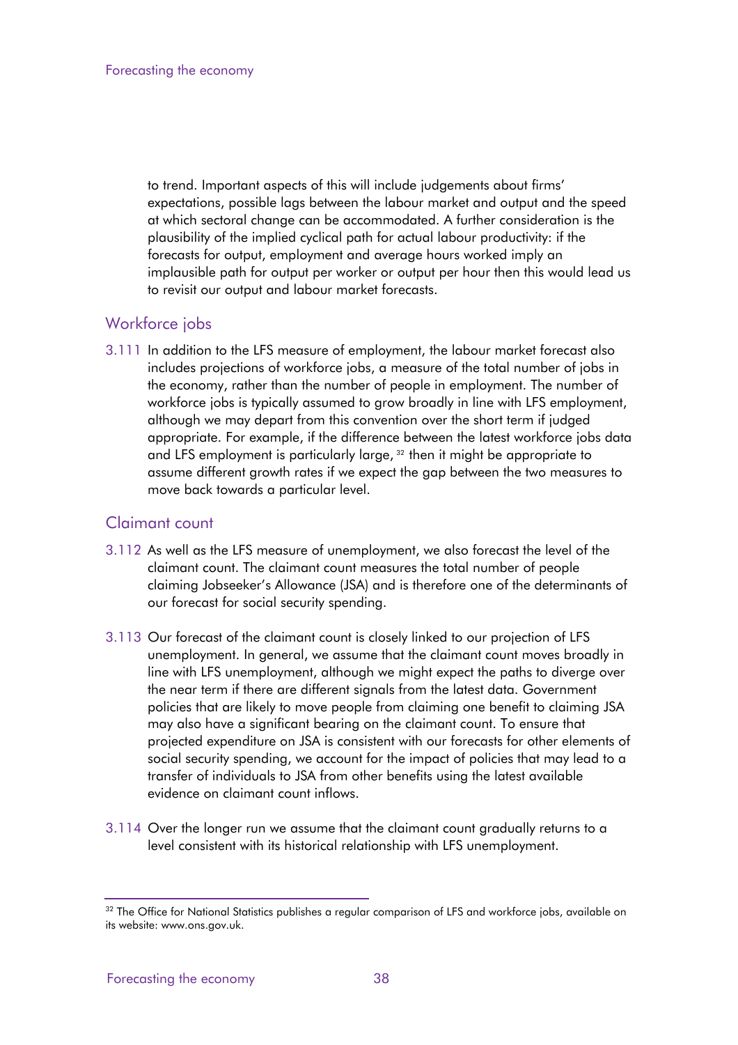to trend. Important aspects of this will include judgements about firms' expectations, possible lags between the labour market and output and the speed at which sectoral change can be accommodated. A further consideration is the plausibility of the implied cyclical path for actual labour productivity: if the forecasts for output, employment and average hours worked imply an implausible path for output per worker or output per hour then this would lead us to revisit our output and labour market forecasts.

## Workforce jobs

3.111 In addition to the LFS measure of employment, the labour market forecast also includes projections of workforce jobs, a measure of the total number of jobs in the economy, rather than the number of people in employment. The number of workforce jobs is typically assumed to grow broadly in line with LFS employment, although we may depart from this convention over the short term if judged appropriate. For example, if the difference between the latest workforce jobs data and LFS employment is particularly large, [32] then it might be appropriate to assume different growth rates if we expect the gap between the two measures to move back towards a particular level.

## Claimant count

3.112 As well as the LFS measure of unemployment, we also forecast the level of the claimant count. The claimant count measures the total number of people claiming Jobseeker's Allowance (JSA) and is therefore one of the determinants of our forecast for social security spending.

3.113 Our forecast of the claimant count is closely linked to our projection of LFS unemployment. In general, we assume that the claimant count moves broadly in line with LFS unemployment, although we might expect the paths to diverge over the near term if there are different signals from the latest data. Government policies that are likely to move people from claiming one benefit to claiming JSA may also have a significant bearing on the claimant count. To ensure that projected expenditure on JSA is consistent with our forecasts for other elements of social security spending, we account for the impact of policies that may lead to a transfer of individuals to JSA from other benefits using the latest available evidence on claimant count inflows.

3.114 Over the longer run we assume that the claimant count gradually returns to a level consistent with its historical relationship with LFS unemployment.

---

[32] The Office for National Statistics publishes a regular comparison of LFS and workforce jobs, available on its website: www.ons.gov.uk.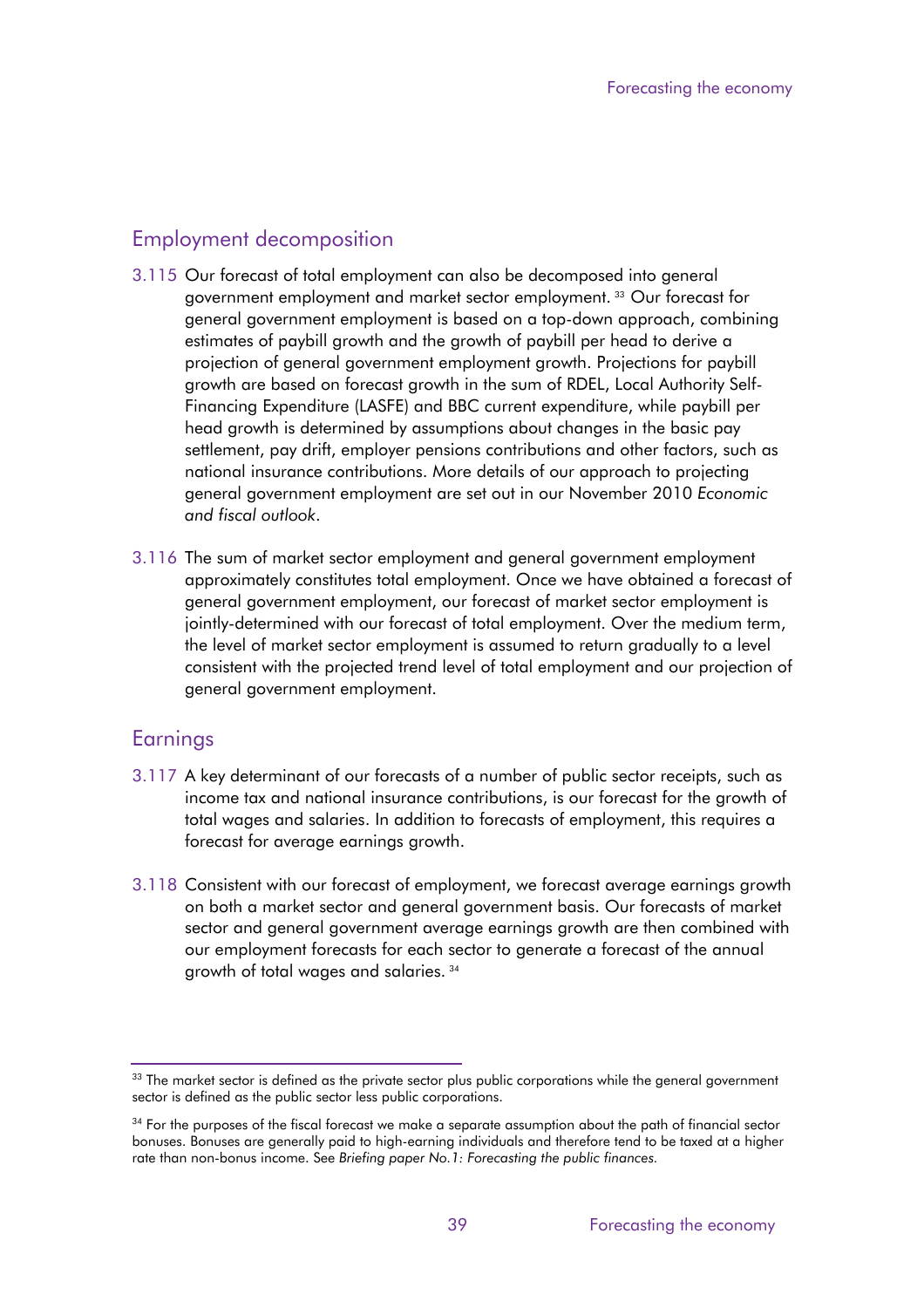## Employment decomposition

3.115 Our forecast of total employment can also be decomposed into general government employment and market sector employment.[33] Our forecast for general government employment is based on a top-down approach, combining estimates of paybill growth and the growth of paybill per head to derive a projection of general government employment growth. Projections for paybill growth are based on forecast growth in the sum of RDEL, Local Authority Self-Financing Expenditure (LASFE) and BBC current expenditure, while paybill per head growth is determined by assumptions about changes in the basic pay settlement, pay drift, employer pensions contributions and other factors, such as national insurance contributions. More details of our approach to projecting general government employment are set out in our November 2010 *Economic and fiscal outlook*.

3.116 The sum of market sector employment and general government employment approximately constitutes total employment. Once we have obtained a forecast of general government employment, our forecast of market sector employment is jointly-determined with our forecast of total employment. Over the medium term, the level of market sector employment is assumed to return gradually to a level consistent with the projected trend level of total employment and our projection of general government employment.

## Earnings

3.117 A key determinant of our forecasts of a number of public sector receipts, such as income tax and national insurance contributions, is our forecast for the growth of total wages and salaries. In addition to forecasts of employment, this requires a forecast for average earnings growth.

3.118 Consistent with our forecast of employment, we forecast average earnings growth on both a market sector and general government basis. Our forecasts of market sector and general government average earnings growth are then combined with our employment forecasts for each sector to generate a forecast of the annual growth of total wages and salaries.[34]

---

[33] The market sector is defined as the private sector plus public corporations while the general government sector is defined as the public sector less public corporations.

[34] For the purposes of the fiscal forecast we make a separate assumption about the path of financial sector bonuses. Bonuses are generally paid to high-earning individuals and therefore tend to be taxed at a higher rate than non-bonus income. See *Briefing paper No.1: Forecasting the public finances.*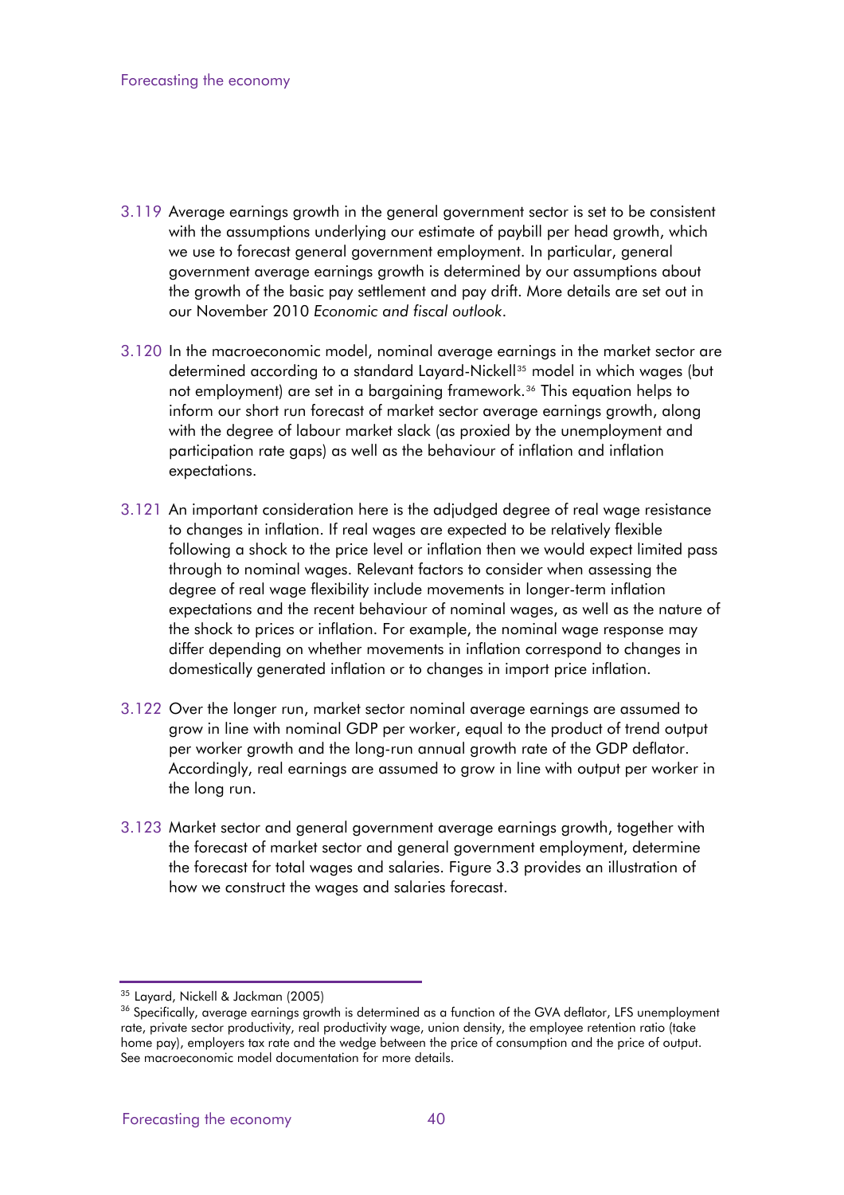3.119 Average earnings growth in the general government sector is set to be consistent with the assumptions underlying our estimate of paybill per head growth, which we use to forecast general government employment. In particular, general government average earnings growth is determined by our assumptions about the growth of the basic pay settlement and pay drift. More details are set out in our November 2010 *Economic and fiscal outlook*.

3.120 In the macroeconomic model, nominal average earnings in the market sector are determined according to a standard Layard-Nickell[35] model in which wages (but not employment) are set in a bargaining framework.[36] This equation helps to inform our short run forecast of market sector average earnings growth, along with the degree of labour market slack (as proxied by the unemployment and participation rate gaps) as well as the behaviour of inflation and inflation expectations.

3.121 An important consideration here is the adjudged degree of real wage resistance to changes in inflation. If real wages are expected to be relatively flexible following a shock to the price level or inflation then we would expect limited pass through to nominal wages. Relevant factors to consider when assessing the degree of real wage flexibility include movements in longer-term inflation expectations and the recent behaviour of nominal wages, as well as the nature of the shock to prices or inflation. For example, the nominal wage response may differ depending on whether movements in inflation correspond to changes in domestically generated inflation or to changes in import price inflation.

3.122 Over the longer run, market sector nominal average earnings are assumed to grow in line with nominal GDP per worker, equal to the product of trend output per worker growth and the long-run annual growth rate of the GDP deflator. Accordingly, real earnings are assumed to grow in line with output per worker in the long run.

3.123 Market sector and general government average earnings growth, together with the forecast of market sector and general government employment, determine the forecast for total wages and salaries. Figure 3.3 provides an illustration of how we construct the wages and salaries forecast.

---

[35] Layard, Nickell & Jackman (2005)

[36] Specifically, average earnings growth is determined as a function of the GVA deflator, LFS unemployment rate, private sector productivity, real productivity wage, union density, the employee retention ratio (take home pay), employers tax rate and the wedge between the price of consumption and the price of output. See macroeconomic model documentation for more details.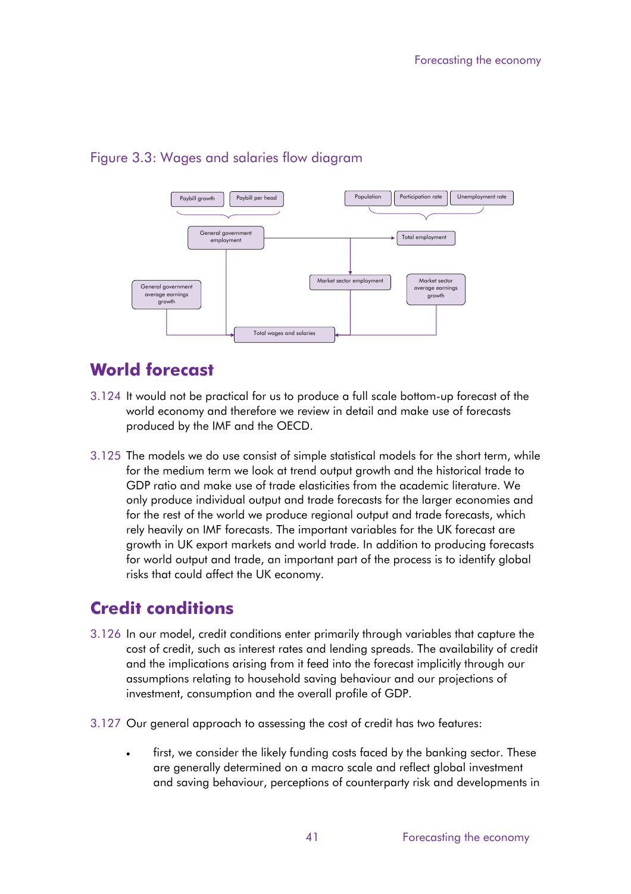Figure 3.3: Wages and salaries flow diagram

## World forecast

3.124 It would not be practical for us to produce a full scale bottom-up forecast of the world economy and therefore we review in detail and make use of forecasts produced by the IMF and the OECD.

3.125 The models we do use consist of simple statistical models for the short term, while for the medium term we look at trend output growth and the historical trade to GDP ratio and make use of trade elasticities from the academic literature. We only produce individual output and trade forecasts for the larger economies and for the rest of the world we produce regional output and trade forecasts, which rely heavily on IMF forecasts. The important variables for the UK forecast are growth in UK export markets and world trade. In addition to producing forecasts for world output and trade, an important part of the process is to identify global risks that could affect the UK economy.

## Credit conditions

3.126 In our model, credit conditions enter primarily through variables that capture the cost of credit, such as interest rates and lending spreads. The availability of credit and the implications arising from it feed into the forecast implicitly through our assumptions relating to household saving behaviour and our projections of investment, consumption and the overall profile of GDP.

3.127 Our general approach to assessing the cost of credit has two features:

- first, we consider the likely funding costs faced by the banking sector. These are generally determined on a macro scale and reflect global investment and saving behaviour, perceptions of counterparty risk and developments in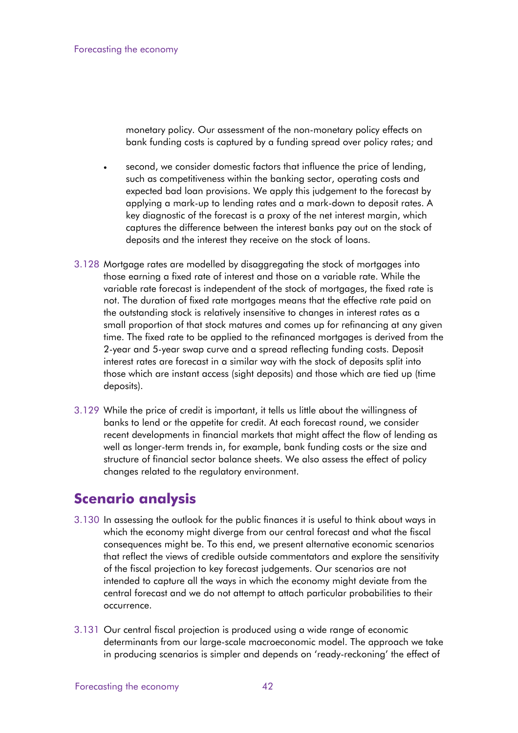monetary policy. Our assessment of the non-monetary policy effects on bank funding costs is captured by a funding spread over policy rates; and

- second, we consider domestic factors that influence the price of lending, such as competitiveness within the banking sector, operating costs and expected bad loan provisions. We apply this judgement to the forecast by applying a mark-up to lending rates and a mark-down to deposit rates. A key diagnostic of the forecast is a proxy of the net interest margin, which captures the difference between the interest banks pay out on the stock of deposits and the interest they receive on the stock of loans.

3.128 Mortgage rates are modelled by disaggregating the stock of mortgages into those earning a fixed rate of interest and those on a variable rate. While the variable rate forecast is independent of the stock of mortgages, the fixed rate is not. The duration of fixed rate mortgages means that the effective rate paid on the outstanding stock is relatively insensitive to changes in interest rates as a small proportion of that stock matures and comes up for refinancing at any given time. The fixed rate to be applied to the refinanced mortgages is derived from the 2-year and 5-year swap curve and a spread reflecting funding costs. Deposit interest rates are forecast in a similar way with the stock of deposits split into those which are instant access (sight deposits) and those which are tied up (time deposits).

3.129 While the price of credit is important, it tells us little about the willingness of banks to lend or the appetite for credit. At each forecast round, we consider recent developments in financial markets that might affect the flow of lending as well as longer-term trends in, for example, bank funding costs or the size and structure of financial sector balance sheets. We also assess the effect of policy changes related to the regulatory environment.

## Scenario analysis

3.130 In assessing the outlook for the public finances it is useful to think about ways in which the economy might diverge from our central forecast and what the fiscal consequences might be. To this end, we present alternative economic scenarios that reflect the views of credible outside commentators and explore the sensitivity of the fiscal projection to key forecast judgements. Our scenarios are not intended to capture all the ways in which the economy might deviate from the central forecast and we do not attempt to attach particular probabilities to their occurrence.

3.131 Our central fiscal projection is produced using a wide range of economic determinants from our large-scale macroeconomic model. The approach we take in producing scenarios is simpler and depends on 'ready-reckoning' the effect of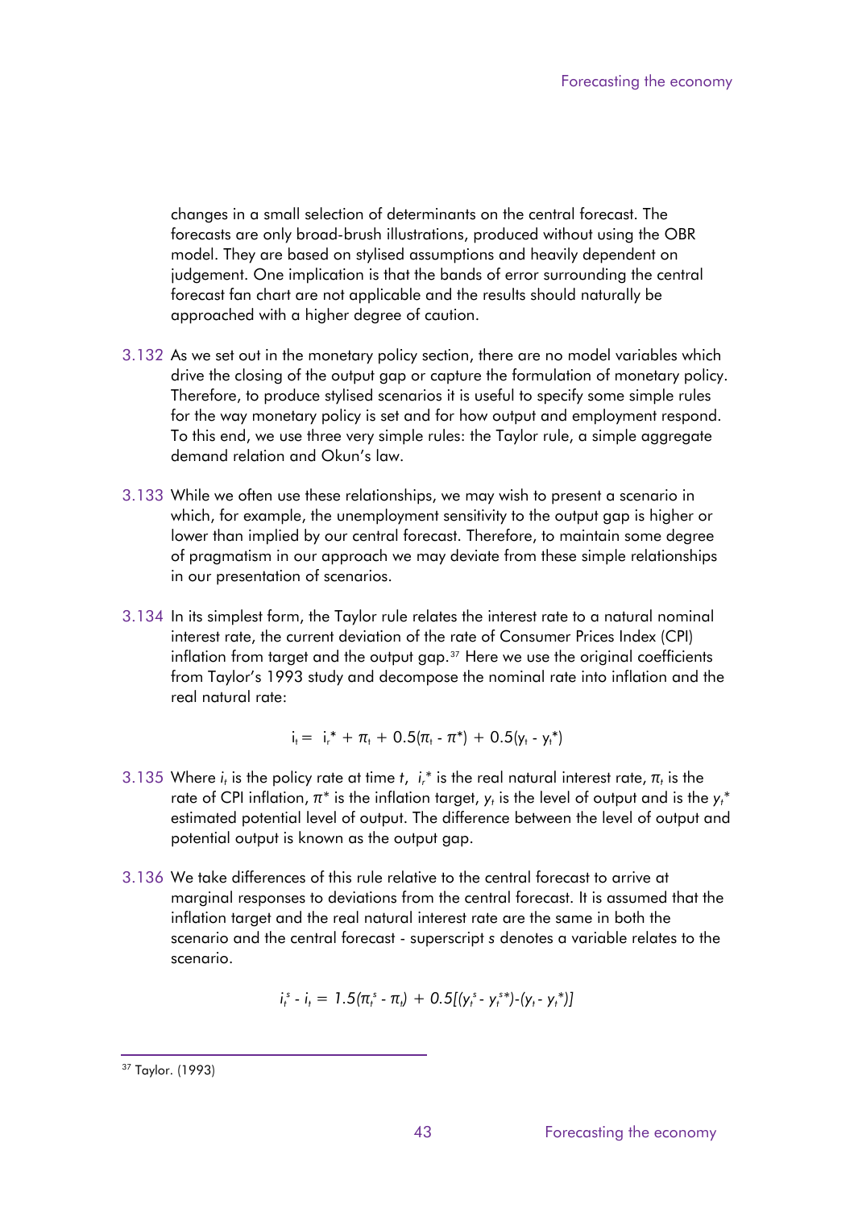changes in a small selection of determinants on the central forecast. The forecasts are only broad-brush illustrations, produced without using the OBR model. They are based on stylised assumptions and heavily dependent on judgement. One implication is that the bands of error surrounding the central forecast fan chart are not applicable and the results should naturally be approached with a higher degree of caution.

3.132 As we set out in the monetary policy section, there are no model variables which drive the closing of the output gap or capture the formulation of monetary policy. Therefore, to produce stylised scenarios it is useful to specify some simple rules for the way monetary policy is set and for how output and employment respond. To this end, we use three very simple rules: the Taylor rule, a simple aggregate demand relation and Okun's law.

3.133 While we often use these relationships, we may wish to present a scenario in which, for example, the unemployment sensitivity to the output gap is higher or lower than implied by our central forecast. Therefore, to maintain some degree of pragmatism in our approach we may deviate from these simple relationships in our presentation of scenarios.

3.134 In its simplest form, the Taylor rule relates the interest rate to a natural nominal interest rate, the current deviation of the rate of Consumer Prices Index (CPI) inflation from target and the output gap.[37] Here we use the original coefficients from Taylor's 1993 study and decompose the nominal rate into inflation and the real natural rate:

$$i_t = i_r^* + \pi_t + 0.5(\pi_t - \pi^*) + 0.5(y_t - y_t^*)$$

3.135 Where $i_t$ is the policy rate at time $t$, $i_r^*$ is the real natural interest rate, $\pi_t$ is the rate of CPI inflation, $\pi^*$ is the inflation target, $y_t$ is the level of output and is the $y_t^*$ estimated potential level of output. The difference between the level of output and potential output is known as the output gap.

3.136 We take differences of this rule relative to the central forecast to arrive at marginal responses to deviations from the central forecast. It is assumed that the inflation target and the real natural interest rate are the same in both the scenario and the central forecast - superscript *s* denotes a variable relates to the scenario.

$$i_t^s - i_t = 1.5(\pi_t^s - \pi_t) + 0.5[(y_t^s - y_t^{s*}) - (y_t - y_t^*)]$$

[37] Taylor. (1993)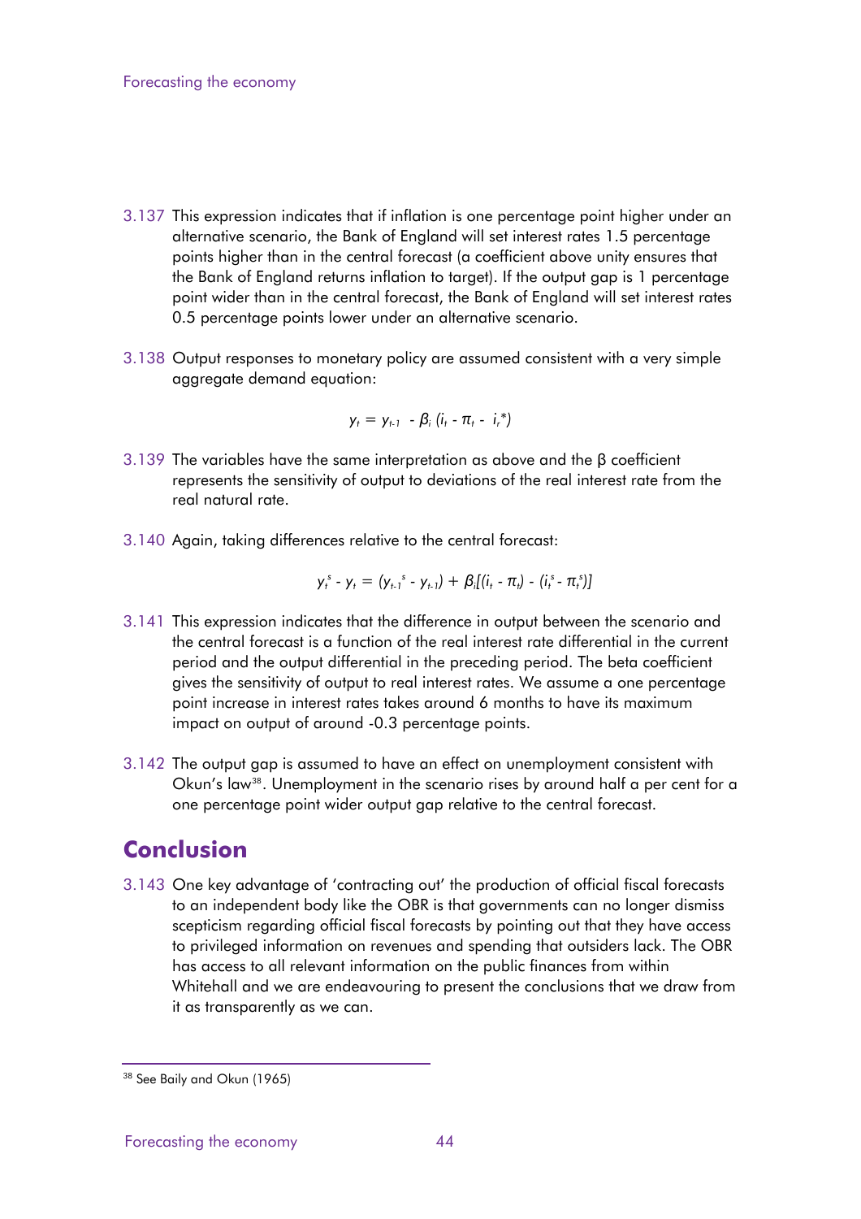3.137 This expression indicates that if inflation is one percentage point higher under an alternative scenario, the Bank of England will set interest rates 1.5 percentage points higher than in the central forecast (a coefficient above unity ensures that the Bank of England returns inflation to target). If the output gap is 1 percentage point wider than in the central forecast, the Bank of England will set interest rates 0.5 percentage points lower under an alternative scenario.

3.138 Output responses to monetary policy are assumed consistent with a very simple aggregate demand equation:

$$y_t = y_{t-1} - \beta_i (i_t - \pi_t - i_r^*)$$

3.139 The variables have the same interpretation as above and the β coefficient represents the sensitivity of output to deviations of the real interest rate from the real natural rate.

3.140 Again, taking differences relative to the central forecast:

$$y_t^s - y_t = (y_{t-1}^s - y_{t-1}) + \beta_i[(i_t - \pi_t) - (i_t^s - \pi_t^s)]$$

3.141 This expression indicates that the difference in output between the scenario and the central forecast is a function of the real interest rate differential in the current period and the output differential in the preceding period. The beta coefficient gives the sensitivity of output to real interest rates. We assume a one percentage point increase in interest rates takes around 6 months to have its maximum impact on output of around -0.3 percentage points.

3.142 The output gap is assumed to have an effect on unemployment consistent with Okun's law[38]. Unemployment in the scenario rises by around half a per cent for a one percentage point wider output gap relative to the central forecast.

## Conclusion

3.143 One key advantage of 'contracting out' the production of official fiscal forecasts to an independent body like the OBR is that governments can no longer dismiss scepticism regarding official fiscal forecasts by pointing out that they have access to privileged information on revenues and spending that outsiders lack. The OBR has access to all relevant information on the public finances from within Whitehall and we are endeavouring to present the conclusions that we draw from it as transparently as we can.

[38] See Baily and Okun (1965)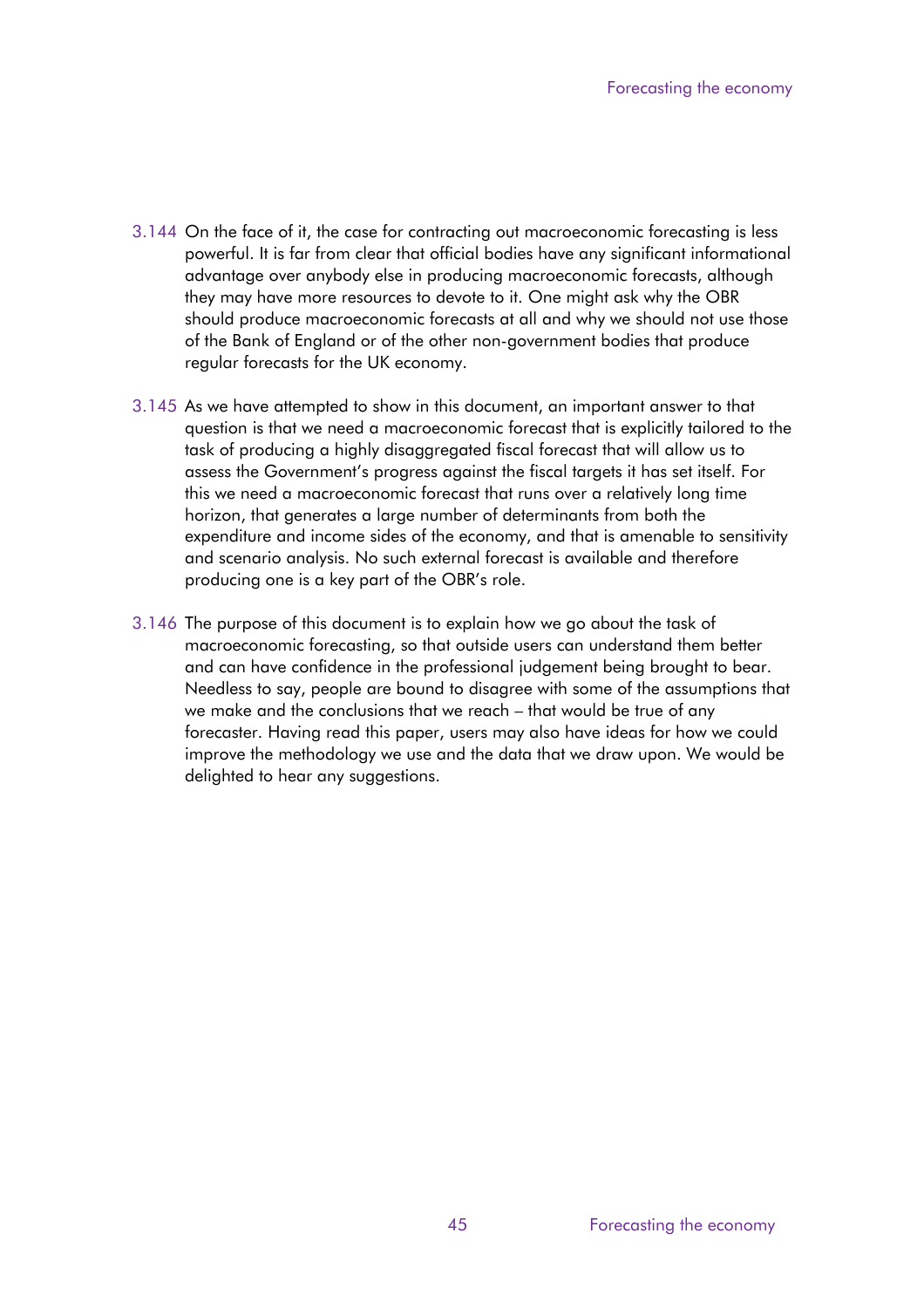3.144 On the face of it, the case for contracting out macroeconomic forecasting is less powerful. It is far from clear that official bodies have any significant informational advantage over anybody else in producing macroeconomic forecasts, although they may have more resources to devote to it. One might ask why the OBR should produce macroeconomic forecasts at all and why we should not use those of the Bank of England or of the other non-government bodies that produce regular forecasts for the UK economy.

3.145 As we have attempted to show in this document, an important answer to that question is that we need a macroeconomic forecast that is explicitly tailored to the task of producing a highly disaggregated fiscal forecast that will allow us to assess the Government's progress against the fiscal targets it has set itself. For this we need a macroeconomic forecast that runs over a relatively long time horizon, that generates a large number of determinants from both the expenditure and income sides of the economy, and that is amenable to sensitivity and scenario analysis. No such external forecast is available and therefore producing one is a key part of the OBR's role.

3.146 The purpose of this document is to explain how we go about the task of macroeconomic forecasting, so that outside users can understand them better and can have confidence in the professional judgement being brought to bear. Needless to say, people are bound to disagree with some of the assumptions that we make and the conclusions that we reach – that would be true of any forecaster. Having read this paper, users may also have ideas for how we could improve the methodology we use and the data that we draw upon. We would be delighted to hear any suggestions.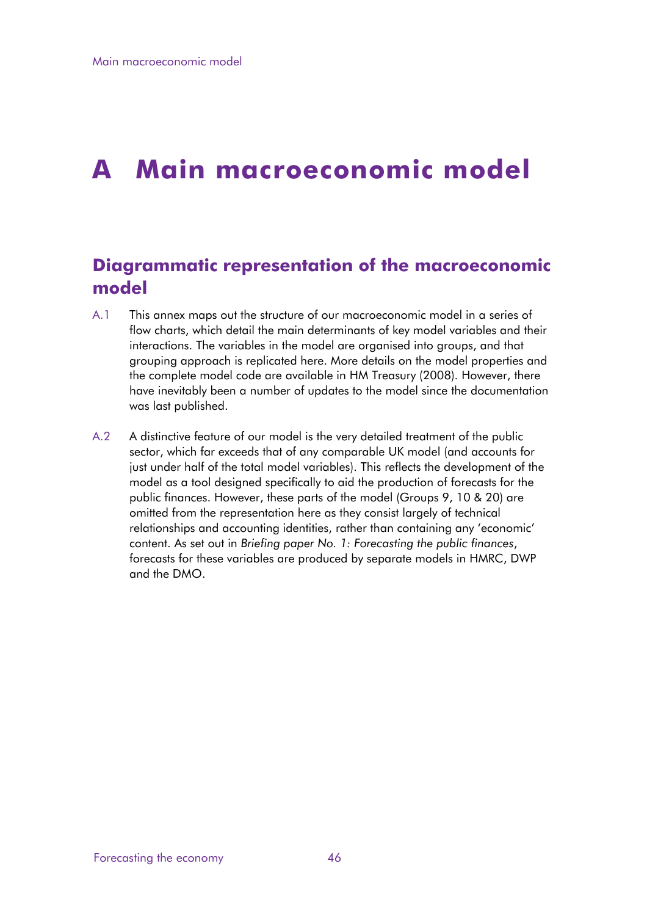# A Main macroeconomic model

## Diagrammatic representation of the macroeconomic model

A.1 This annex maps out the structure of our macroeconomic model in a series of flow charts, which detail the main determinants of key model variables and their interactions. The variables in the model are organised into groups, and that grouping approach is replicated here. More details on the model properties and the complete model code are available in HM Treasury (2008). However, there have inevitably been a number of updates to the model since the documentation was last published.

A.2 A distinctive feature of our model is the very detailed treatment of the public sector, which far exceeds that of any comparable UK model (and accounts for just under half of the total model variables). This reflects the development of the model as a tool designed specifically to aid the production of forecasts for the public finances. However, these parts of the model (Groups 9, 10 & 20) are omitted from the representation here as they consist largely of technical relationships and accounting identities, rather than containing any 'economic' content. As set out in *Briefing paper No. 1: Forecasting the public finances*, forecasts for these variables are produced by separate models in HMRC, DWP and the DMO.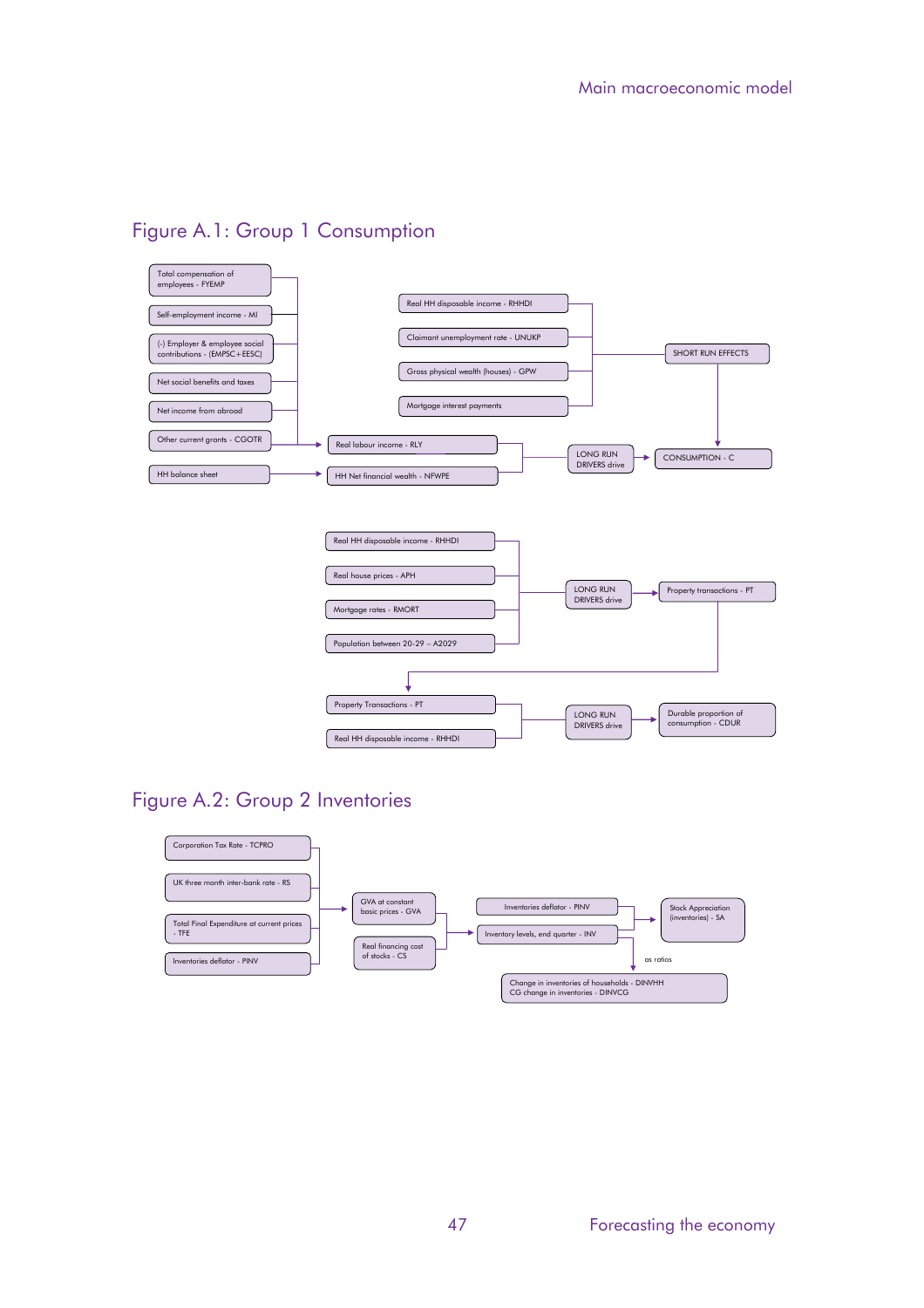## Figure A.1: Group 1 Consumption

Total compensation of employees - FYEMP

Self-employment income - MI

(-) Employer & employee social contributions - (EMPSC+EESC)

Net social benefits and taxes

Net income from abroad

Other current grants - CGOTR

HH balance sheet

Real HH disposable income - RHHDI

Claimant unemployment rate - UNUKP

Gross physical wealth (houses) - GPW

Mortgage interest payments

SHORT RUN EFFECTS

Real labour income - RLY

HH Net financial wealth - NFWPE

LONG RUN DRIVERS drive

CONSUMPTION - C

Real HH disposable income - RHHDI

Real house prices - APH

Mortgage rates - RMORT

Population between 20-29 – A2029

LONG RUN DRIVERS drive

Property transactions - PT

Property Transactions - PT

Real HH disposable income - RHHDI

LONG RUN DRIVERS drive

Durable proportion of consumption - CDUR

## Figure A.2: Group 2 Inventories

Corporation Tax Rate - TCPRO

UK three month inter-bank rate - RS

Total Final Expenditure at current prices - TFE

Inventories deflator - PINV

GVA at constant basic prices - GVA

Real financing cost of stocks - CS

Inventories deflator - PINV

Inventory levels, end quarter - INV

Stock Appreciation (inventories) - SA

as ratios

Change in inventories of households - DINVHH
CG change in inventories - DINVCG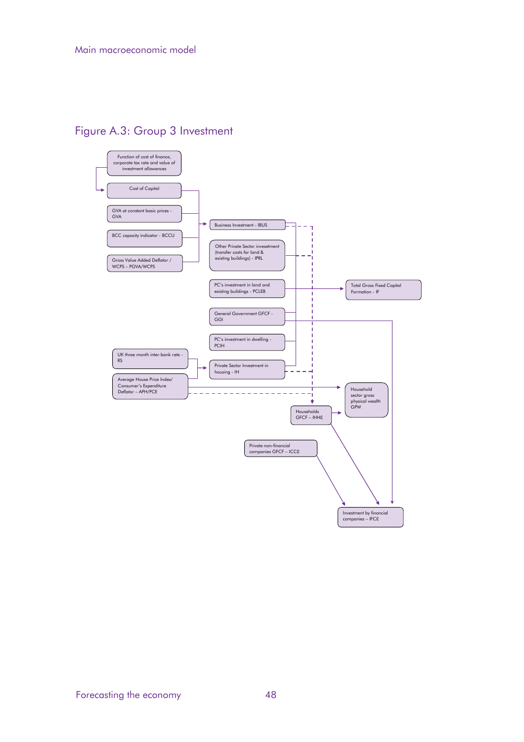# Figure A.3: Group 3 Investment

Function of cost of finance, corporate tax rate and value of investment allowances

Cost of Capital

GVA at constant basic prices - GVA

BCC capacity indicator - BCCU

Gross Value Added Deflator / WCPS – PGVA/WCPS

Business Investment - IBUS

Other Private Sector invesetment (transfer costs for land & existing buildings) - IPRL

PC's investment in land and existing buildings - PCLEB

Total Gross Fixed Capital Formation - IF

General Government GFCF - GGI

PC's investment in dwelling - PCIH

UK three month inter-bank rate - RS

Private Sector Investment in housing - IH

Average House Price Index/ Consumer's Expenditure Deflator – APH/PCE

Household sector gross physical wealth GPW

Households GFCF – IHH£

Private non-financial companies GFCF – ICC£

Investment by financial companies – IFC£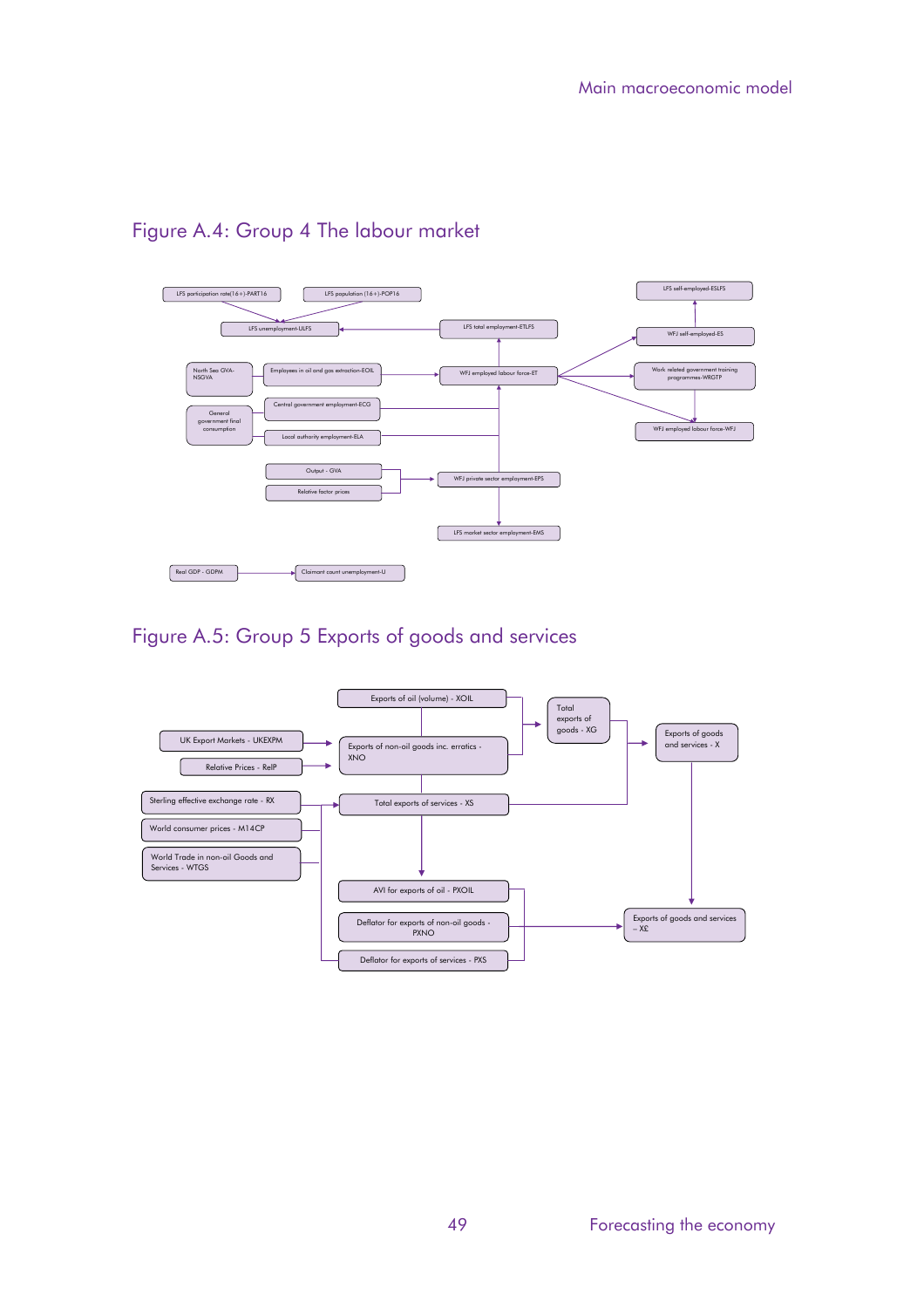## Figure A.4: Group 4 The labour market

LFS participation rate(16+)-PART16

LFS population (16+)-POP16

LFS unemployment-ULFS

LFS total employment-ETLFS

LFS self-employed-ESLFS

WFJ self-employed-ES

North Sea GVA-NSGVA

Employees in oil and gas extraction-EOIL

WFJ employed labour force-ET

Work related government training programmes-WRGTP

General government final consumption

Central government employment-ECG

Local authority employment-ELA

WFJ employed labour force-WFJ

Output - GVA

Relative factor prices

WFJ private sector employment-EPS

LFS market sector employment-EMS

Real GDP - GDPM

Claimant count unemployment-U

## Figure A.5: Group 5 Exports of goods and services

Exports of oil (volume) - XOIL

Total exports of goods - XG

UK Export Markets - UKEXPM

Exports of non-oil goods inc. erratics - XNO

Exports of goods and services - X

Relative Prices - RelP

Sterling effective exchange rate - RX

Total exports of services - XS

World consumer prices - M14CP

World Trade in non-oil Goods and Services - WTGS

AVI for exports of oil - PXOIL

Deflator for exports of non-oil goods - PXNO

Exports of goods and services – X£

Deflator for exports of services - PXS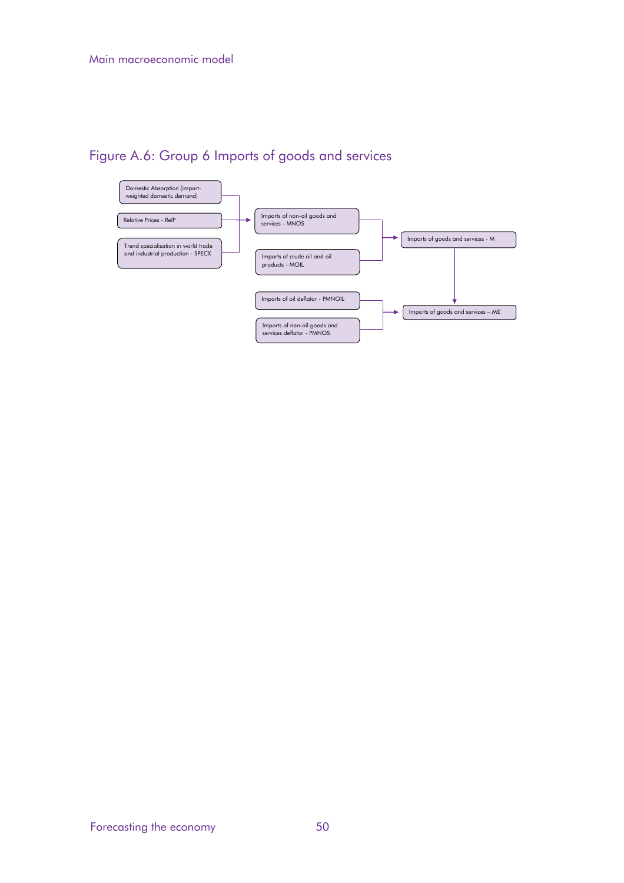## Figure A.6: Group 6 Imports of goods and services

Domestic Absorption (import-weighted domestic demand)

Relative Prices - RelP

Trend specialisation in world trade and industrial production - SPECX

Imports of non-oil goods and services - MNOS

Imports of crude oil and oil products - MOIL

Imports of goods and services - M

Imports of oil deflator - PMNOIL

Imports of non-oil goods and services deflator - PMNOS

Imports of goods and services – M£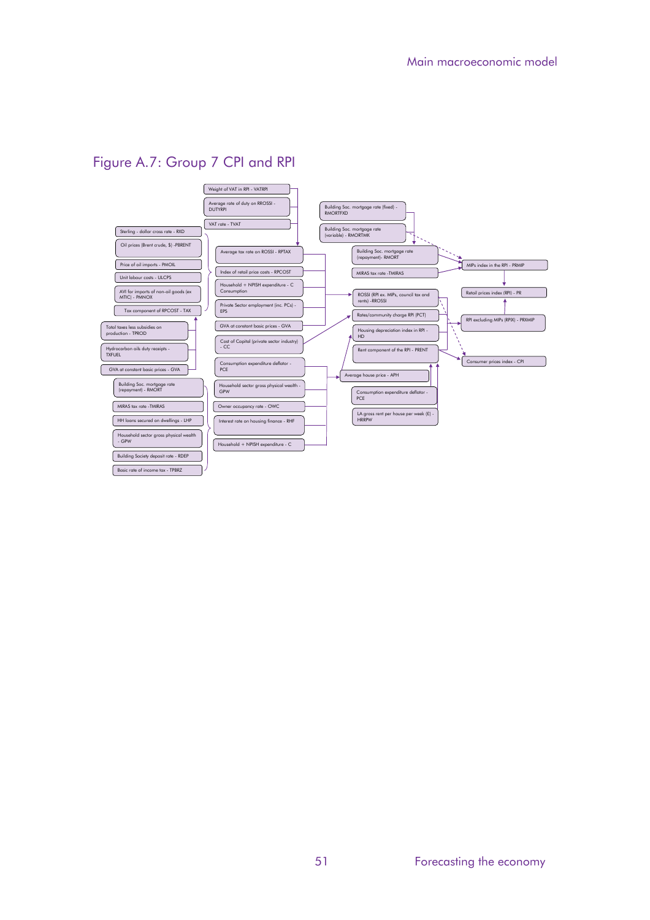# Figure A.7: Group 7 CPI and RPI

Weight of VAT in RPI - VATRPI

Average rate of duty on RROSSI - DUTYRPI

VAT rate - TVAT

Sterling - dollar cross rate - RXD

Oil prices (Brent crude, $) -PBRENT

Price of oil imports - PMOIL

Unit labour costs - ULCPS

AVI for imports of non-oil goods (ex MTIC) - PMNOX

Tax component of RPCOST - TAX

Total taxes less subsidies on production - TPROD

Hydrocarbon oils duty receipts - TXFUEL

GVA at constant basic prices - GVA

Building Soc. mortgage rate (repayment) - RMORT

MIRAS tax rate -TMIRAS

HH loans secured on dwellings - LHP

Household sector gross physical wealth - GPW

Building Society deposit rate - RDEP

Basic rate of income tax - TPBRZ

Average tax rate on ROSSI - RPTAX

Index of retail price costs - RPCOST

Household + NPISH expenditure - C Consumption

Private Sector employment (inc. PCs) - EPS

GVA at constant basic prices - GVA

Cost of Capital (private sector industry) - CC

Consumption expenditure deflator - PCE

Household sector gross physical wealth - GPW

Owner occupancy rate - OWC

Interest rate on housing finance - RHF

Household + NPISH expenditure - C

Building Soc. mortgage rate (fixed) - RMORTFXD

Building Soc. mortgage rate (variable) - RMORTMK

Building Soc. mortgage rate (repayment)- RMORT

MIRAS tax rate -TMIRAS

ROSSI (RPI ex. MIPs, council tax and rents) -RROSSI

Rates/community charge RPI (PCT)

Housing depreciation index in RPI - HD

Rent component of the RPI - PRENT

Average house price - APH

Consumption expenditure deflator - PCE

LA gross rent per house per week (£) - HRRPW

MIPs index in the RPI - PRMIP

Retail prices index (RPI) - PR

RPI excluding MIPs (RPIX) - PRXMIP

Consumer prices index - CPI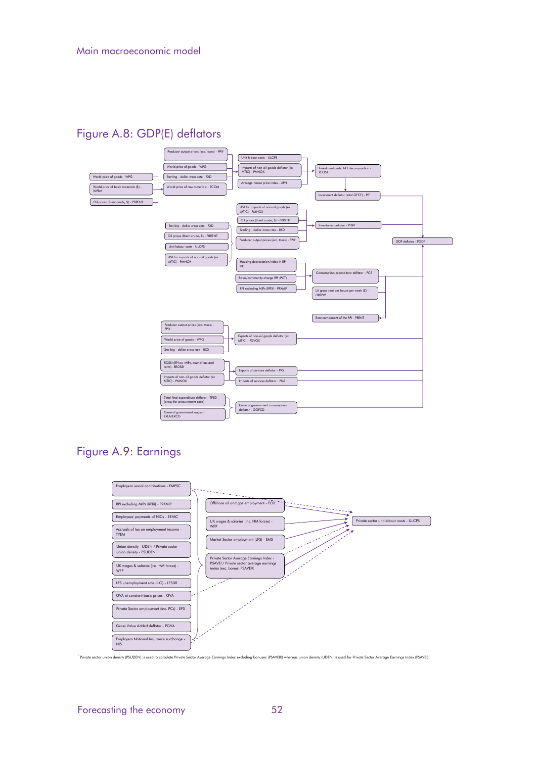## Figure A.8: GDP(E) deflators

Producer output prices (exc. taxes) - PPIY

World price of goods - WPG

World price of goods - WPG

World price of basic materials ($) - WPBM

Oil prices (Brent crude, $) - PBRENT

Sterling - dollar cross rate - RXD

World price of raw materials - RCOM

Unit labour costs - ULCPS

Imports of non-oil goods deflator (ex MTIC) - PMNOX

Average house price index - APH

Investment costs: I-O decomposition - ICOST

Investment deflator (total GFCF) - PIF

AVI for imports of non-oil goods (ex MTIC) - PMNOX

Oil prices (Brent crude, $) - PBRENT

Sterling - dollar cross rate - RXD

Producer output prices (exc. taxes) - PPIY

Sterling - dollar cross rate - RXD

Oil prices (Brent crude, $) - PBRENT

Unit labour costs - ULCPS

AVI for imports of non-oil goods (ex MTIC) - PMNOX

Inventories deflator - PINV

GDP deflator - PGDP

Housing depreciation index in RPI - HD

Rates/community charge RPI (PCT)

RPI excluding MIPs (RPIX) - PRXMIP

Consumption expenditure deflator - PCE

LA gross rent per house per week (£) - HRRPW

Rent component of the RPI - PRENT

Producer output prices (exc. taxes) - PPIY

World price of goods - WPG

Sterling - dollar cross rate - RXD

Exports of non-oil goods deflator (ex MTIC) - PXNOX

ROSSI (RPI ex. MIPs, council tax and rents) - RROSSI

Imports of non-oil goods deflator (ex MTIC) - PMNOX

Exports of services deflator - PXS

Imports of services deflator - PMS

Total final expenditure deflator - TFED (proxy for procurement costs)

General government wages - ERLA/ERCG

General government consumption deflator - GGFCD

## Figure A.9: Earnings

Employers' social contributions - EMPSC

RPI excluding MIPs (RPIX) - PRXMIP

Employees' payments of NICs - EENIC

Accruals of tax on employment income - TYEM

Union density - UDEN / Private sector union density - PSUDEN [1]

UK wages & salaries (inc. HM forces) - WFP

LFS unemployment rate (ILO) - LFSUR

GVA at constant basic prices - GVA

Private Sector employment (inc. PCs) - EPS

Gross Value Added deflator - PGVA

Employers National Insurance surcharge - NIS

Offshore oil and gas employment - EOIL

UK wages & salaries (inc. HM forces) - WFP

Market Sector employment (LFS) - EMS

Private Sector Average Earnings Index - PSAVEI / Private sector average earnings index (exc. bonus) PSAVEIX

Private sector unit labour costs - ULCPS

[1] Private sector union density (PSUDEN) is used to calculate Private Sector Average Earnings Index excluding bonuses (PSAVEIX) whereas union density (UDEN) is used for Private Sector Average Earnings Index (PSAVEI).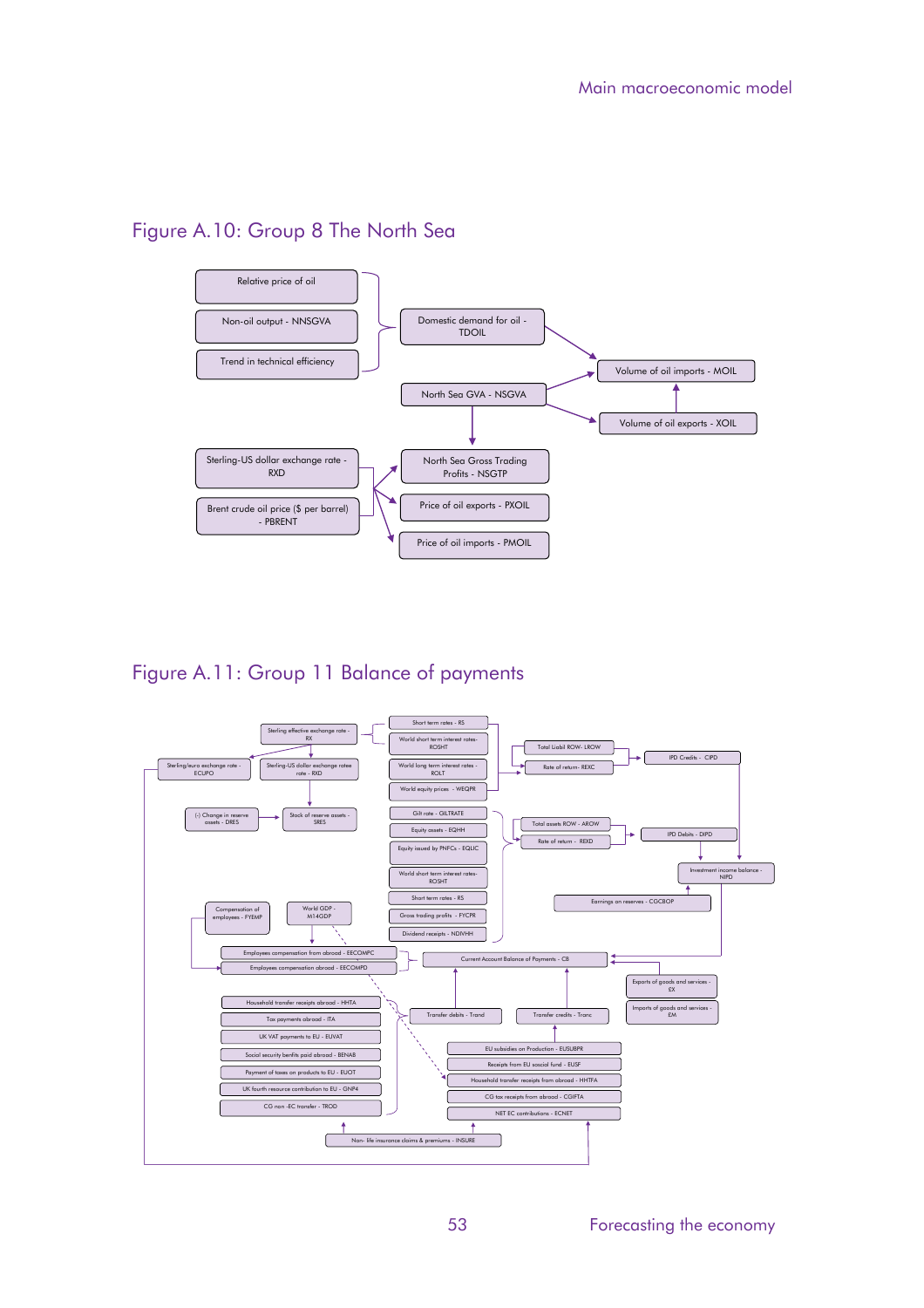## Figure A.10: Group 8 The North Sea

Relative price of oil

Non-oil output - NNSGVA

Trend in technical efficiency

Domestic demand for oil - TDOIL

Volume of oil imports - MOIL

North Sea GVA - NSGVA

Volume of oil exports - XOIL

Sterling-US dollar exchange rate - RXD

Brent crude oil price ($ per barrel) - PBRENT

North Sea Gross Trading Profits - NSGTP

Price of oil exports - PXOIL

Price of oil imports - PMOIL

## Figure A.11: Group 11 Balance of payments

Sterling effective exchange rate - RX

Sterling/euro exchange rate - ECUPO

Sterling-US dollar exchange rates rate - RXD

(-) Change in reserve assets - DRES

Stock of reserve assets - SRES

Short term rates - RS

World short term interest rates- ROSHT

World long term interest rates - ROLT

World equity prices - WEQPR

Total Liabil ROW- LROW

Rate of return- REXC

IPD Credits - CIPD

Gilt rate - GILTRATE

Equity assets - EQHH

Equity issued by PNFCs - EQLIC

World short term interest rates- ROSHT

Short term rates - RS

Gross trading profits - FYCPR

Dividend receipts - NDIVHH

Total assets ROW - AROW

Rate of return - REXD

IPD Debits - DIPD

Investment income balance - NIPD

Earnings on reserves - CGCBOP

Compensation of employees - FYEMP

World GDP - M14GDP

Employees compensation from abroad - EECOMPC

Employees compensation abroad - EECOMPD

Current Account Balance of Payments - CB

Exports of goods and services - SX

Imports of goods and services - EM

Household transfer receipts abroad - HHTA

Tax payments abroad - ITA

UK VAT payments to EU - EUVAT

Social security benfits paid abroad - BENAB

Payment of taxes on products to EU - EUOT

UK fourth resource contribution to EU - GNP4

CG non -EC transfer - TROD

Transfer debits - Trand

Transfer credits - Tranc

EU subsidies on Production - EUSUBPR

Receipts from EU soscial fund - EUSF

Household transfer receipts from abroad - HHTFA

CG tax receipts from abroad - CGITA

NET EC contributions - ECNET

Non- life insurance claims & premiums - INSURE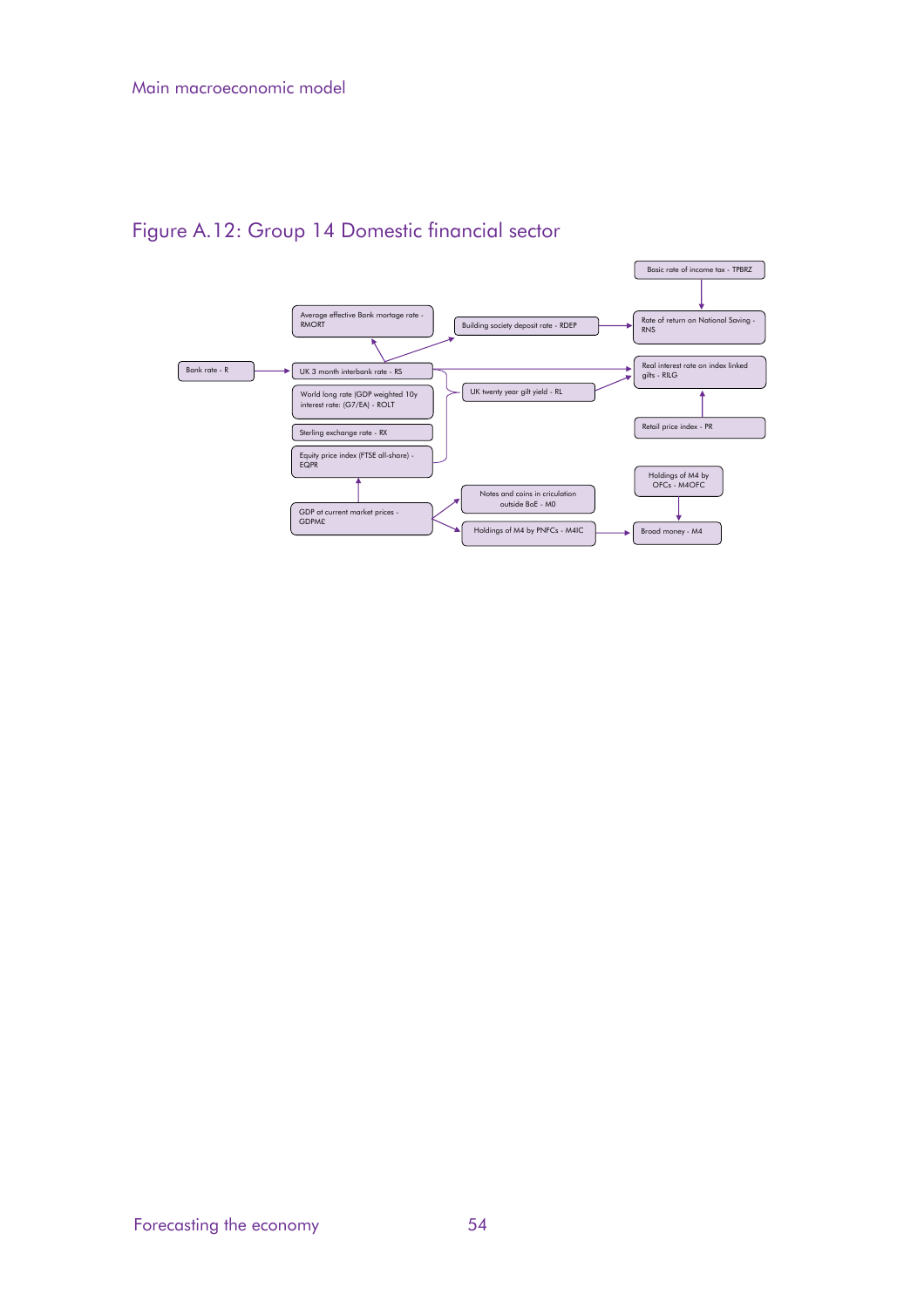## Figure A.12: Group 14 Domestic financial sector

Basic rate of income tax - TPBRZ

Average effective Bank mortgage rate - RMORT

Building society deposit rate - RDEP

Rate of return on National Saving - RNS

Bank rate - R

UK 3 month interbank rate - RS

Real interest rate on index linked gilts - RILG

World long rate (GDP weighted 10y interest rate: (G7/EA) - ROLT

UK twenty year gilt yield - RL

Sterling exchange rate - RX

Retail price index - PR

Equity price index (FTSE all-share) - EQPR

Holdings of M4 by OFCs - M4OFC

Notes and coins in criculation outside BoE - M0

GDP at current market prices - GDPM£

Holdings of M4 by PNFCs - M4IC

Broad money - M4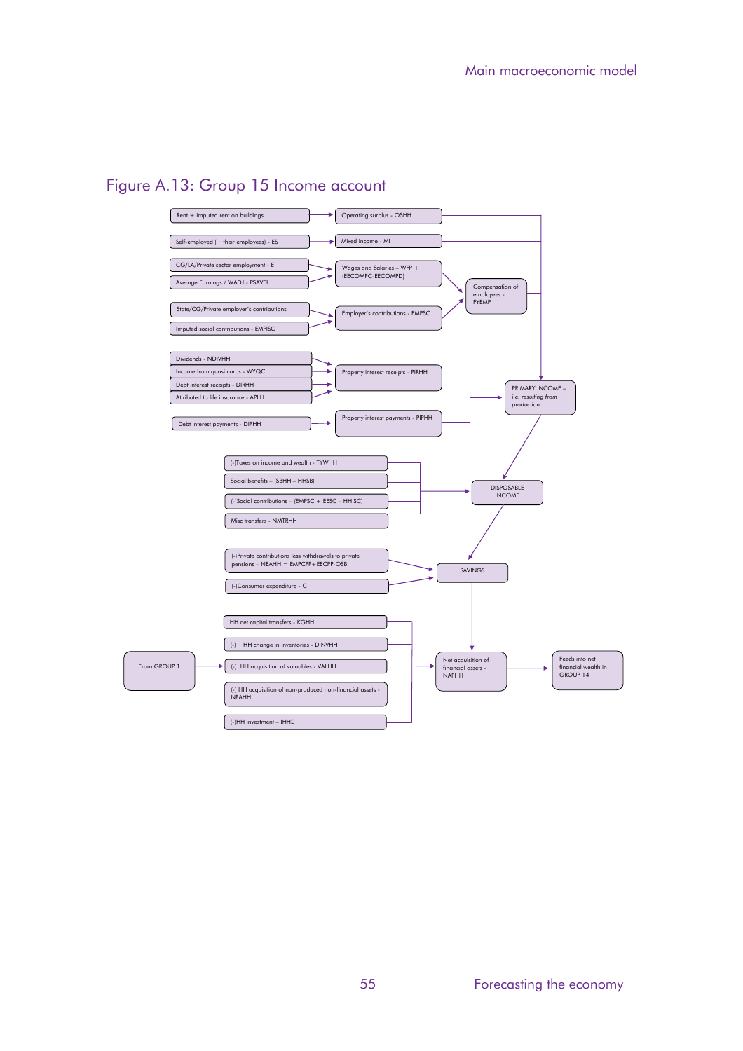# Figure A.13: Group 15 Income account

Rent + imputed rent on buildings

Operating surplus - OSHH

Self-employed (+ their employees) - ES

Mixed income - MI

CG/LA/Private sector employment - E

Average Earnings / WADJ - PSAVEI

Wages and Salaries – WFP + (EECOMPC-EECOMPD)

Compensation of employees - FYEMP

State/CG/Private employer's contributions

Imputed social contributions - EMPISC

Employer's contributions - EMPSC

Dividends - NDIVHH

Income from quasi corps - WYQC

Debt interest receipts - DIRHH

Attributed to life insurance - APIIH

Property interest receipts - PIRHH

PRIMARY INCOME – i.e. *resulting from production*

Debt interest payments - DIPHH

Property interest payments - PIPHH

(-)Taxes on income and wealth - TYWHH

Social benefits – (SBHH – HHSB)

(-)Social contributions – (EMPSC + EESC – HHISC)

Misc transfers - NMTRHH

DISPOSABLE INCOME

(-)Private contributions less withdrawals to private pensions – NEAHH = EMPCPP+EECPP-OSB

(-)Consumer expenditure - C

SAVINGS

HH net capital transfers - KGHH

(-) HH change in inventories - DINVHH

From GROUP 1

(-) HH acquisition of valuables - VALHH

(-) HH acquisition of non-produced non-financial assets - NPAHH

(-)HH investment – IHH£

Net acquisition of financial assets - NAFHH

Feeds into net financial wealth in GROUP 14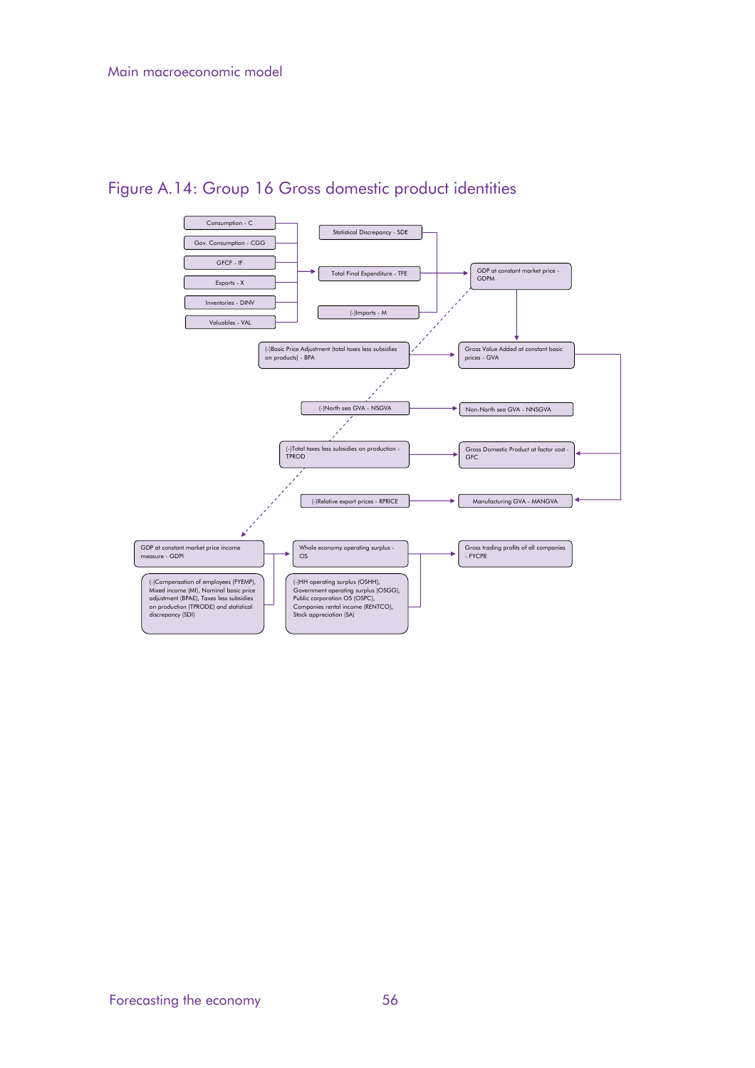## Figure A.14: Group 16 Gross domestic product identities

Consumption - C

Gov. Consumption - CGG

GFCF - IF

Exports - X

Inventories - DINV

Valuables - VAL

Statistical Discrepancy - SDE

Total Final Expenditure - TFE

(-)Imports - M

GDP at constant market price - GDPM

(-)Basic Price Adjustment (total taxes less subsidies on products) - BPA

Gross Value Added at constant basic prices - GVA

(-)North sea GVA - NSGVA

Non-North sea GVA - NNSGVA

(-)Total taxes less subsidies on production - TPROD

Gross Domestic Product at factor cost - GFC

(-)Relative export prices - RPRICE

Manufacturing GVA - MANGVA

GDP at constant market price income measure - GDPI

(-)Compensation of employees (FYEMP), Mixed income (MI), Nominal basic price adjustment (BPAE), Taxes less subsidies on production (TPRODE) and statistical discrepancy (SDI)

Whole economy operating surplus - OS

(-)HH operating surplus (OSHH), Government operating surplus (OSGG), Public corporation OS (OSPC), Companies rental income (RENTCO), Stock appreciation (SA)

Gross trading profits of all companies - FYCPR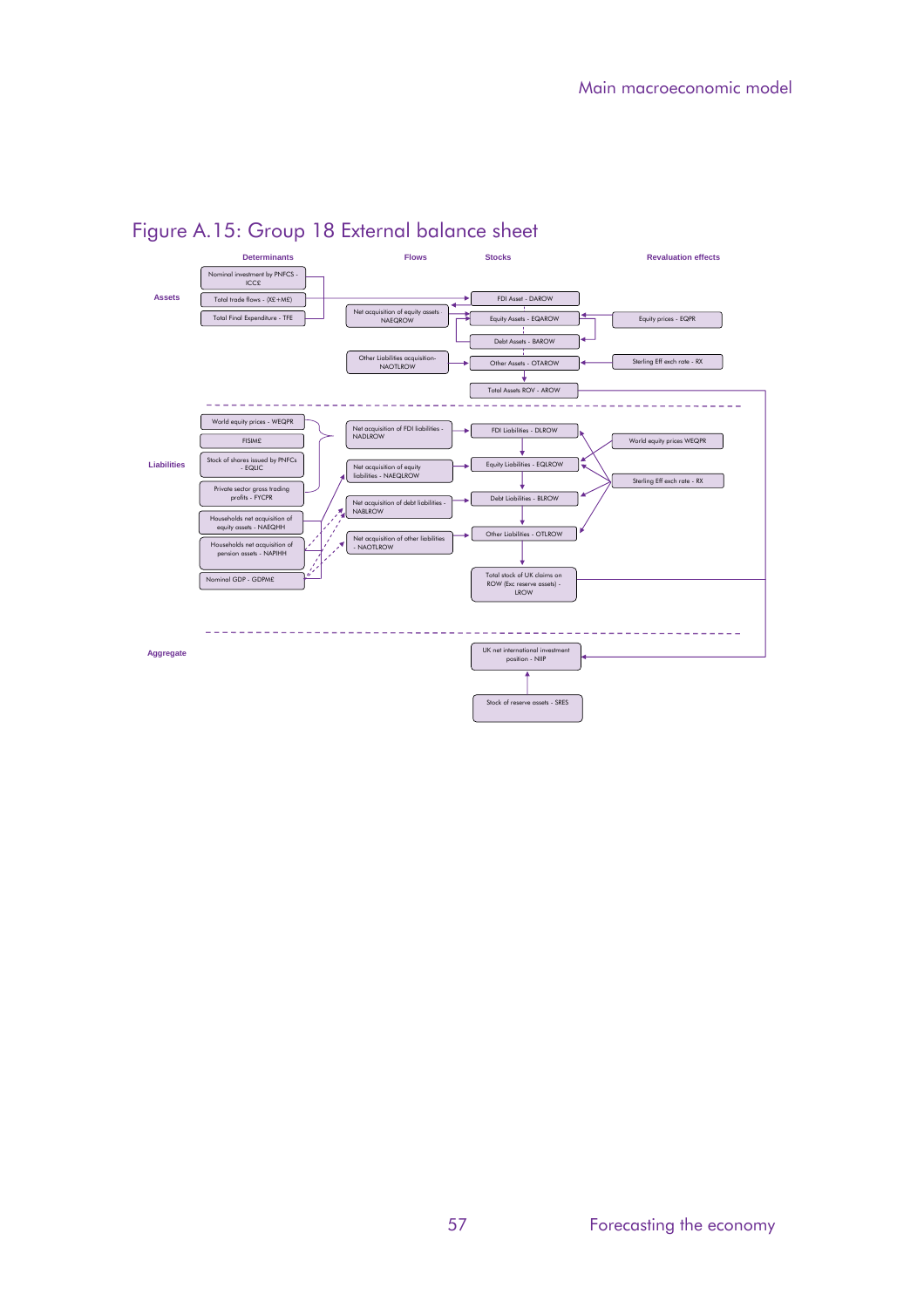# Figure A.15: Group 18 External balance sheet

**Determinants** | **Flows** | **Stocks** | **Revaluation effects**

**Assets**

- Nominal investment by PNFCS - ICC£
- Total trade flows - (X£+M£)
- Total Final Expenditure - TFE
- Net acquisition of equity assets NAEQROW
- Other Liabilities acquisition- NAOTLROW
- FDI Asset - DAROW
- Equity Assets - EQAROW
- Debt Assets - BAROW
- Other Assets - OTAROW
- Total Assets ROV - AROW
- Equity prices - EQPR
- Sterling Eff exch rate - RX

**Liabilities**

- World equity prices - WEQPR
- FISIM£
- Stock of shares issued by PNFCs - EQLIC
- Private sector gross trading profits - FYCPR
- Households net acquisition of equity assets - NAEQHH
- Households net acquisition of pension assets - NAPIHH
- Nominal GDP - GDPM£
- Net acquisition of FDI liabilities - NADLROW
- Net acquisition of equity liabilities - NAEQLROW
- Net acquisition of debt liabilities - NABLROW
- Net acquisition of other liabilities - NAOTLROW
- FDI Liabilities - DLROW
- Equity Liabilities - EQLROW
- Debt Liabilities - BLROW
- Other Liabilities - OTLROW
- Total stock of UK claims on ROW (Exc reserve assets) - LROW
- World equity prices WEQPR
- Sterling Eff exch rate - RX

**Aggregate**

- UK net international investment position - NIIP
- Stock of reserve assets - SRES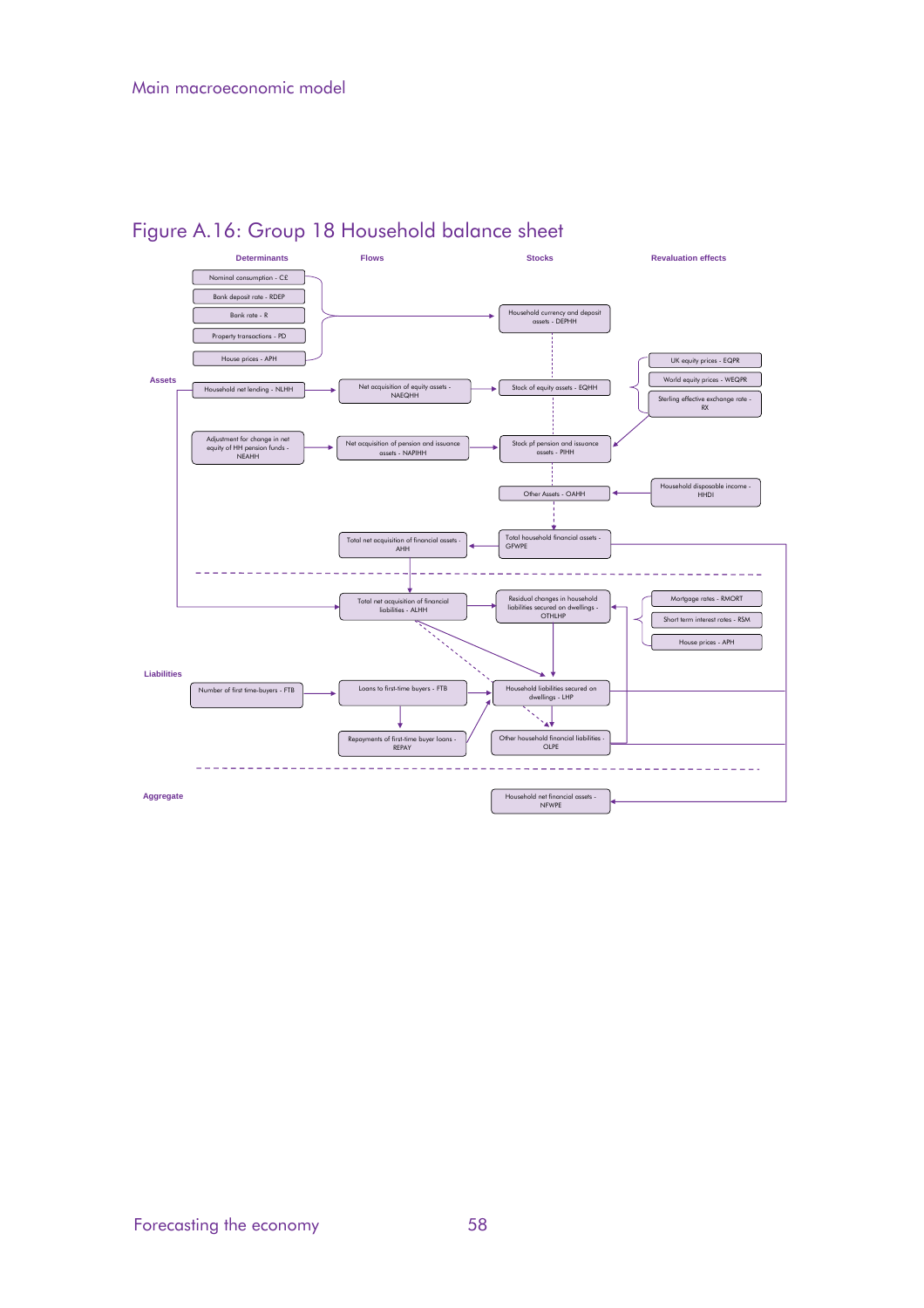# Figure A.16: Group 18 Household balance sheet

**Determinants** | **Flows** | **Stocks** | **Revaluation effects**

**Assets**

- Nominal consumption - C£
- Bank deposit rate - RDEP
- Bank rate - R
- Property transactions - PD
- House prices - APH
- Household currency and deposit assets - DEPHH
- UK equity prices - EQPR
- World equity prices - WEQPR
- Sterling effective exchange rate - RX
- Household net lending - NLHH
- Net acquisition of equity assets - NAEQHH
- Stock of equity assets - EQHH
- Adjustment for change in net equity of HH pension funds - NEAHH
- Net acquisition of pension and issuance assets - NAPIHH
- Stock pf pension and issuance assets - PIHH
- Other Assets - OAHH
- Household disposable income - HHDI
- Total net acquisition of financial assets - AHH
- Total household financial assets - GFWPE

**Liabilities**

- Total net acquisition of financial liabilities - ALHH
- Residual changes in household liabilities secured on dwellings - OTHLHP
- Mortgage rates - RMORT
- Short term interest rates - RSM
- House prices - APH
- Number of first time-buyers - FTB
- Loans to first-time buyers - FTB
- Household liabilities secured on dwellings - LHP
- Repayments of first-time buyer loans - REPAY
- Other household financial liabilities - OLPE

**Aggregate**

- Household net financial assets - NFWPE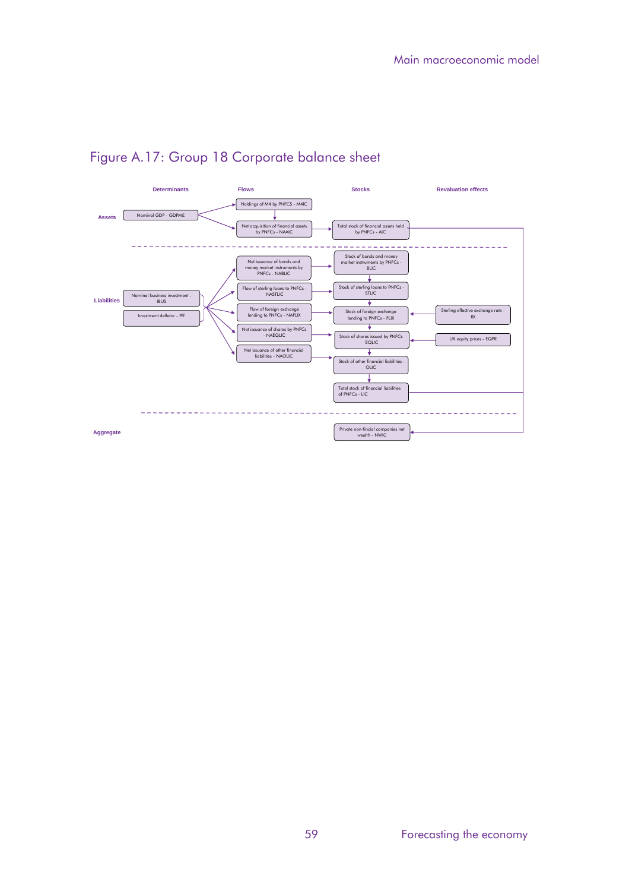## Figure A.17: Group 18 Corporate balance sheet

| | Determinants | Flows | Stocks | Revaluation effects |
|---|---|---|---|---|
| **Assets** | Nominal GDP - GDPM£ | Holdings of M4 by PNFCS - M4IC | | |
| | | Net acquisition of financial assets by PNFCs - NAAIC | Total stock of financial assets held by PNFCs - AIC | |
| **Liabilities** | Nominal business investment - IBUS | Net issuance of bonds and money market instruments by PNFCs - NABLIC | Stock of bonds and money market instruments by PNFCs - BLIC | |
| | Investment deflator - PIF | Flow of sterling loans to PNFCs - NASTLIC | Stock of sterling loans to PNFCs - STLIC | |
| | | Flow of foreign exchange lending to PNFCs - NAFLIX | Stock of foreign exchange lending to PNFCs - FLIX | Sterling effective exchange rate - RX |
| | | Net issuance of shares by PNFCs - NAEQLIC | Stock of shares issued by PNFCs EQLIC | UK equity prices - EQPR |
| | | Net issuance of other financial liabilities - NAOLIC | Stock of other financial liabilities - OLIC | |
| | | | Total stock of financial liabilities of PNFCs - LIC | |
| **Aggregate** | | | Private non-fincial companies net wealth - NWIC | |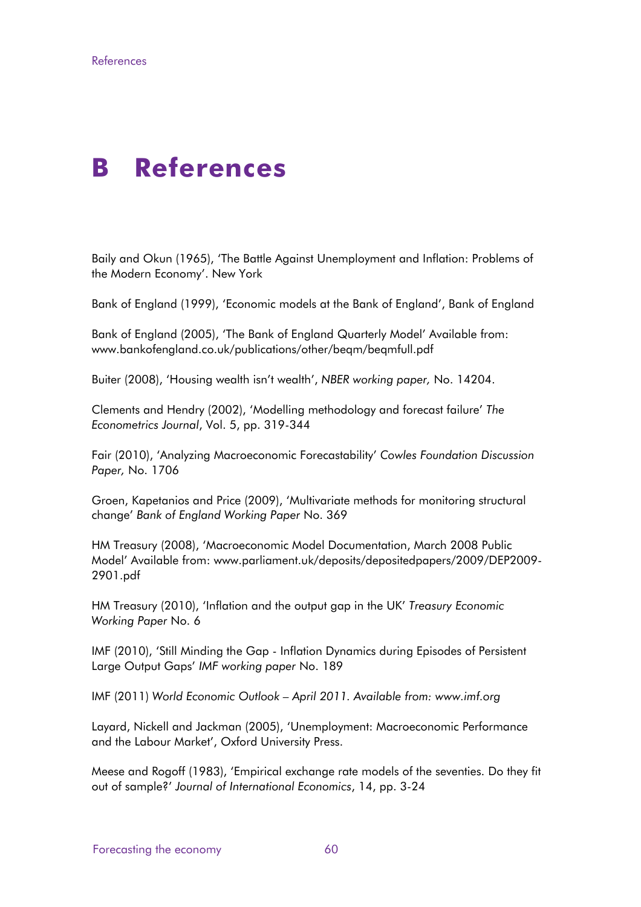# B References

Baily and Okun (1965), 'The Battle Against Unemployment and Inflation: Problems of the Modern Economy'. New York

Bank of England (1999), 'Economic models at the Bank of England', Bank of England

Bank of England (2005), 'The Bank of England Quarterly Model' Available from: www.bankofengland.co.uk/publications/other/beqm/beqmfull.pdf

Buiter (2008), 'Housing wealth isn't wealth', *NBER working paper,* No. 14204.

Clements and Hendry (2002), 'Modelling methodology and forecast failure' *The Econometrics Journal*, Vol. 5, pp. 319-344

Fair (2010), 'Analyzing Macroeconomic Forecastability' *Cowles Foundation Discussion Paper,* No. 1706

Groen, Kapetanios and Price (2009), 'Multivariate methods for monitoring structural change' *Bank of England Working Paper* No. 369

HM Treasury (2008), 'Macroeconomic Model Documentation, March 2008 Public Model' Available from: www.parliament.uk/deposits/depositedpapers/2009/DEP2009-2901.pdf

HM Treasury (2010), 'Inflation and the output gap in the UK' *Treasury Economic Working Paper* No. 6

IMF (2010), 'Still Minding the Gap - Inflation Dynamics during Episodes of Persistent Large Output Gaps' *IMF working paper* No. 189

IMF (2011) *World Economic Outlook – April 2011. Available from: www.imf.org*

Layard, Nickell and Jackman (2005), 'Unemployment: Macroeconomic Performance and the Labour Market', Oxford University Press.

Meese and Rogoff (1983), 'Empirical exchange rate models of the seventies. Do they fit out of sample?' *Journal of International Economics*, 14, pp. 3-24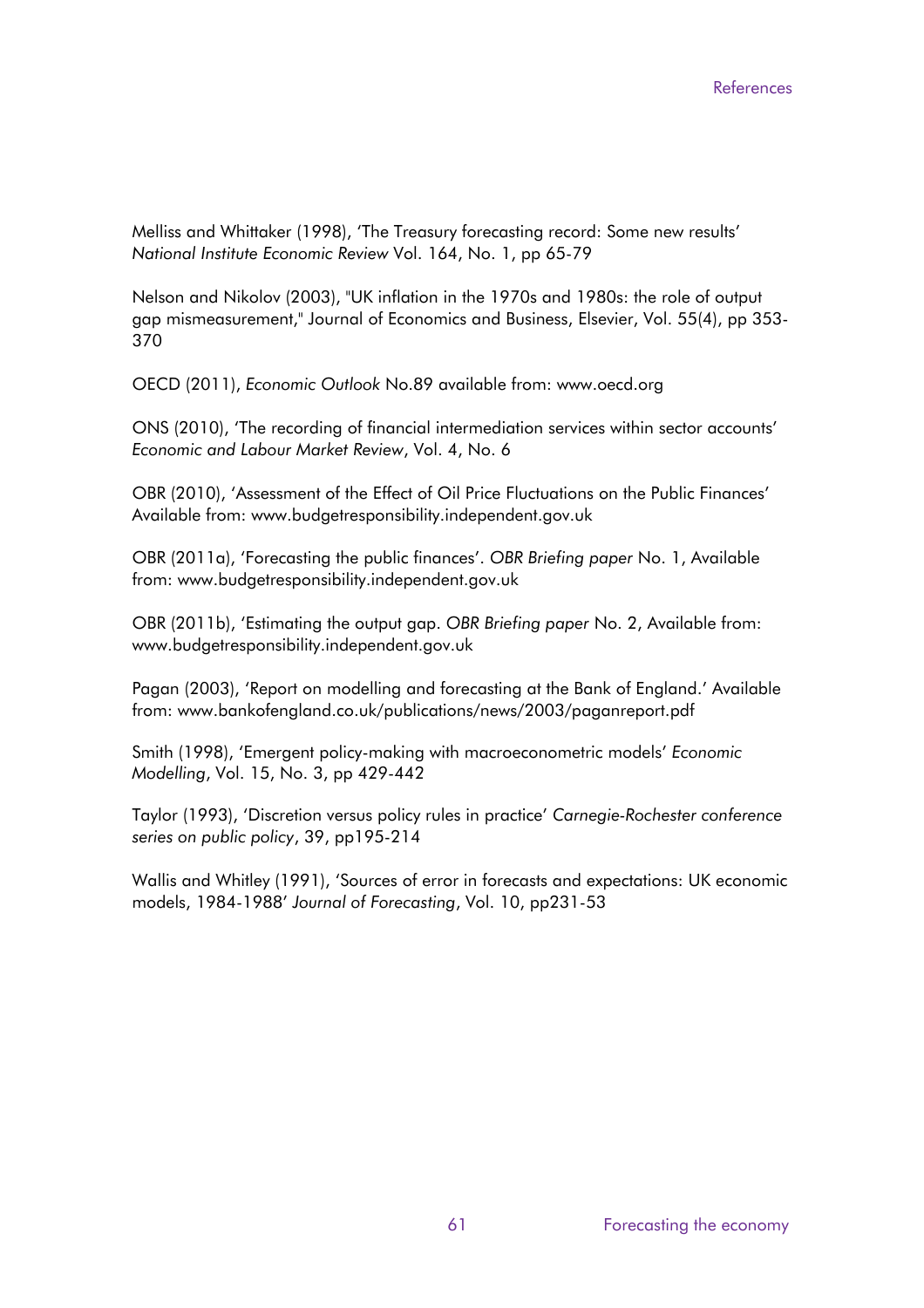Melliss and Whittaker (1998), 'The Treasury forecasting record: Some new results' *National Institute Economic Review* Vol. 164, No. 1, pp 65-79

Nelson and Nikolov (2003), "UK inflation in the 1970s and 1980s: the role of output gap mismeasurement," Journal of Economics and Business, Elsevier, Vol. 55(4), pp 353-370

OECD (2011), *Economic Outlook* No.89 available from: www.oecd.org

ONS (2010), 'The recording of financial intermediation services within sector accounts' *Economic and Labour Market Review*, Vol. 4, No. 6

OBR (2010), 'Assessment of the Effect of Oil Price Fluctuations on the Public Finances' Available from: www.budgetresponsibility.independent.gov.uk

OBR (2011a), 'Forecasting the public finances'. *OBR Briefing paper* No. 1, Available from: www.budgetresponsibility.independent.gov.uk

OBR (2011b), 'Estimating the output gap. *OBR Briefing paper* No. 2, Available from: www.budgetresponsibility.independent.gov.uk

Pagan (2003), 'Report on modelling and forecasting at the Bank of England.' Available from: www.bankofengland.co.uk/publications/news/2003/paganreport.pdf

Smith (1998), 'Emergent policy-making with macroeconometric models' *Economic Modelling*, Vol. 15, No. 3, pp 429-442

Taylor (1993), 'Discretion versus policy rules in practice' *Carnegie-Rochester conference series on public policy*, 39, pp195-214

Wallis and Whitley (1991), 'Sources of error in forecasts and expectations: UK economic models, 1984-1988' *Journal of Forecasting*, Vol. 10, pp231-53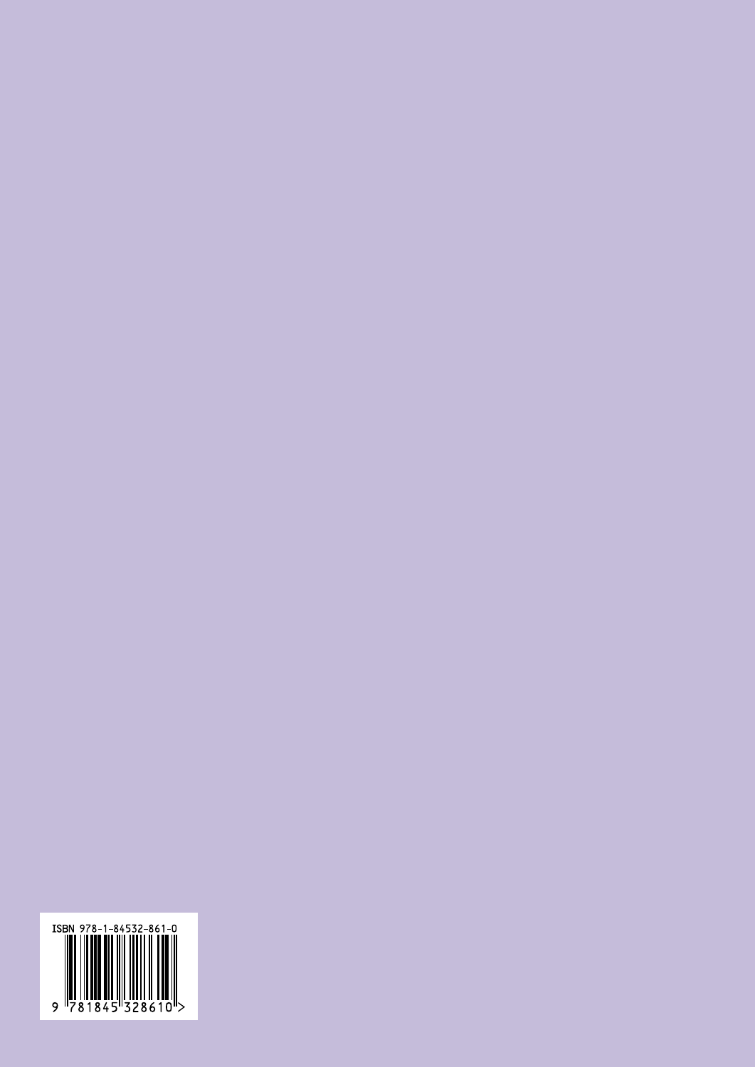ISBN 978-1-84532-861-0

9 781845 328610 >